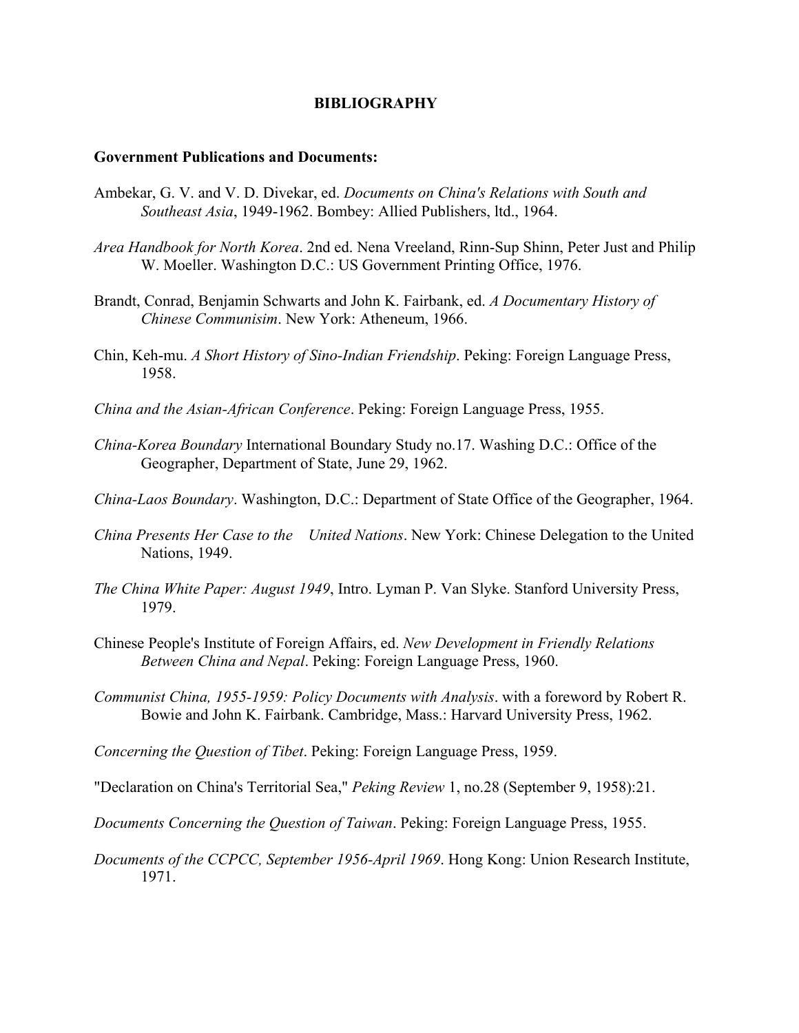# BIBLIOGRAPHY

## Government Publications and Documents:

Ambekar, G. V. and V. D. Divekar, ed. *Documents on China's Relations with South and Southeast Asia*, 1949-1962. Bombey: Allied Publishers, ltd., 1964.

*Area Handbook for North Korea*. 2nd ed. Nena Vreeland, Rinn-Sup Shinn, Peter Just and Philip W. Moeller. Washington D.C.: US Government Printing Office, 1976.

Brandt, Conrad, Benjamin Schwarts and John K. Fairbank, ed. *A Documentary History of Chinese Communisim*. New York: Atheneum, 1966.

Chin, Keh-mu. *A Short History of Sino-Indian Friendship*. Peking: Foreign Language Press, 1958.

*China and the Asian-African Conference*. Peking: Foreign Language Press, 1955.

*China-Korea Boundary* International Boundary Study no.17. Washing D.C.: Office of the Geographer, Department of State, June 29, 1962.

*China-Laos Boundary*. Washington, D.C.: Department of State Office of the Geographer, 1964.

*China Presents Her Case to the United Nations*. New York: Chinese Delegation to the United Nations, 1949.

*The China White Paper: August 1949*, Intro. Lyman P. Van Slyke. Stanford University Press, 1979.

Chinese People's Institute of Foreign Affairs, ed. *New Development in Friendly Relations Between China and Nepal*. Peking: Foreign Language Press, 1960.

*Communist China, 1955-1959: Policy Documents with Analysis*. with a foreword by Robert R. Bowie and John K. Fairbank. Cambridge, Mass.: Harvard University Press, 1962.

*Concerning the Question of Tibet*. Peking: Foreign Language Press, 1959.

"Declaration on China's Territorial Sea," *Peking Review* 1, no.28 (September 9, 1958):21.

*Documents Concerning the Question of Taiwan*. Peking: Foreign Language Press, 1955.

*Documents of the CCPCC, September 1956-April 1969*. Hong Kong: Union Research Institute, 1971.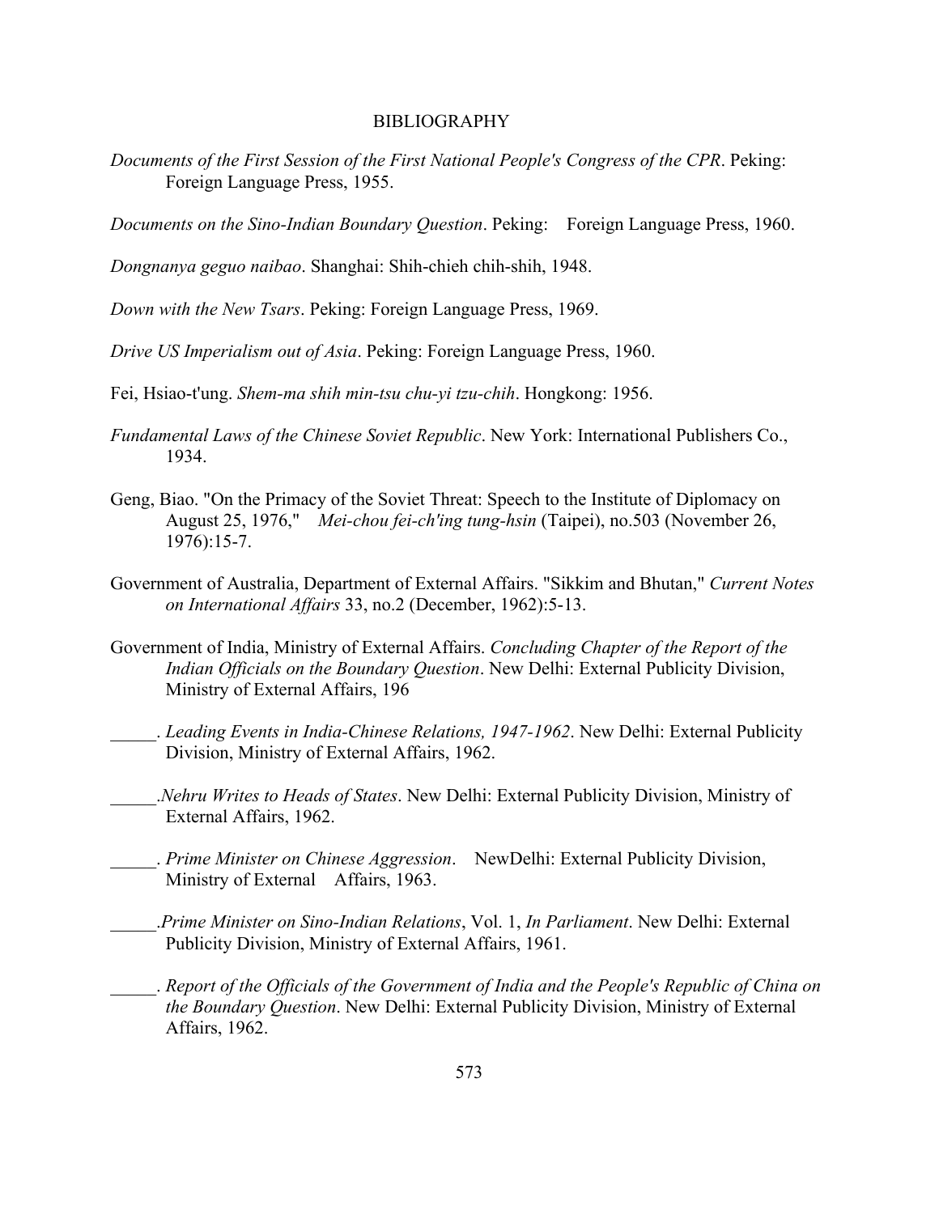# BIBLIOGRAPHY

*Documents of the First Session of the First National People's Congress of the CPR*. Peking: Foreign Language Press, 1955.

*Documents on the Sino-Indian Boundary Question*. Peking: Foreign Language Press, 1960.

*Dongnanya geguo naibao*. Shanghai: Shih-chieh chih-shih, 1948.

*Down with the New Tsars*. Peking: Foreign Language Press, 1969.

*Drive US Imperialism out of Asia*. Peking: Foreign Language Press, 1960.

Fei, Hsiao-t'ung. *Shem-ma shih min-tsu chu-yi tzu-chih*. Hongkong: 1956.

*Fundamental Laws of the Chinese Soviet Republic*. New York: International Publishers Co., 1934.

Geng, Biao. "On the Primacy of the Soviet Threat: Speech to the Institute of Diplomacy on August 25, 1976," *Mei-chou fei-ch'ing tung-hsin* (Taipei), no.503 (November 26, 1976):15-7.

Government of Australia, Department of External Affairs. "Sikkim and Bhutan," *Current Notes on International Affairs* 33, no.2 (December, 1962):5-13.

Government of India, Ministry of External Affairs. *Concluding Chapter of the Report of the Indian Officials on the Boundary Question*. New Delhi: External Publicity Division, Ministry of External Affairs, 196

_____. *Leading Events in India-Chinese Relations, 1947-1962*. New Delhi: External Publicity Division, Ministry of External Affairs, 1962.

_____.*Nehru Writes to Heads of States*. New Delhi: External Publicity Division, Ministry of External Affairs, 1962.

_____. *Prime Minister on Chinese Aggression*. NewDelhi: External Publicity Division, Ministry of External Affairs, 1963.

_____.*Prime Minister on Sino-Indian Relations*, Vol. 1, *In Parliament*. New Delhi: External Publicity Division, Ministry of External Affairs, 1961.

_____. *Report of the Officials of the Government of India and the People's Republic of China on the Boundary Question*. New Delhi: External Publicity Division, Ministry of External Affairs, 1962.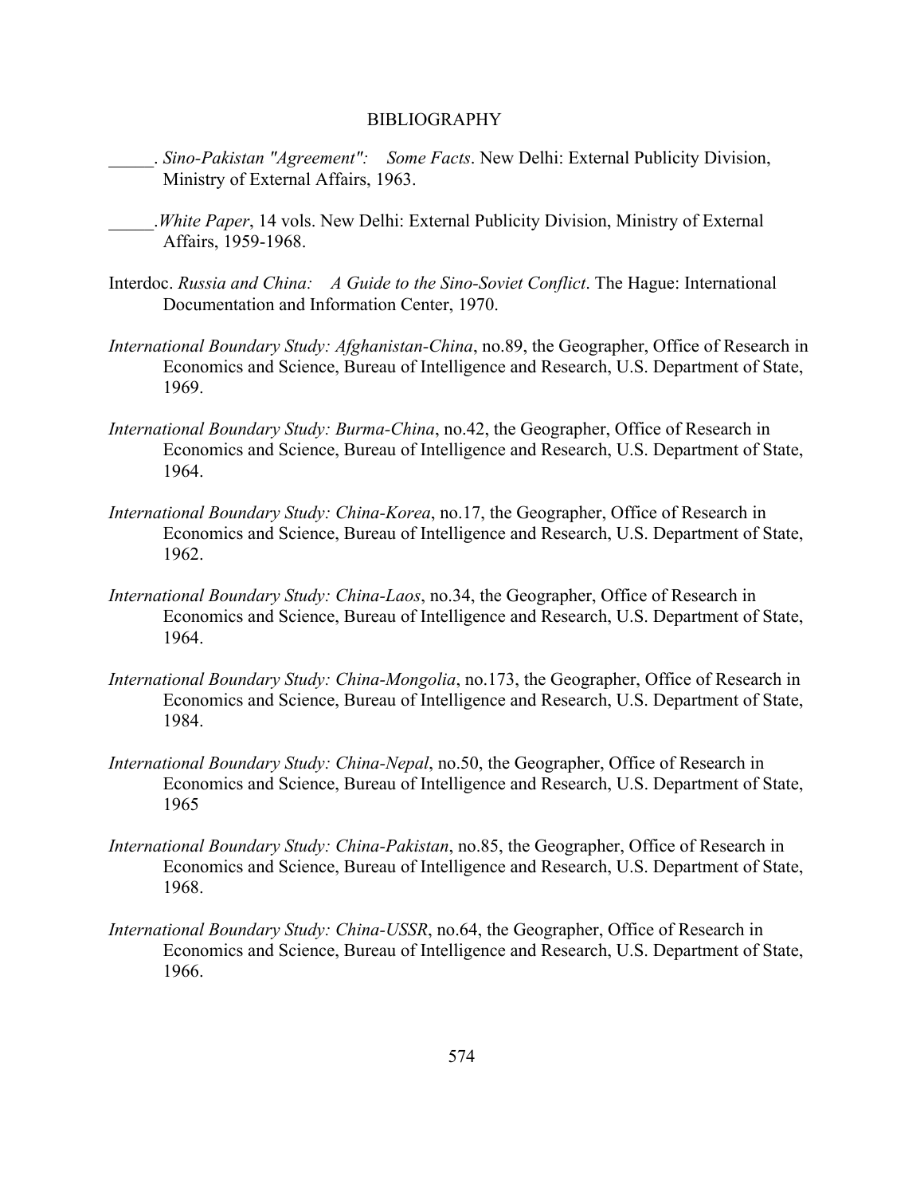BIBLIOGRAPHY

_____. *Sino-Pakistan "Agreement": Some Facts*. New Delhi: External Publicity Division, Ministry of External Affairs, 1963.

_____.*White Paper*, 14 vols. New Delhi: External Publicity Division, Ministry of External Affairs, 1959-1968.

Interdoc. *Russia and China: A Guide to the Sino-Soviet Conflict*. The Hague: International Documentation and Information Center, 1970.

*International Boundary Study: Afghanistan-China*, no.89, the Geographer, Office of Research in Economics and Science, Bureau of Intelligence and Research, U.S. Department of State, 1969.

*International Boundary Study: Burma-China*, no.42, the Geographer, Office of Research in Economics and Science, Bureau of Intelligence and Research, U.S. Department of State, 1964.

*International Boundary Study: China-Korea*, no.17, the Geographer, Office of Research in Economics and Science, Bureau of Intelligence and Research, U.S. Department of State, 1962.

*International Boundary Study: China-Laos*, no.34, the Geographer, Office of Research in Economics and Science, Bureau of Intelligence and Research, U.S. Department of State, 1964.

*International Boundary Study: China-Mongolia*, no.173, the Geographer, Office of Research in Economics and Science, Bureau of Intelligence and Research, U.S. Department of State, 1984.

*International Boundary Study: China-Nepal*, no.50, the Geographer, Office of Research in Economics and Science, Bureau of Intelligence and Research, U.S. Department of State, 1965

*International Boundary Study: China-Pakistan*, no.85, the Geographer, Office of Research in Economics and Science, Bureau of Intelligence and Research, U.S. Department of State, 1968.

*International Boundary Study: China-USSR*, no.64, the Geographer, Office of Research in Economics and Science, Bureau of Intelligence and Research, U.S. Department of State, 1966.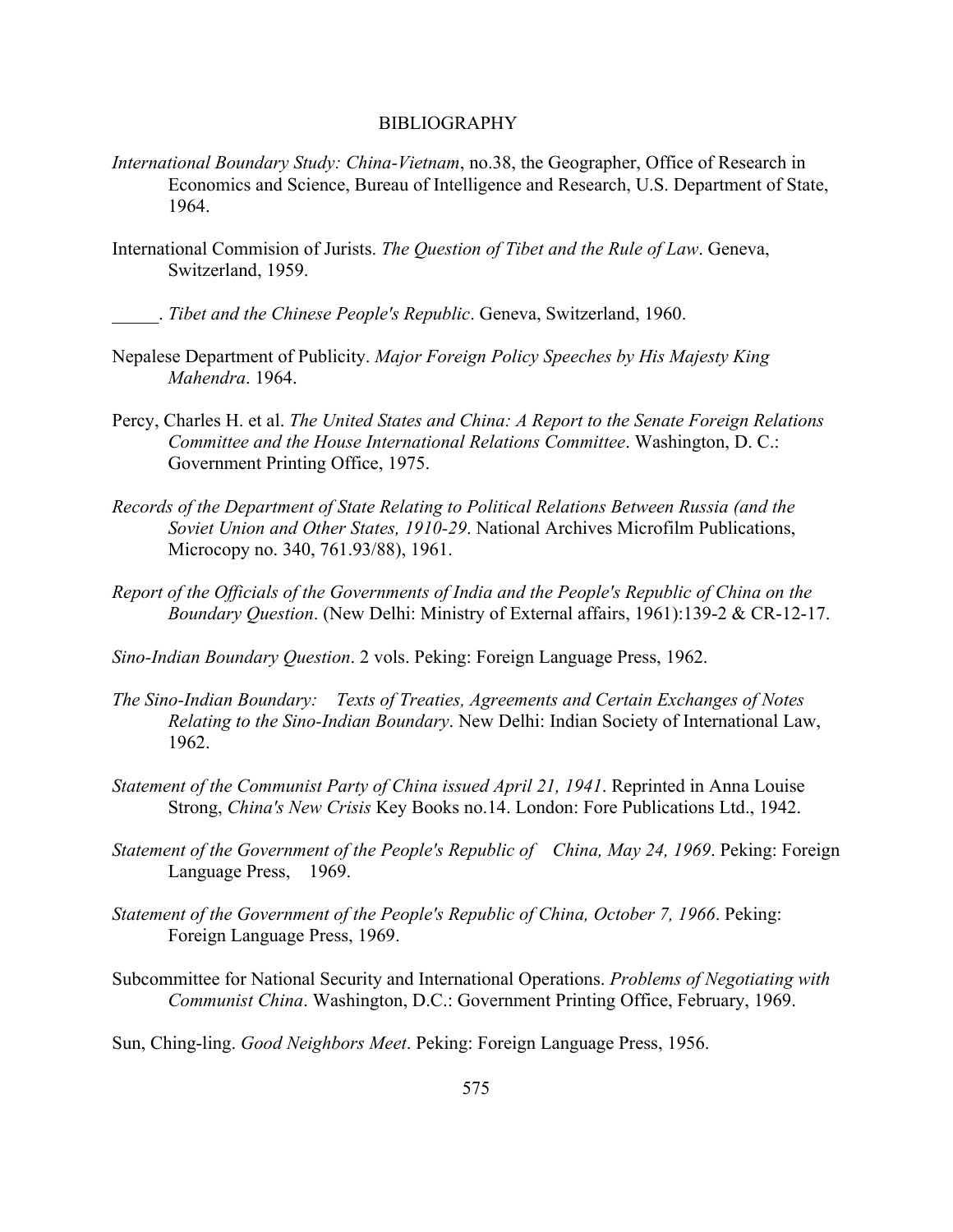BIBLIOGRAPHY

*International Boundary Study: China-Vietnam*, no.38, the Geographer, Office of Research in Economics and Science, Bureau of Intelligence and Research, U.S. Department of State, 1964.

International Commision of Jurists. *The Question of Tibet and the Rule of Law*. Geneva, Switzerland, 1959.

_____. *Tibet and the Chinese People's Republic*. Geneva, Switzerland, 1960.

Nepalese Department of Publicity. *Major Foreign Policy Speeches by His Majesty King Mahendra*. 1964.

Percy, Charles H. et al. *The United States and China: A Report to the Senate Foreign Relations Committee and the House International Relations Committee*. Washington, D. C.: Government Printing Office, 1975.

*Records of the Department of State Relating to Political Relations Between Russia (and the Soviet Union and Other States, 1910-29*. National Archives Microfilm Publications, Microcopy no. 340, 761.93/88), 1961.

*Report of the Officials of the Governments of India and the People's Republic of China on the Boundary Question*. (New Delhi: Ministry of External affairs, 1961):139-2 & CR-12-17.

*Sino-Indian Boundary Question*. 2 vols. Peking: Foreign Language Press, 1962.

*The Sino-Indian Boundary: Texts of Treaties, Agreements and Certain Exchanges of Notes Relating to the Sino-Indian Boundary*. New Delhi: Indian Society of International Law, 1962.

*Statement of the Communist Party of China issued April 21, 1941*. Reprinted in Anna Louise Strong, *China's New Crisis* Key Books no.14. London: Fore Publications Ltd., 1942.

*Statement of the Government of the People's Republic of China, May 24, 1969*. Peking: Foreign Language Press, 1969.

*Statement of the Government of the People's Republic of China, October 7, 1966*. Peking: Foreign Language Press, 1969.

Subcommittee for National Security and International Operations. *Problems of Negotiating with Communist China*. Washington, D.C.: Government Printing Office, February, 1969.

Sun, Ching-ling. *Good Neighbors Meet*. Peking: Foreign Language Press, 1956.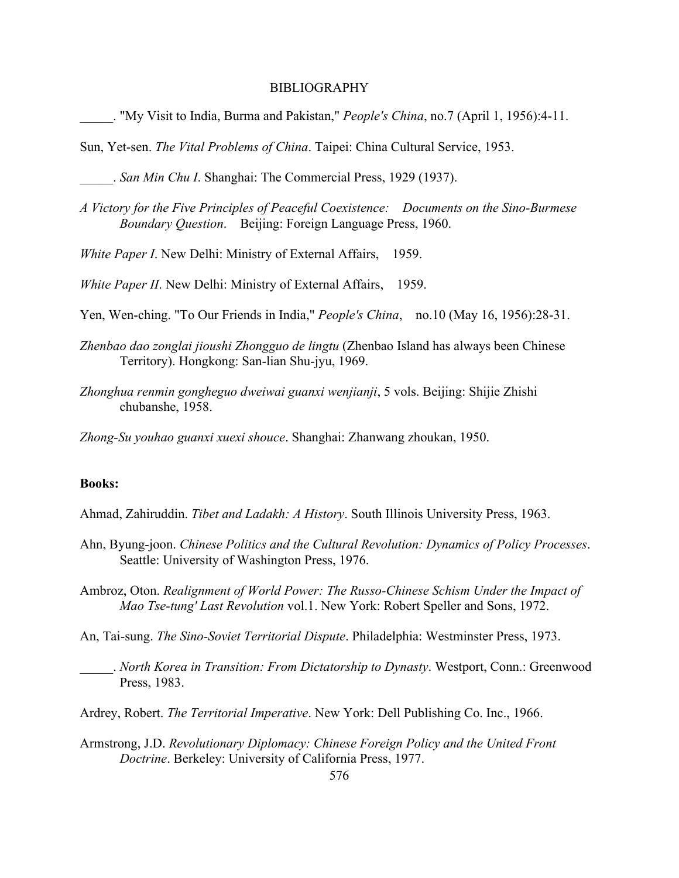BIBLIOGRAPHY

_____. "My Visit to India, Burma and Pakistan," *People's China*, no.7 (April 1, 1956):4-11.

Sun, Yet-sen. *The Vital Problems of China*. Taipei: China Cultural Service, 1953.

_____. *San Min Chu I*. Shanghai: The Commercial Press, 1929 (1937).

*A Victory for the Five Principles of Peaceful Coexistence: Documents on the Sino-Burmese Boundary Question*. Beijing: Foreign Language Press, 1960.

*White Paper I*. New Delhi: Ministry of External Affairs, 1959.

*White Paper II*. New Delhi: Ministry of External Affairs, 1959.

Yen, Wen-ching. "To Our Friends in India," *People's China*, no.10 (May 16, 1956):28-31.

*Zhenbao dao zonglai jioushi Zhongguo de lingtu* (Zhenbao Island has always been Chinese Territory). Hongkong: San-lian Shu-jyu, 1969.

*Zhonghua renmin gongheguo dweiwai guanxi wenjianji*, 5 vols. Beijing: Shijie Zhishi chubanshe, 1958.

*Zhong-Su youhao guanxi xuexi shouce*. Shanghai: Zhanwang zhoukan, 1950.

**Books:**

Ahmad, Zahiruddin. *Tibet and Ladakh: A History*. South Illinois University Press, 1963.

Ahn, Byung-joon. *Chinese Politics and the Cultural Revolution: Dynamics of Policy Processes*. Seattle: University of Washington Press, 1976.

Ambroz, Oton. *Realignment of World Power: The Russo-Chinese Schism Under the Impact of Mao Tse-tung' Last Revolution* vol.1. New York: Robert Speller and Sons, 1972.

An, Tai-sung. *The Sino-Soviet Territorial Dispute*. Philadelphia: Westminster Press, 1973.

_____. *North Korea in Transition: From Dictatorship to Dynasty*. Westport, Conn.: Greenwood Press, 1983.

Ardrey, Robert. *The Territorial Imperative*. New York: Dell Publishing Co. Inc., 1966.

Armstrong, J.D. *Revolutionary Diplomacy: Chinese Foreign Policy and the United Front Doctrine*. Berkeley: University of California Press, 1977.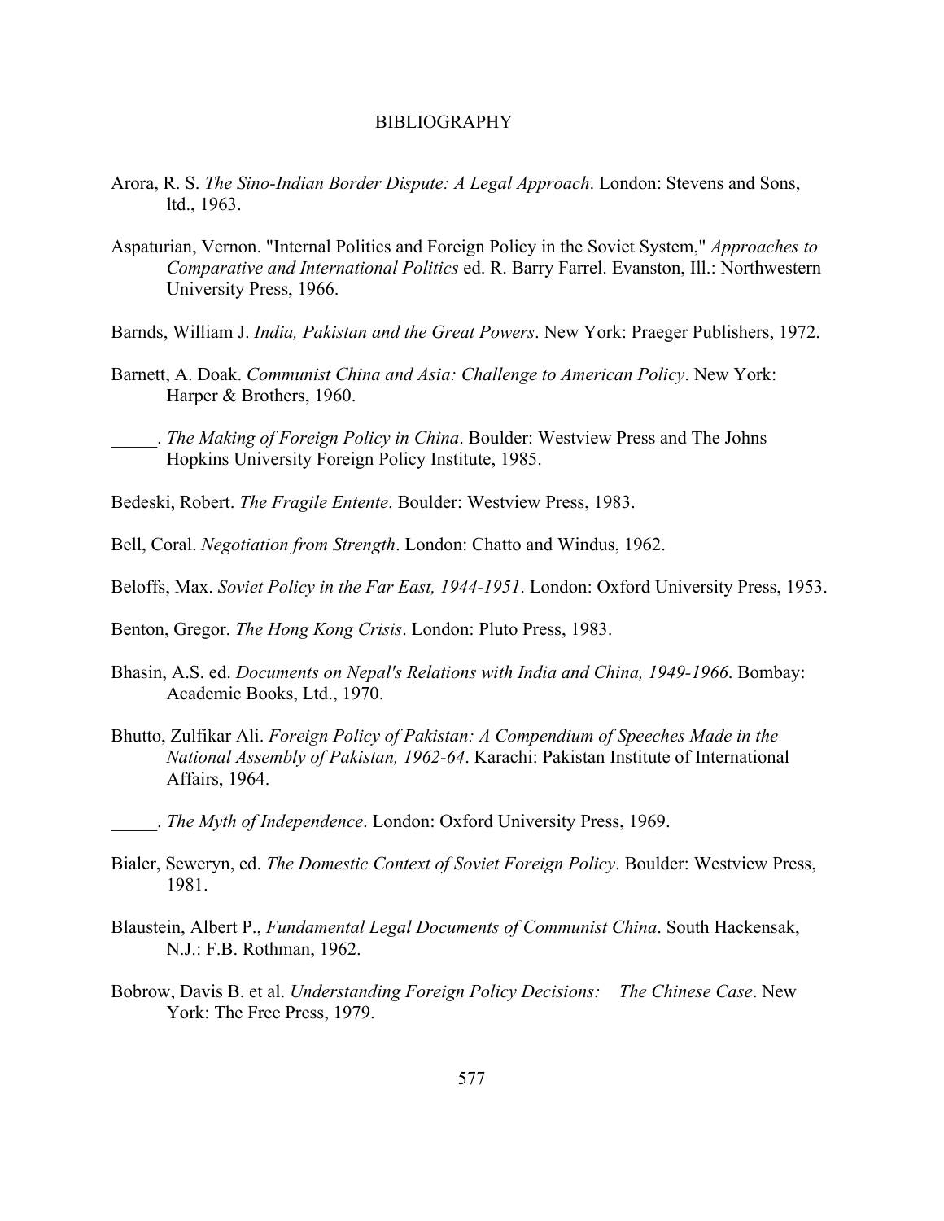# BIBLIOGRAPHY

Arora, R. S. *The Sino-Indian Border Dispute: A Legal Approach*. London: Stevens and Sons, ltd., 1963.

Aspaturian, Vernon. "Internal Politics and Foreign Policy in the Soviet System," *Approaches to Comparative and International Politics* ed. R. Barry Farrel. Evanston, Ill.: Northwestern University Press, 1966.

Barnds, William J. *India, Pakistan and the Great Powers*. New York: Praeger Publishers, 1972.

Barnett, A. Doak. *Communist China and Asia: Challenge to American Policy*. New York: Harper & Brothers, 1960.

_____. *The Making of Foreign Policy in China*. Boulder: Westview Press and The Johns Hopkins University Foreign Policy Institute, 1985.

Bedeski, Robert. *The Fragile Entente*. Boulder: Westview Press, 1983.

Bell, Coral. *Negotiation from Strength*. London: Chatto and Windus, 1962.

Beloffs, Max. *Soviet Policy in the Far East, 1944-1951*. London: Oxford University Press, 1953.

Benton, Gregor. *The Hong Kong Crisis*. London: Pluto Press, 1983.

Bhasin, A.S. ed. *Documents on Nepal's Relations with India and China, 1949-1966*. Bombay: Academic Books, Ltd., 1970.

Bhutto, Zulfikar Ali. *Foreign Policy of Pakistan: A Compendium of Speeches Made in the National Assembly of Pakistan, 1962-64*. Karachi: Pakistan Institute of International Affairs, 1964.

_____. *The Myth of Independence*. London: Oxford University Press, 1969.

Bialer, Seweryn, ed. *The Domestic Context of Soviet Foreign Policy*. Boulder: Westview Press, 1981.

Blaustein, Albert P., *Fundamental Legal Documents of Communist China*. South Hackensak, N.J.: F.B. Rothman, 1962.

Bobrow, Davis B. et al. *Understanding Foreign Policy Decisions: The Chinese Case*. New York: The Free Press, 1979.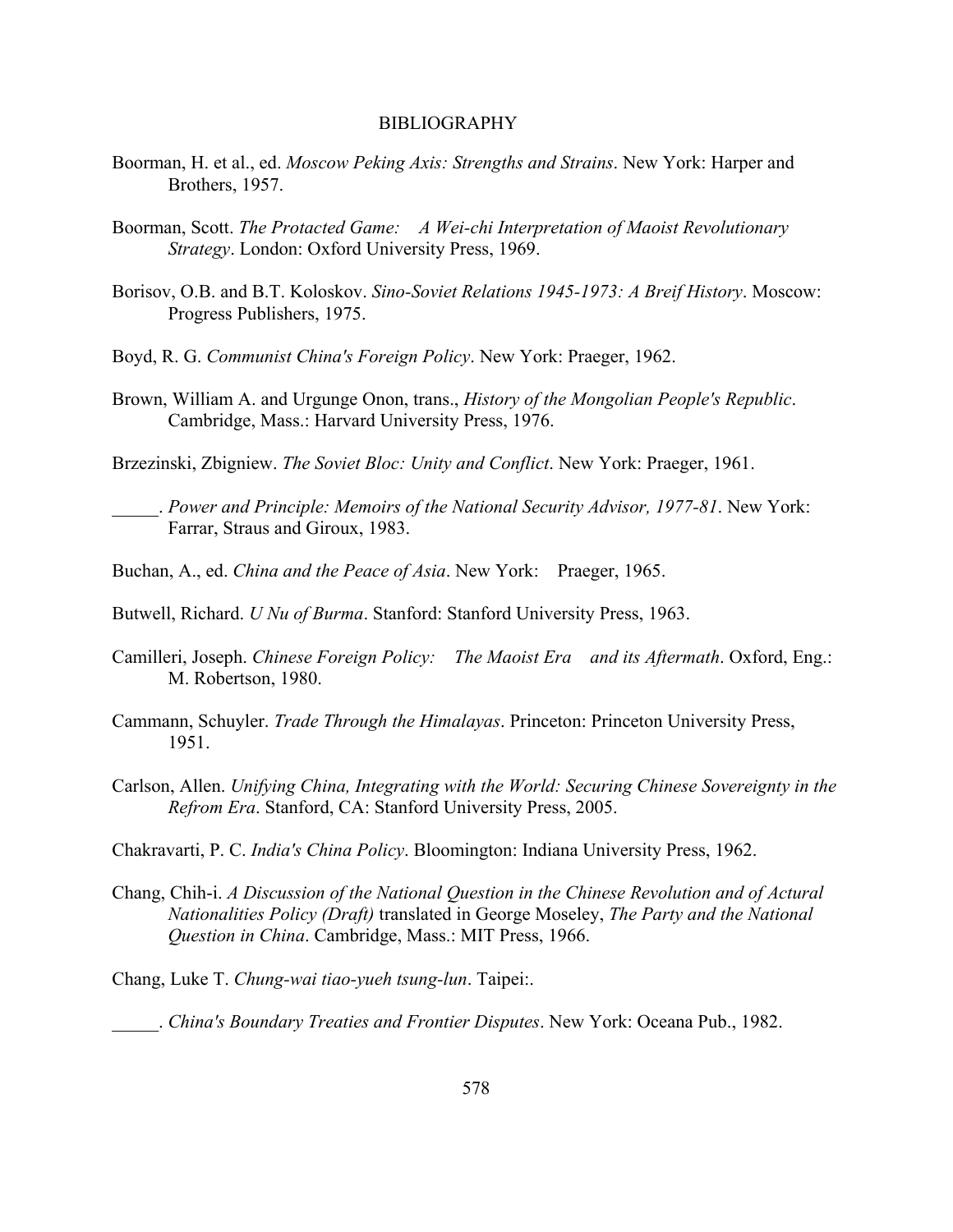# BIBLIOGRAPHY

Boorman, H. et al., ed. *Moscow Peking Axis: Strengths and Strains*. New York: Harper and Brothers, 1957.

Boorman, Scott. *The Protacted Game: A Wei-chi Interpretation of Maoist Revolutionary Strategy*. London: Oxford University Press, 1969.

Borisov, O.B. and B.T. Koloskov. *Sino-Soviet Relations 1945-1973: A Breif History*. Moscow: Progress Publishers, 1975.

Boyd, R. G. *Communist China's Foreign Policy*. New York: Praeger, 1962.

Brown, William A. and Urgunge Onon, trans., *History of the Mongolian People's Republic*. Cambridge, Mass.: Harvard University Press, 1976.

Brzezinski, Zbigniew. *The Soviet Bloc: Unity and Conflict*. New York: Praeger, 1961.

_____. *Power and Principle: Memoirs of the National Security Advisor, 1977-81*. New York: Farrar, Straus and Giroux, 1983.

Buchan, A., ed. *China and the Peace of Asia*. New York: Praeger, 1965.

Butwell, Richard. *U Nu of Burma*. Stanford: Stanford University Press, 1963.

Camilleri, Joseph. *Chinese Foreign Policy: The Maoist Era and its Aftermath*. Oxford, Eng.: M. Robertson, 1980.

Cammann, Schuyler. *Trade Through the Himalayas*. Princeton: Princeton University Press, 1951.

Carlson, Allen. *Unifying China, Integrating with the World: Securing Chinese Sovereignty in the Refrom Era*. Stanford, CA: Stanford University Press, 2005.

Chakravarti, P. C. *India's China Policy*. Bloomington: Indiana University Press, 1962.

Chang, Chih-i. *A Discussion of the National Question in the Chinese Revolution and of Actural Nationalities Policy (Draft)* translated in George Moseley, *The Party and the National Question in China*. Cambridge, Mass.: MIT Press, 1966.

Chang, Luke T. *Chung-wai tiao-yueh tsung-lun*. Taipei:.

_____. *China's Boundary Treaties and Frontier Disputes*. New York: Oceana Pub., 1982.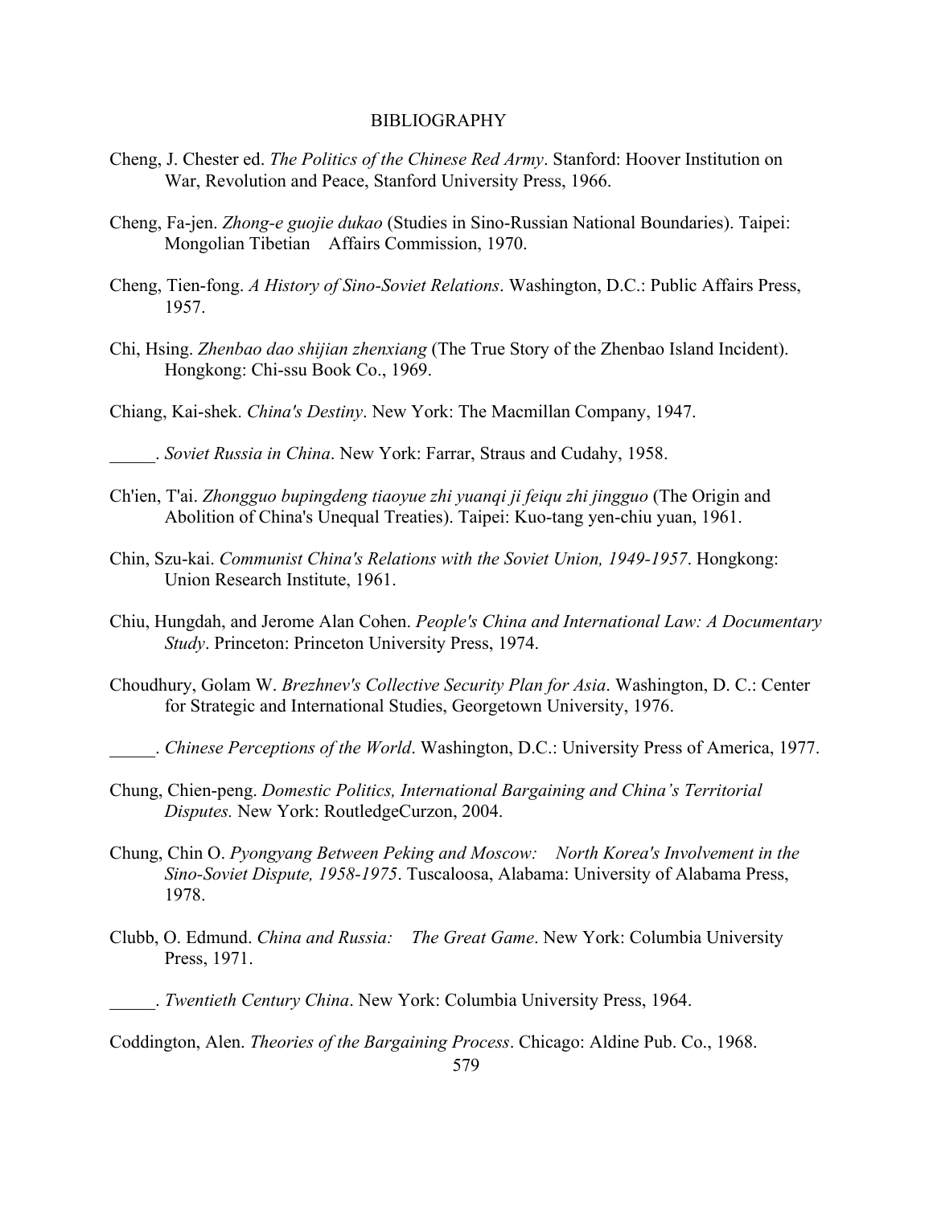BIBLIOGRAPHY

Cheng, J. Chester ed. *The Politics of the Chinese Red Army*. Stanford: Hoover Institution on War, Revolution and Peace, Stanford University Press, 1966.

Cheng, Fa-jen. *Zhong-e guojie dukao* (Studies in Sino-Russian National Boundaries). Taipei: Mongolian Tibetan Affairs Commission, 1970.

Cheng, Tien-fong. *A History of Sino-Soviet Relations*. Washington, D.C.: Public Affairs Press, 1957.

Chi, Hsing. *Zhenbao dao shijian zhenxiang* (The True Story of the Zhenbao Island Incident). Hongkong: Chi-ssu Book Co., 1969.

Chiang, Kai-shek. *China's Destiny*. New York: The Macmillan Company, 1947.

_____. *Soviet Russia in China*. New York: Farrar, Straus and Cudahy, 1958.

Ch'ien, T'ai. *Zhongguo bupingdeng tiaoyue zhi yuanqi ji feiqu zhi jingguo* (The Origin and Abolition of China's Unequal Treaties). Taipei: Kuo-tang yen-chiu yuan, 1961.

Chin, Szu-kai. *Communist China's Relations with the Soviet Union, 1949-1957*. Hongkong: Union Research Institute, 1961.

Chiu, Hungdah, and Jerome Alan Cohen. *People's China and International Law: A Documentary Study*. Princeton: Princeton University Press, 1974.

Choudhury, Golam W. *Brezhnev's Collective Security Plan for Asia*. Washington, D. C.: Center for Strategic and International Studies, Georgetown University, 1976.

_____. *Chinese Perceptions of the World*. Washington, D.C.: University Press of America, 1977.

Chung, Chien-peng. *Domestic Politics, International Bargaining and China's Territorial Disputes.* New York: RoutledgeCurzon, 2004.

Chung, Chin O. *Pyongyang Between Peking and Moscow: North Korea's Involvement in the Sino-Soviet Dispute, 1958-1975*. Tuscaloosa, Alabama: University of Alabama Press, 1978.

Clubb, O. Edmund. *China and Russia: The Great Game*. New York: Columbia University Press, 1971.

_____. *Twentieth Century China*. New York: Columbia University Press, 1964.

Coddington, Alen. *Theories of the Bargaining Process*. Chicago: Aldine Pub. Co., 1968.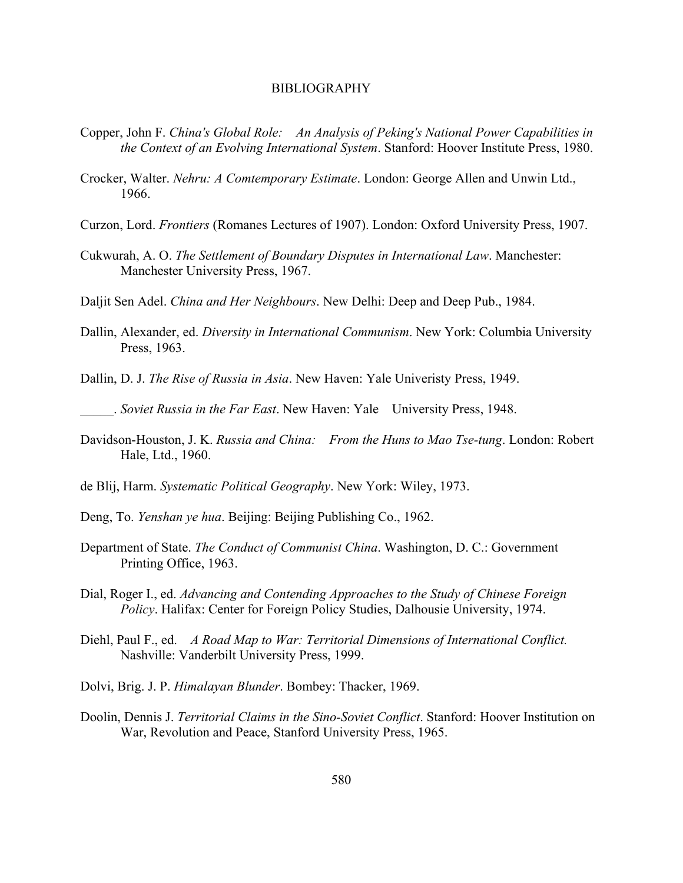# BIBLIOGRAPHY

Copper, John F. *China's Global Role: An Analysis of Peking's National Power Capabilities in the Context of an Evolving International System*. Stanford: Hoover Institute Press, 1980.

Crocker, Walter. *Nehru: A Comtemporary Estimate*. London: George Allen and Unwin Ltd., 1966.

Curzon, Lord. *Frontiers* (Romanes Lectures of 1907). London: Oxford University Press, 1907.

Cukwurah, A. O. *The Settlement of Boundary Disputes in International Law*. Manchester: Manchester University Press, 1967.

Daljit Sen Adel. *China and Her Neighbours*. New Delhi: Deep and Deep Pub., 1984.

Dallin, Alexander, ed. *Diversity in International Communism*. New York: Columbia University Press, 1963.

Dallin, D. J. *The Rise of Russia in Asia*. New Haven: Yale Univeristy Press, 1949.

_____. *Soviet Russia in the Far East*. New Haven: Yale University Press, 1948.

Davidson-Houston, J. K. *Russia and China: From the Huns to Mao Tse-tung*. London: Robert Hale, Ltd., 1960.

de Blij, Harm. *Systematic Political Geography*. New York: Wiley, 1973.

Deng, To. *Yenshan ye hua*. Beijing: Beijing Publishing Co., 1962.

Department of State. *The Conduct of Communist China*. Washington, D. C.: Government Printing Office, 1963.

Dial, Roger I., ed. *Advancing and Contending Approaches to the Study of Chinese Foreign Policy*. Halifax: Center for Foreign Policy Studies, Dalhousie University, 1974.

Diehl, Paul F., ed. *A Road Map to War: Territorial Dimensions of International Conflict.* Nashville: Vanderbilt University Press, 1999.

Dolvi, Brig. J. P. *Himalayan Blunder*. Bombey: Thacker, 1969.

Doolin, Dennis J. *Territorial Claims in the Sino-Soviet Conflict*. Stanford: Hoover Institution on War, Revolution and Peace, Stanford University Press, 1965.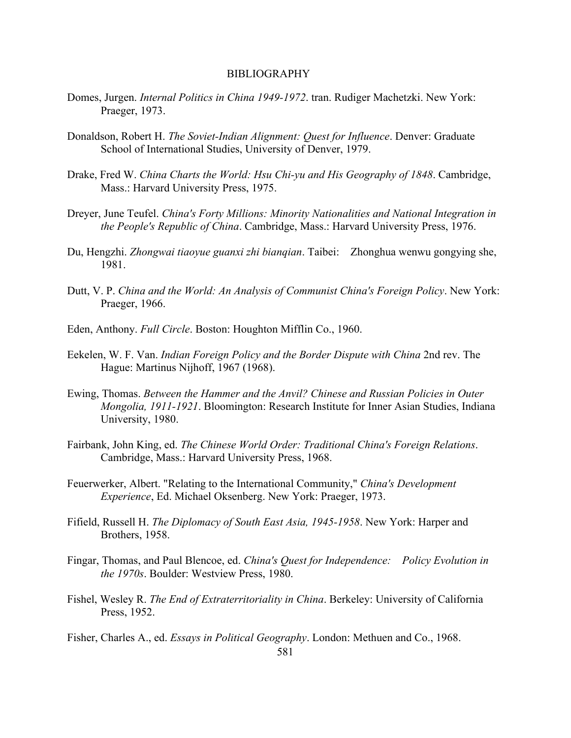BIBLIOGRAPHY

Domes, Jurgen. *Internal Politics in China 1949-1972*. tran. Rudiger Machetzki. New York: Praeger, 1973.

Donaldson, Robert H. *The Soviet-Indian Alignment: Quest for Influence*. Denver: Graduate School of International Studies, University of Denver, 1979.

Drake, Fred W. *China Charts the World: Hsu Chi-yu and His Geography of 1848*. Cambridge, Mass.: Harvard University Press, 1975.

Dreyer, June Teufel. *China's Forty Millions: Minority Nationalities and National Integration in the People's Republic of China*. Cambridge, Mass.: Harvard University Press, 1976.

Du, Hengzhi. *Zhongwai tiaoyue guanxi zhi bianqian*. Taibei: Zhonghua wenwu gongying she, 1981.

Dutt, V. P. *China and the World: An Analysis of Communist China's Foreign Policy*. New York: Praeger, 1966.

Eden, Anthony. *Full Circle*. Boston: Houghton Mifflin Co., 1960.

Eekelen, W. F. Van. *Indian Foreign Policy and the Border Dispute with China* 2nd rev. The Hague: Martinus Nijhoff, 1967 (1968).

Ewing, Thomas. *Between the Hammer and the Anvil? Chinese and Russian Policies in Outer Mongolia, 1911-1921*. Bloomington: Research Institute for Inner Asian Studies, Indiana University, 1980.

Fairbank, John King, ed. *The Chinese World Order: Traditional China's Foreign Relations*. Cambridge, Mass.: Harvard University Press, 1968.

Feuerwerker, Albert. "Relating to the International Community," *China's Development Experience*, Ed. Michael Oksenberg. New York: Praeger, 1973.

Fifield, Russell H. *The Diplomacy of South East Asia, 1945-1958*. New York: Harper and Brothers, 1958.

Fingar, Thomas, and Paul Blencoe, ed. *China's Quest for Independence: Policy Evolution in the 1970s*. Boulder: Westview Press, 1980.

Fishel, Wesley R. *The End of Extraterritoriality in China*. Berkeley: University of California Press, 1952.

Fisher, Charles A., ed. *Essays in Political Geography*. London: Methuen and Co., 1968.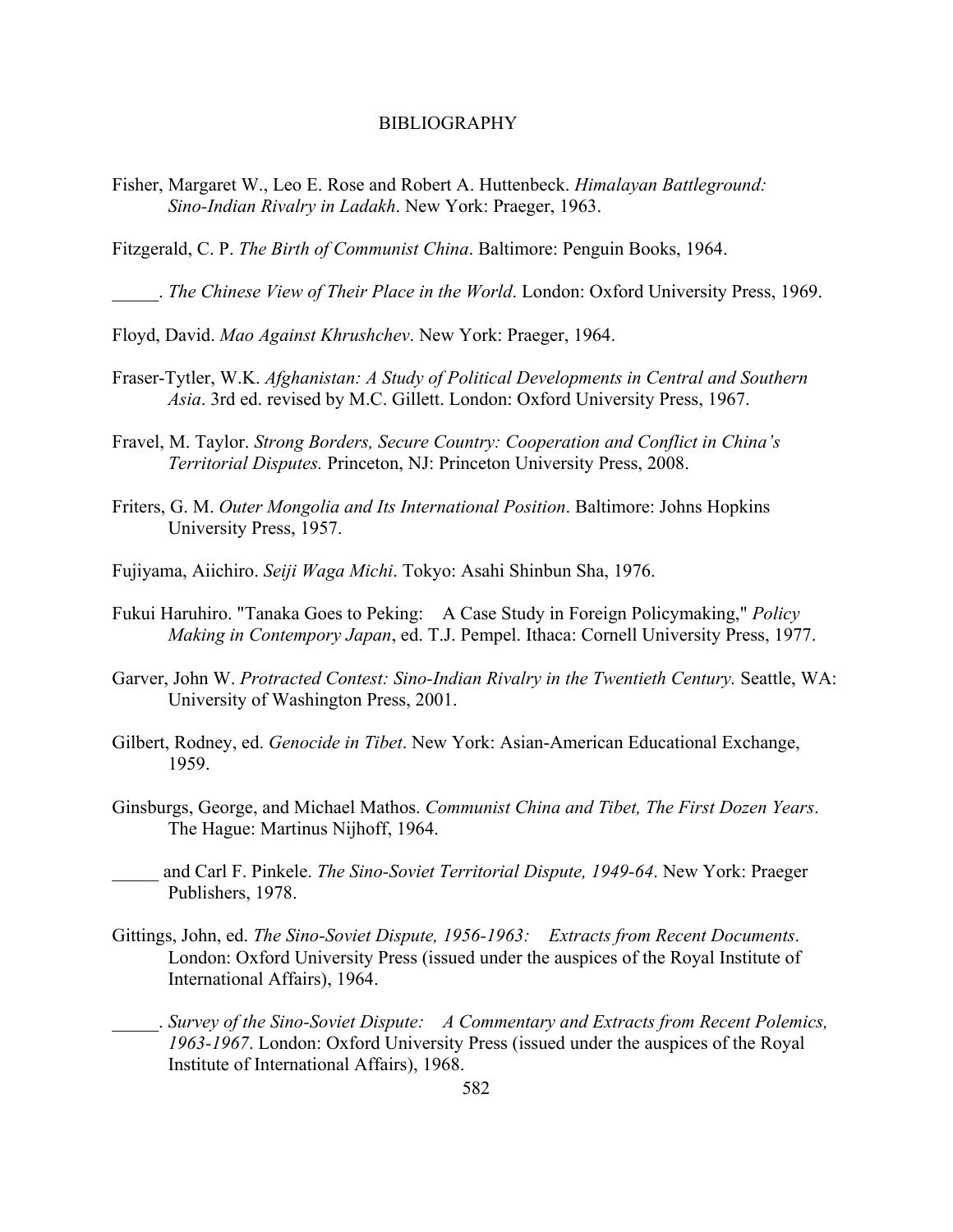# BIBLIOGRAPHY

Fisher, Margaret W., Leo E. Rose and Robert A. Huttenbeck. *Himalayan Battleground: Sino-Indian Rivalry in Ladakh*. New York: Praeger, 1963.

Fitzgerald, C. P. *The Birth of Communist China*. Baltimore: Penguin Books, 1964.

_____. *The Chinese View of Their Place in the World*. London: Oxford University Press, 1969.

Floyd, David. *Mao Against Khrushchev*. New York: Praeger, 1964.

Fraser-Tytler, W.K. *Afghanistan: A Study of Political Developments in Central and Southern Asia*. 3rd ed. revised by M.C. Gillett. London: Oxford University Press, 1967.

Fravel, M. Taylor. *Strong Borders, Secure Country: Cooperation and Conflict in China's Territorial Disputes.* Princeton, NJ: Princeton University Press, 2008.

Friters, G. M. *Outer Mongolia and Its International Position*. Baltimore: Johns Hopkins University Press, 1957.

Fujiyama, Aiichiro. *Seiji Waga Michi*. Tokyo: Asahi Shinbun Sha, 1976.

Fukui Haruhiro. "Tanaka Goes to Peking: A Case Study in Foreign Policymaking," *Policy Making in Contempory Japan*, ed. T.J. Pempel. Ithaca: Cornell University Press, 1977.

Garver, John W. *Protracted Contest: Sino-Indian Rivalry in the Twentieth Century.* Seattle, WA: University of Washington Press, 2001.

Gilbert, Rodney, ed. *Genocide in Tibet*. New York: Asian-American Educational Exchange, 1959.

Ginsburgs, George, and Michael Mathos. *Communist China and Tibet, The First Dozen Years*. The Hague: Martinus Nijhoff, 1964.

_____ and Carl F. Pinkele. *The Sino-Soviet Territorial Dispute, 1949-64*. New York: Praeger Publishers, 1978.

Gittings, John, ed. *The Sino-Soviet Dispute, 1956-1963: Extracts from Recent Documents*. London: Oxford University Press (issued under the auspices of the Royal Institute of International Affairs), 1964.

_____. *Survey of the Sino-Soviet Dispute: A Commentary and Extracts from Recent Polemics, 1963-1967*. London: Oxford University Press (issued under the auspices of the Royal Institute of International Affairs), 1968.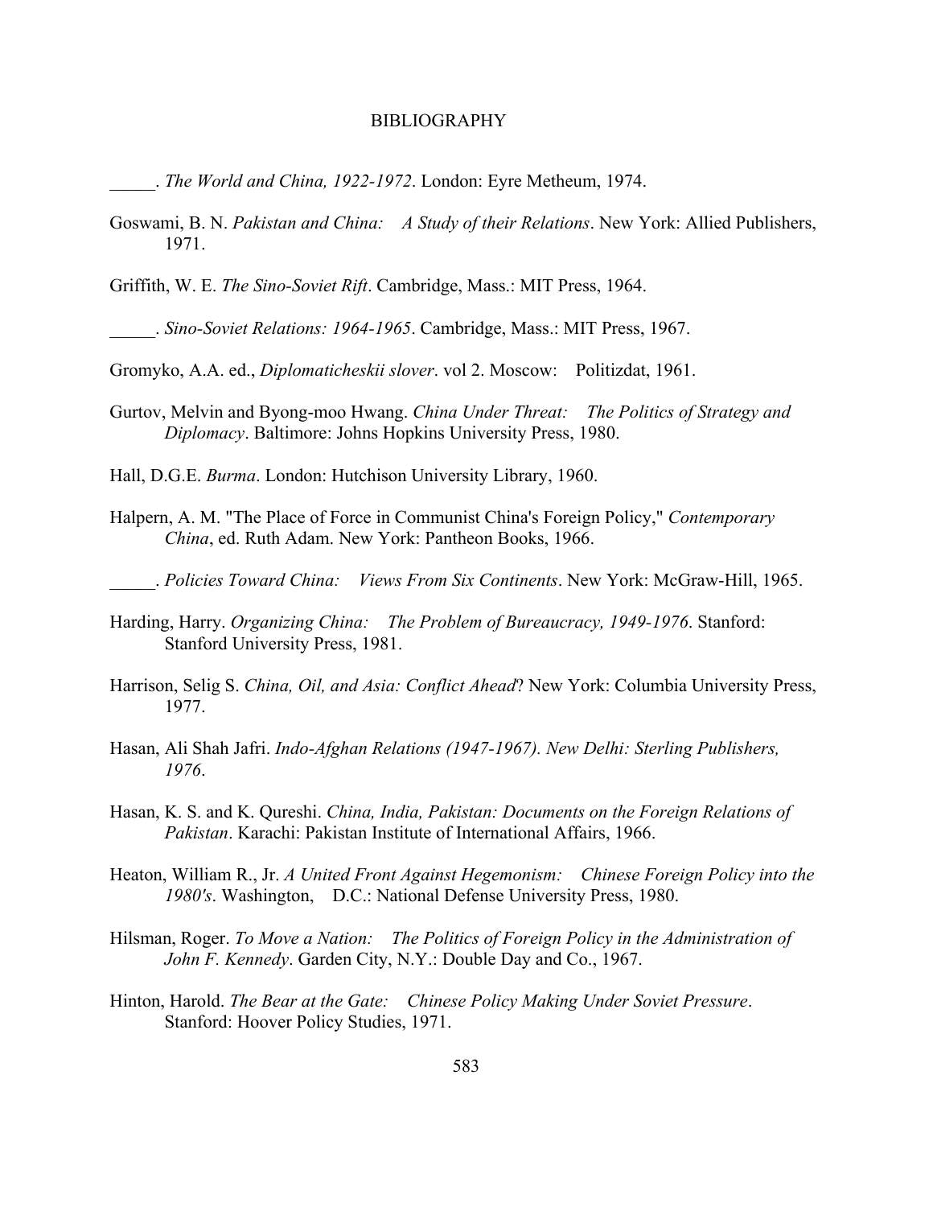BIBLIOGRAPHY

_____. *The World and China, 1922-1972*. London: Eyre Metheum, 1974.

Goswami, B. N. *Pakistan and China: A Study of their Relations*. New York: Allied Publishers, 1971.

Griffith, W. E. *The Sino-Soviet Rift*. Cambridge, Mass.: MIT Press, 1964.

_____. *Sino-Soviet Relations: 1964-1965*. Cambridge, Mass.: MIT Press, 1967.

Gromyko, A.A. ed., *Diplomaticheskii slover*. vol 2. Moscow: Politizdat, 1961.

Gurtov, Melvin and Byong-moo Hwang. *China Under Threat: The Politics of Strategy and Diplomacy*. Baltimore: Johns Hopkins University Press, 1980.

Hall, D.G.E. *Burma*. London: Hutchison University Library, 1960.

Halpern, A. M. "The Place of Force in Communist China's Foreign Policy," *Contemporary China*, ed. Ruth Adam. New York: Pantheon Books, 1966.

_____. *Policies Toward China: Views From Six Continents*. New York: McGraw-Hill, 1965.

Harding, Harry. *Organizing China: The Problem of Bureaucracy, 1949-1976*. Stanford: Stanford University Press, 1981.

Harrison, Selig S. *China, Oil, and Asia: Conflict Ahead*? New York: Columbia University Press, 1977.

Hasan, Ali Shah Jafri. *Indo-Afghan Relations (1947-1967). New Delhi: Sterling Publishers, 1976*.

Hasan, K. S. and K. Qureshi. *China, India, Pakistan: Documents on the Foreign Relations of Pakistan*. Karachi: Pakistan Institute of International Affairs, 1966.

Heaton, William R., Jr. *A United Front Against Hegemonism: Chinese Foreign Policy into the 1980's*. Washington, D.C.: National Defense University Press, 1980.

Hilsman, Roger. *To Move a Nation: The Politics of Foreign Policy in the Administration of John F. Kennedy*. Garden City, N.Y.: Double Day and Co., 1967.

Hinton, Harold. *The Bear at the Gate: Chinese Policy Making Under Soviet Pressure*. Stanford: Hoover Policy Studies, 1971.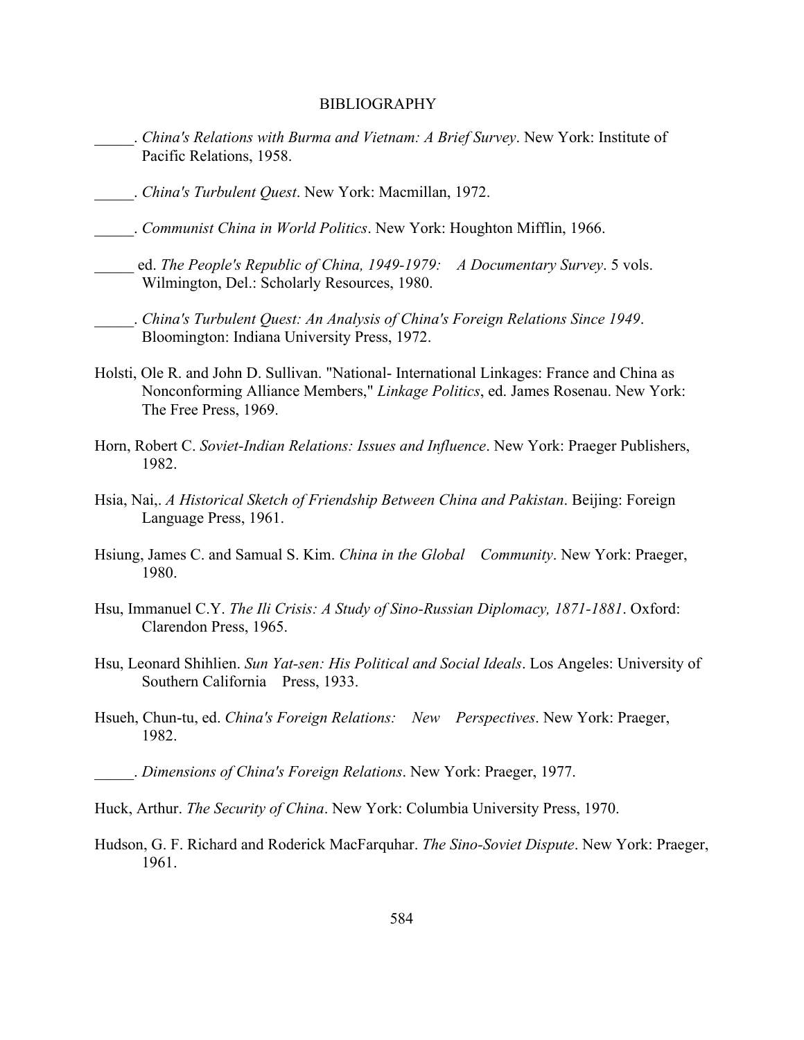BIBLIOGRAPHY

_____. *China's Relations with Burma and Vietnam: A Brief Survey*. New York: Institute of Pacific Relations, 1958.

_____. *China's Turbulent Quest*. New York: Macmillan, 1972.

_____. *Communist China in World Politics*. New York: Houghton Mifflin, 1966.

_____ ed. *The People's Republic of China, 1949-1979: A Documentary Survey*. 5 vols. Wilmington, Del.: Scholarly Resources, 1980.

_____. *China's Turbulent Quest: An Analysis of China's Foreign Relations Since 1949*. Bloomington: Indiana University Press, 1972.

Holsti, Ole R. and John D. Sullivan. "National- International Linkages: France and China as Nonconforming Alliance Members," *Linkage Politics*, ed. James Rosenau. New York: The Free Press, 1969.

Horn, Robert C. *Soviet-Indian Relations: Issues and Influence*. New York: Praeger Publishers, 1982.

Hsia, Nai,. *A Historical Sketch of Friendship Between China and Pakistan*. Beijing: Foreign Language Press, 1961.

Hsiung, James C. and Samual S. Kim. *China in the Global Community*. New York: Praeger, 1980.

Hsu, Immanuel C.Y. *The Ili Crisis: A Study of Sino-Russian Diplomacy, 1871-1881*. Oxford: Clarendon Press, 1965.

Hsu, Leonard Shihlien. *Sun Yat-sen: His Political and Social Ideals*. Los Angeles: University of Southern California Press, 1933.

Hsueh, Chun-tu, ed. *China's Foreign Relations: New Perspectives*. New York: Praeger, 1982.

_____. *Dimensions of China's Foreign Relations*. New York: Praeger, 1977.

Huck, Arthur. *The Security of China*. New York: Columbia University Press, 1970.

Hudson, G. F. Richard and Roderick MacFarquhar. *The Sino-Soviet Dispute*. New York: Praeger, 1961.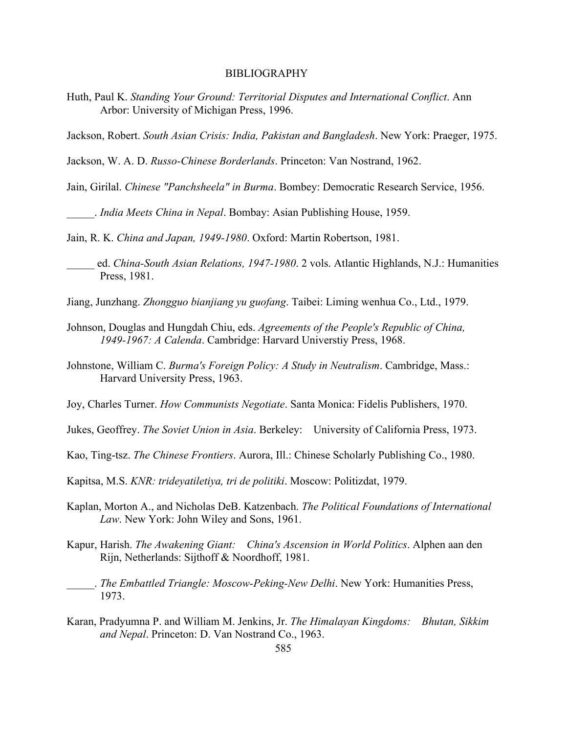# BIBLIOGRAPHY

Huth, Paul K. *Standing Your Ground: Territorial Disputes and International Conflict*. Ann Arbor: University of Michigan Press, 1996.

Jackson, Robert. *South Asian Crisis: India, Pakistan and Bangladesh*. New York: Praeger, 1975.

Jackson, W. A. D. *Russo-Chinese Borderlands*. Princeton: Van Nostrand, 1962.

Jain, Girilal. *Chinese "Panchsheela" in Burma*. Bombey: Democratic Research Service, 1956.

_____. *India Meets China in Nepal*. Bombay: Asian Publishing House, 1959.

Jain, R. K. *China and Japan, 1949-1980*. Oxford: Martin Robertson, 1981.

_____ ed. *China-South Asian Relations, 1947-1980*. 2 vols. Atlantic Highlands, N.J.: Humanities Press, 1981.

Jiang, Junzhang. *Zhongguo bianjiang yu guofang*. Taibei: Liming wenhua Co., Ltd., 1979.

Johnson, Douglas and Hungdah Chiu, eds. *Agreements of the People's Republic of China, 1949-1967: A Calenda*. Cambridge: Harvard Universtiy Press, 1968.

Johnstone, William C. *Burma's Foreign Policy: A Study in Neutralism*. Cambridge, Mass.: Harvard University Press, 1963.

Joy, Charles Turner. *How Communists Negotiate*. Santa Monica: Fidelis Publishers, 1970.

Jukes, Geoffrey. *The Soviet Union in Asia*. Berkeley: University of California Press, 1973.

Kao, Ting-tsz. *The Chinese Frontiers*. Aurora, Ill.: Chinese Scholarly Publishing Co., 1980.

Kapitsa, M.S. *KNR: trideyatiletiya, tri de politiki*. Moscow: Politizdat, 1979.

Kaplan, Morton A., and Nicholas DeB. Katzenbach. *The Political Foundations of International Law*. New York: John Wiley and Sons, 1961.

Kapur, Harish. *The Awakening Giant: China's Ascension in World Politics*. Alphen aan den Rijn, Netherlands: Sijthoff & Noordhoff, 1981.

_____. *The Embattled Triangle: Moscow-Peking-New Delhi*. New York: Humanities Press, 1973.

Karan, Pradyumna P. and William M. Jenkins, Jr. *The Himalayan Kingdoms: Bhutan, Sikkim and Nepal*. Princeton: D. Van Nostrand Co., 1963.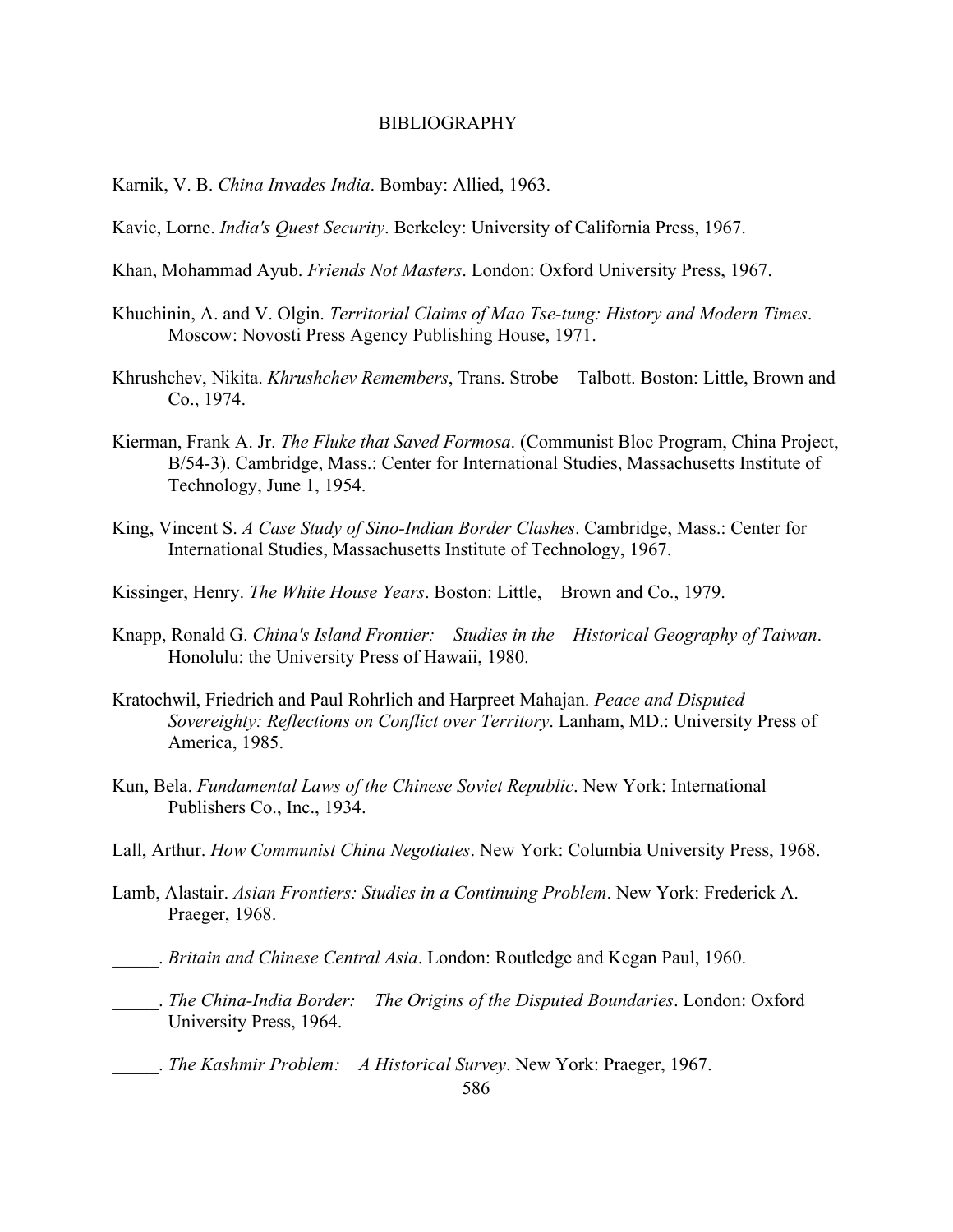# BIBLIOGRAPHY

Karnik, V. B. *China Invades India*. Bombay: Allied, 1963.

Kavic, Lorne. *India's Quest Security*. Berkeley: University of California Press, 1967.

Khan, Mohammad Ayub. *Friends Not Masters*. London: Oxford University Press, 1967.

Khuchinin, A. and V. Olgin. *Territorial Claims of Mao Tse-tung: History and Modern Times*. Moscow: Novosti Press Agency Publishing House, 1971.

Khrushchev, Nikita. *Khrushchev Remembers*, Trans. Strobe Talbott. Boston: Little, Brown and Co., 1974.

Kierman, Frank A. Jr. *The Fluke that Saved Formosa*. (Communist Bloc Program, China Project, B/54-3). Cambridge, Mass.: Center for International Studies, Massachusetts Institute of Technology, June 1, 1954.

King, Vincent S. *A Case Study of Sino-Indian Border Clashes*. Cambridge, Mass.: Center for International Studies, Massachusetts Institute of Technology, 1967.

Kissinger, Henry. *The White House Years*. Boston: Little, Brown and Co., 1979.

Knapp, Ronald G. *China's Island Frontier: Studies in the Historical Geography of Taiwan*. Honolulu: the University Press of Hawaii, 1980.

Kratochwil, Friedrich and Paul Rohrlich and Harpreet Mahajan. *Peace and Disputed Sovereighty: Reflections on Conflict over Territory*. Lanham, MD.: University Press of America, 1985.

Kun, Bela. *Fundamental Laws of the Chinese Soviet Republic*. New York: International Publishers Co., Inc., 1934.

Lall, Arthur. *How Communist China Negotiates*. New York: Columbia University Press, 1968.

Lamb, Alastair. *Asian Frontiers: Studies in a Continuing Problem*. New York: Frederick A. Praeger, 1968.

\_\_\_\_\_. *Britain and Chinese Central Asia*. London: Routledge and Kegan Paul, 1960.

\_\_\_\_\_. *The China-India Border: The Origins of the Disputed Boundaries*. London: Oxford University Press, 1964.

\_\_\_\_\_. *The Kashmir Problem: A Historical Survey*. New York: Praeger, 1967.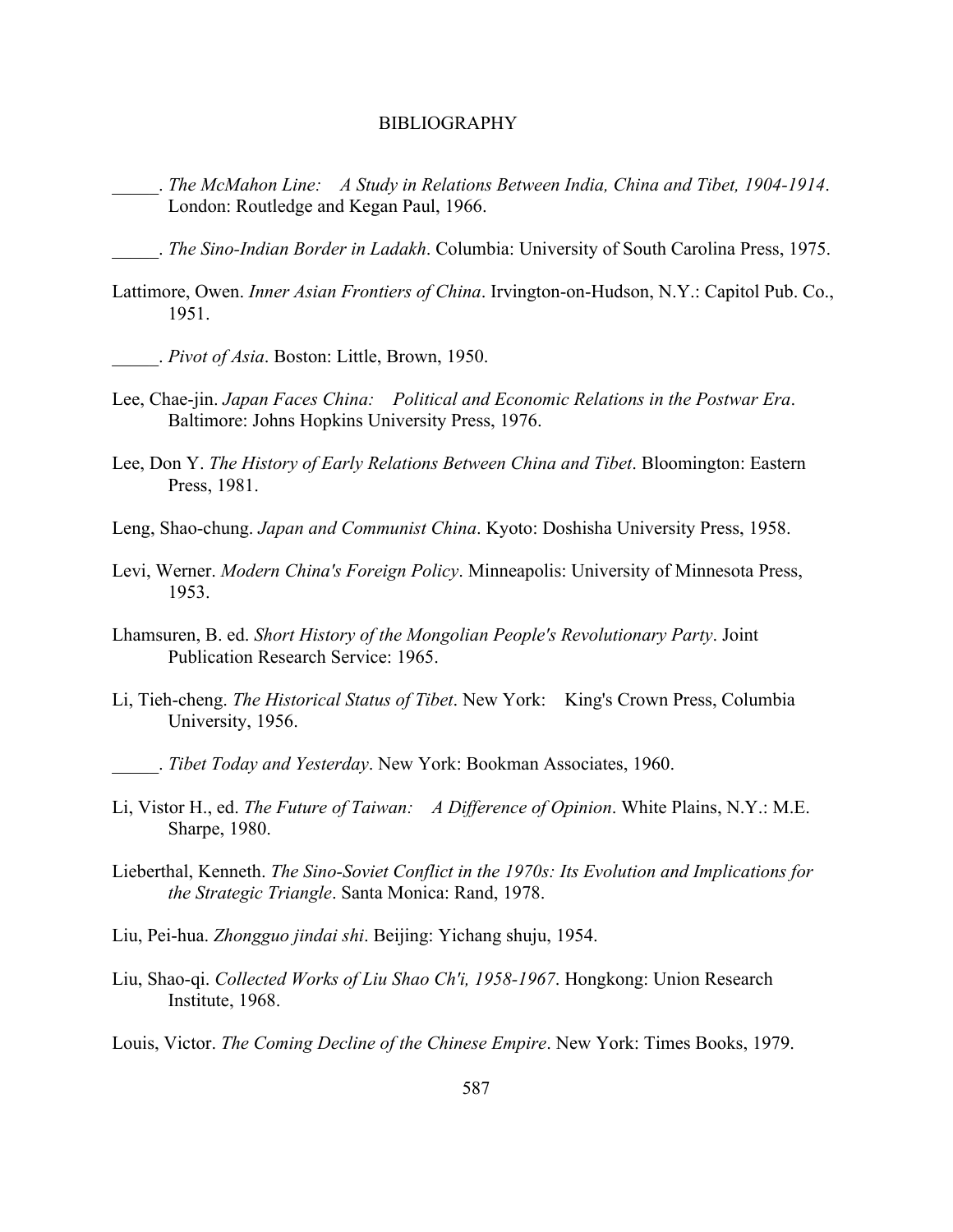BIBLIOGRAPHY

_____. *The McMahon Line: A Study in Relations Between India, China and Tibet, 1904-1914*. London: Routledge and Kegan Paul, 1966.

_____. *The Sino-Indian Border in Ladakh*. Columbia: University of South Carolina Press, 1975.

Lattimore, Owen. *Inner Asian Frontiers of China*. Irvington-on-Hudson, N.Y.: Capitol Pub. Co., 1951.

_____. *Pivot of Asia*. Boston: Little, Brown, 1950.

Lee, Chae-jin. *Japan Faces China: Political and Economic Relations in the Postwar Era*. Baltimore: Johns Hopkins University Press, 1976.

Lee, Don Y. *The History of Early Relations Between China and Tibet*. Bloomington: Eastern Press, 1981.

Leng, Shao-chung. *Japan and Communist China*. Kyoto: Doshisha University Press, 1958.

Levi, Werner. *Modern China's Foreign Policy*. Minneapolis: University of Minnesota Press, 1953.

Lhamsuren, B. ed. *Short History of the Mongolian People's Revolutionary Party*. Joint Publication Research Service: 1965.

Li, Tieh-cheng. *The Historical Status of Tibet*. New York: King's Crown Press, Columbia University, 1956.

_____. *Tibet Today and Yesterday*. New York: Bookman Associates, 1960.

Li, Vistor H., ed. *The Future of Taiwan: A Difference of Opinion*. White Plains, N.Y.: M.E. Sharpe, 1980.

Lieberthal, Kenneth. *The Sino-Soviet Conflict in the 1970s: Its Evolution and Implications for the Strategic Triangle*. Santa Monica: Rand, 1978.

Liu, Pei-hua. *Zhongguo jindai shi*. Beijing: Yichang shuju, 1954.

Liu, Shao-qi. *Collected Works of Liu Shao Ch'i, 1958-1967*. Hongkong: Union Research Institute, 1968.

Louis, Victor. *The Coming Decline of the Chinese Empire*. New York: Times Books, 1979.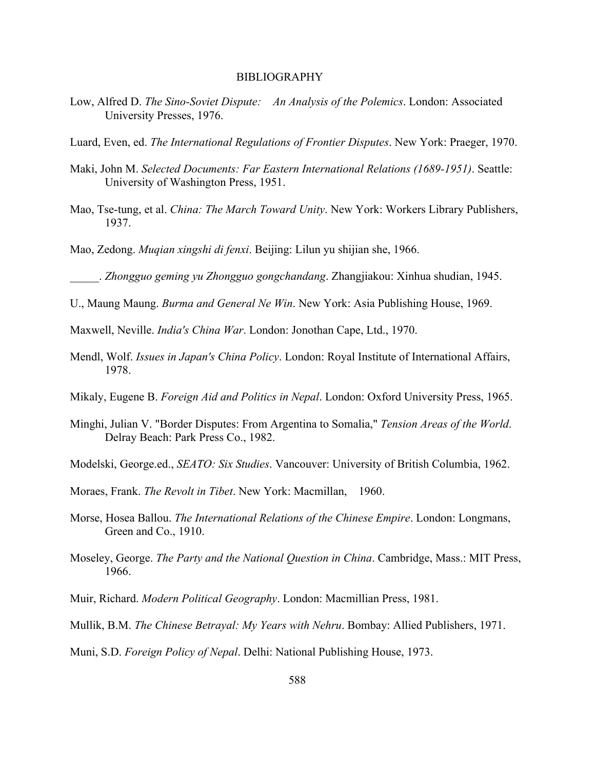BIBLIOGRAPHY

Low, Alfred D. *The Sino-Soviet Dispute: An Analysis of the Polemics*. London: Associated University Presses, 1976.

Luard, Even, ed. *The International Regulations of Frontier Disputes*. New York: Praeger, 1970.

Maki, John M. *Selected Documents: Far Eastern International Relations (1689-1951)*. Seattle: University of Washington Press, 1951.

Mao, Tse-tung, et al. *China: The March Toward Unity*. New York: Workers Library Publishers, 1937.

Mao, Zedong. *Muqian xingshi di fenxi*. Beijing: Lilun yu shijian she, 1966.

_____. *Zhongguo geming yu Zhongguo gongchandang*. Zhangjiakou: Xinhua shudian, 1945.

U., Maung Maung. *Burma and General Ne Win*. New York: Asia Publishing House, 1969.

Maxwell, Neville. *India's China War*. London: Jonothan Cape, Ltd., 1970.

Mendl, Wolf. *Issues in Japan's China Policy*. London: Royal Institute of International Affairs, 1978.

Mikaly, Eugene B. *Foreign Aid and Politics in Nepal*. London: Oxford University Press, 1965.

Minghi, Julian V. "Border Disputes: From Argentina to Somalia," *Tension Areas of the World*. Delray Beach: Park Press Co., 1982.

Modelski, George.ed., *SEATO: Six Studies*. Vancouver: University of British Columbia, 1962.

Moraes, Frank. *The Revolt in Tibet*. New York: Macmillan, 1960.

Morse, Hosea Ballou. *The International Relations of the Chinese Empire*. London: Longmans, Green and Co., 1910.

Moseley, George. *The Party and the National Question in China*. Cambridge, Mass.: MIT Press, 1966.

Muir, Richard. *Modern Political Geography*. London: Macmillian Press, 1981.

Mullik, B.M. *The Chinese Betrayal: My Years with Nehru*. Bombay: Allied Publishers, 1971.

Muni, S.D. *Foreign Policy of Nepal*. Delhi: National Publishing House, 1973.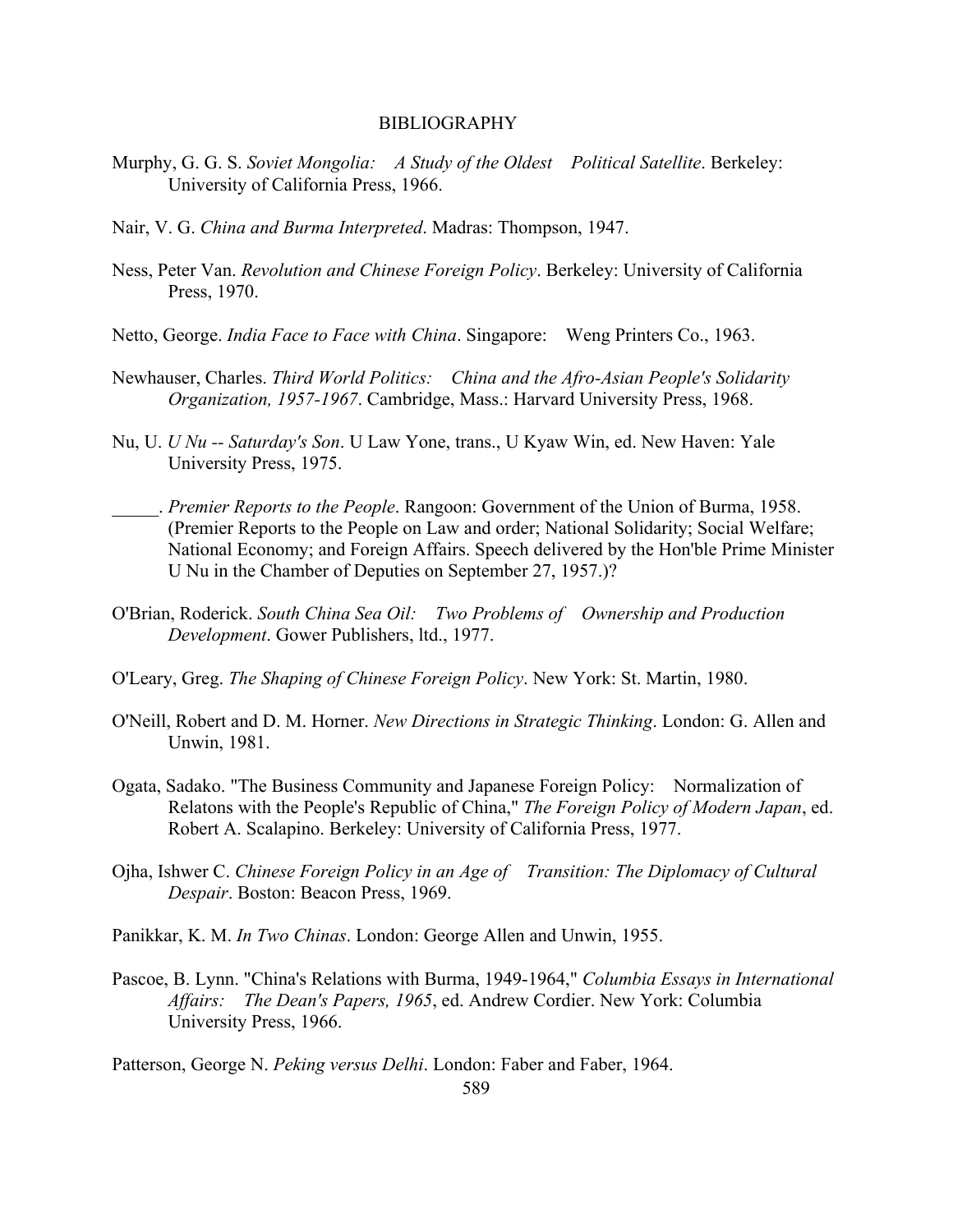# BIBLIOGRAPHY

Murphy, G. G. S. *Soviet Mongolia: A Study of the Oldest Political Satellite*. Berkeley: University of California Press, 1966.

Nair, V. G. *China and Burma Interpreted*. Madras: Thompson, 1947.

Ness, Peter Van. *Revolution and Chinese Foreign Policy*. Berkeley: University of California Press, 1970.

Netto, George. *India Face to Face with China*. Singapore: Weng Printers Co., 1963.

Newhauser, Charles. *Third World Politics: China and the Afro-Asian People's Solidarity Organization, 1957-1967*. Cambridge, Mass.: Harvard University Press, 1968.

Nu, U. *U Nu -- Saturday's Son*. U Law Yone, trans., U Kyaw Win, ed. New Haven: Yale University Press, 1975.

_____. *Premier Reports to the People*. Rangoon: Government of the Union of Burma, 1958. (Premier Reports to the People on Law and order; National Solidarity; Social Welfare; National Economy; and Foreign Affairs. Speech delivered by the Hon'ble Prime Minister U Nu in the Chamber of Deputies on September 27, 1957.)?

O'Brian, Roderick. *South China Sea Oil: Two Problems of Ownership and Production Development*. Gower Publishers, ltd., 1977.

O'Leary, Greg. *The Shaping of Chinese Foreign Policy*. New York: St. Martin, 1980.

O'Neill, Robert and D. M. Horner. *New Directions in Strategic Thinking*. London: G. Allen and Unwin, 1981.

Ogata, Sadako. "The Business Community and Japanese Foreign Policy: Normalization of Relatons with the People's Republic of China," *The Foreign Policy of Modern Japan*, ed. Robert A. Scalapino. Berkeley: University of California Press, 1977.

Ojha, Ishwer C. *Chinese Foreign Policy in an Age of Transition: The Diplomacy of Cultural Despair*. Boston: Beacon Press, 1969.

Panikkar, K. M. *In Two Chinas*. London: George Allen and Unwin, 1955.

Pascoe, B. Lynn. "China's Relations with Burma, 1949-1964," *Columbia Essays in International Affairs: The Dean's Papers, 1965*, ed. Andrew Cordier. New York: Columbia University Press, 1966.

Patterson, George N. *Peking versus Delhi*. London: Faber and Faber, 1964.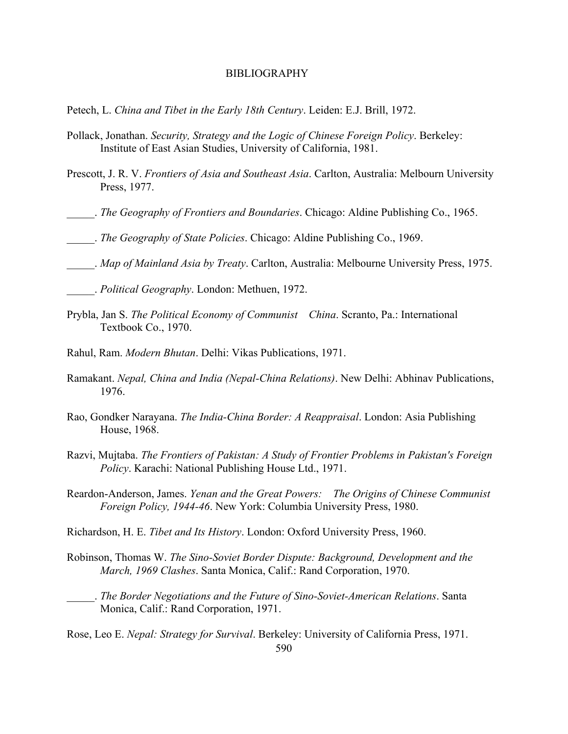BIBLIOGRAPHY

Petech, L. *China and Tibet in the Early 18th Century*. Leiden: E.J. Brill, 1972.

Pollack, Jonathan. *Security, Strategy and the Logic of Chinese Foreign Policy*. Berkeley: Institute of East Asian Studies, University of California, 1981.

Prescott, J. R. V. *Frontiers of Asia and Southeast Asia*. Carlton, Australia: Melbourn University Press, 1977.

_____. *The Geography of Frontiers and Boundaries*. Chicago: Aldine Publishing Co., 1965.

_____. *The Geography of State Policies*. Chicago: Aldine Publishing Co., 1969.

_____. *Map of Mainland Asia by Treaty*. Carlton, Australia: Melbourne University Press, 1975.

_____. *Political Geography*. London: Methuen, 1972.

Prybla, Jan S. *The Political Economy of Communist China*. Scranto, Pa.: International Textbook Co., 1970.

Rahul, Ram. *Modern Bhutan*. Delhi: Vikas Publications, 1971.

Ramakant. *Nepal, China and India (Nepal-China Relations)*. New Delhi: Abhinav Publications, 1976.

Rao, Gondker Narayana. *The India-China Border: A Reappraisal*. London: Asia Publishing House, 1968.

Razvi, Mujtaba. *The Frontiers of Pakistan: A Study of Frontier Problems in Pakistan's Foreign Policy*. Karachi: National Publishing House Ltd., 1971.

Reardon-Anderson, James. *Yenan and the Great Powers: The Origins of Chinese Communist Foreign Policy, 1944-46*. New York: Columbia University Press, 1980.

Richardson, H. E. *Tibet and Its History*. London: Oxford University Press, 1960.

Robinson, Thomas W. *The Sino-Soviet Border Dispute: Background, Development and the March, 1969 Clashes*. Santa Monica, Calif.: Rand Corporation, 1970.

_____. *The Border Negotiations and the Future of Sino-Soviet-American Relations*. Santa Monica, Calif.: Rand Corporation, 1971.

Rose, Leo E. *Nepal: Strategy for Survival*. Berkeley: University of California Press, 1971.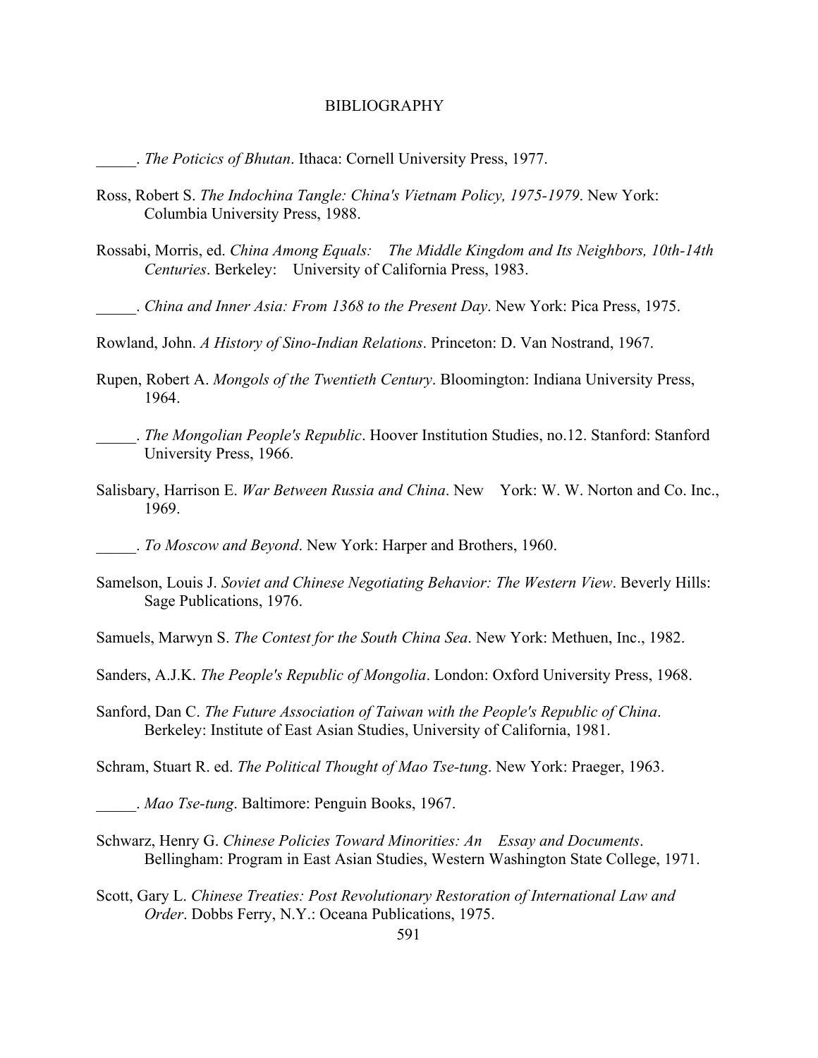BIBLIOGRAPHY

_____. *The Poticics of Bhutan*. Ithaca: Cornell University Press, 1977.

Ross, Robert S. *The Indochina Tangle: China's Vietnam Policy, 1975-1979*. New York: Columbia University Press, 1988.

Rossabi, Morris, ed. *China Among Equals: The Middle Kingdom and Its Neighbors, 10th-14th Centuries*. Berkeley: University of California Press, 1983.

_____. *China and Inner Asia: From 1368 to the Present Day*. New York: Pica Press, 1975.

Rowland, John. *A History of Sino-Indian Relations*. Princeton: D. Van Nostrand, 1967.

Rupen, Robert A. *Mongols of the Twentieth Century*. Bloomington: Indiana University Press, 1964.

_____. *The Mongolian People's Republic*. Hoover Institution Studies, no.12. Stanford: Stanford University Press, 1966.

Salisbary, Harrison E. *War Between Russia and China*. New York: W. W. Norton and Co. Inc., 1969.

_____. *To Moscow and Beyond*. New York: Harper and Brothers, 1960.

Samelson, Louis J. *Soviet and Chinese Negotiating Behavior: The Western View*. Beverly Hills: Sage Publications, 1976.

Samuels, Marwyn S. *The Contest for the South China Sea*. New York: Methuen, Inc., 1982.

Sanders, A.J.K. *The People's Republic of Mongolia*. London: Oxford University Press, 1968.

Sanford, Dan C. *The Future Association of Taiwan with the People's Republic of China*. Berkeley: Institute of East Asian Studies, University of California, 1981.

Schram, Stuart R. ed. *The Political Thought of Mao Tse-tung*. New York: Praeger, 1963.

_____. *Mao Tse-tung*. Baltimore: Penguin Books, 1967.

Schwarz, Henry G. *Chinese Policies Toward Minorities: An Essay and Documents*. Bellingham: Program in East Asian Studies, Western Washington State College, 1971.

Scott, Gary L. *Chinese Treaties: Post Revolutionary Restoration of International Law and Order*. Dobbs Ferry, N.Y.: Oceana Publications, 1975.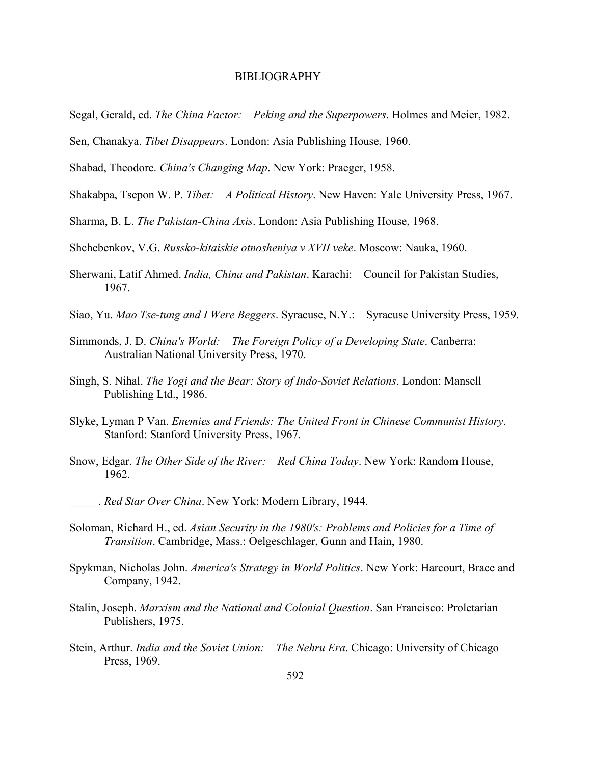BIBLIOGRAPHY

Segal, Gerald, ed. *The China Factor: Peking and the Superpowers*. Holmes and Meier, 1982.

Sen, Chanakya. *Tibet Disappears*. London: Asia Publishing House, 1960.

Shabad, Theodore. *China's Changing Map*. New York: Praeger, 1958.

Shakabpa, Tsepon W. P. *Tibet: A Political History*. New Haven: Yale University Press, 1967.

Sharma, B. L. *The Pakistan-China Axis*. London: Asia Publishing House, 1968.

Shchebenkov, V.G. *Russko-kitaiskie otnosheniya v XVII veke*. Moscow: Nauka, 1960.

Sherwani, Latif Ahmed. *India, China and Pakistan*. Karachi: Council for Pakistan Studies, 1967.

Siao, Yu. *Mao Tse-tung and I Were Beggers*. Syracuse, N.Y.: Syracuse University Press, 1959.

Simmonds, J. D. *China's World: The Foreign Policy of a Developing State*. Canberra: Australian National University Press, 1970.

Singh, S. Nihal. *The Yogi and the Bear: Story of Indo-Soviet Relations*. London: Mansell Publishing Ltd., 1986.

Slyke, Lyman P Van. *Enemies and Friends: The United Front in Chinese Communist History*. Stanford: Stanford University Press, 1967.

Snow, Edgar. *The Other Side of the River: Red China Today*. New York: Random House, 1962.

_____. *Red Star Over China*. New York: Modern Library, 1944.

Soloman, Richard H., ed. *Asian Security in the 1980's: Problems and Policies for a Time of Transition*. Cambridge, Mass.: Oelgeschlager, Gunn and Hain, 1980.

Spykman, Nicholas John. *America's Strategy in World Politics*. New York: Harcourt, Brace and Company, 1942.

Stalin, Joseph. *Marxism and the National and Colonial Question*. San Francisco: Proletarian Publishers, 1975.

Stein, Arthur. *India and the Soviet Union: The Nehru Era*. Chicago: University of Chicago Press, 1969.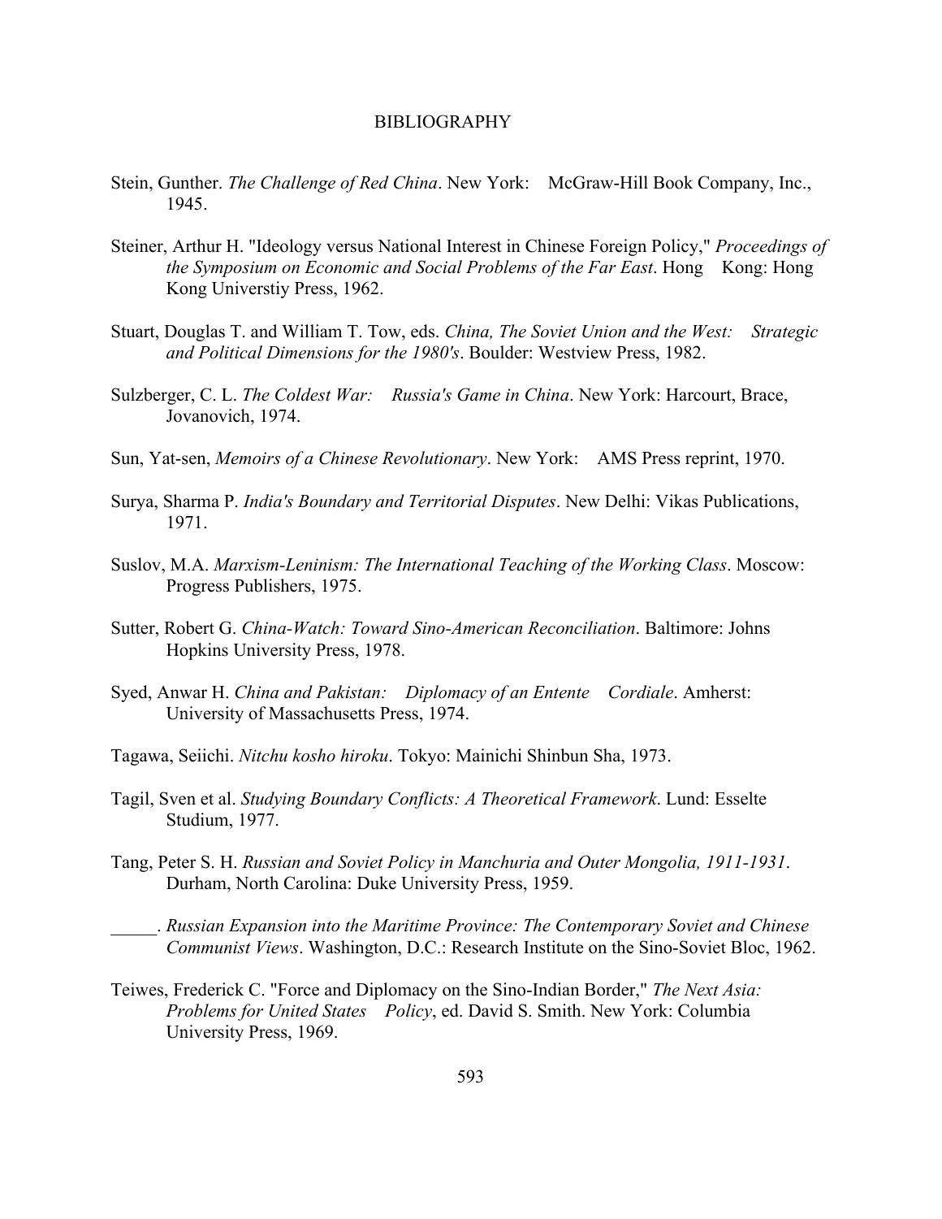# BIBLIOGRAPHY

Stein, Gunther. *The Challenge of Red China*. New York: McGraw-Hill Book Company, Inc., 1945.

Steiner, Arthur H. "Ideology versus National Interest in Chinese Foreign Policy," *Proceedings of the Symposium on Economic and Social Problems of the Far East*. Hong Kong: Hong Kong Universtiy Press, 1962.

Stuart, Douglas T. and William T. Tow, eds. *China, The Soviet Union and the West: Strategic and Political Dimensions for the 1980's*. Boulder: Westview Press, 1982.

Sulzberger, C. L. *The Coldest War: Russia's Game in China*. New York: Harcourt, Brace, Jovanovich, 1974.

Sun, Yat-sen, *Memoirs of a Chinese Revolutionary*. New York: AMS Press reprint, 1970.

Surya, Sharma P. *India's Boundary and Territorial Disputes*. New Delhi: Vikas Publications, 1971.

Suslov, M.A. *Marxism-Leninism: The International Teaching of the Working Class*. Moscow: Progress Publishers, 1975.

Sutter, Robert G. *China-Watch: Toward Sino-American Reconciliation*. Baltimore: Johns Hopkins University Press, 1978.

Syed, Anwar H. *China and Pakistan: Diplomacy of an Entente Cordiale*. Amherst: University of Massachusetts Press, 1974.

Tagawa, Seiichi. *Nitchu kosho hiroku*. Tokyo: Mainichi Shinbun Sha, 1973.

Tagil, Sven et al. *Studying Boundary Conflicts: A Theoretical Framework*. Lund: Esselte Studium, 1977.

Tang, Peter S. H. *Russian and Soviet Policy in Manchuria and Outer Mongolia, 1911-1931*. Durham, North Carolina: Duke University Press, 1959.

_____. *Russian Expansion into the Maritime Province: The Contemporary Soviet and Chinese Communist Views*. Washington, D.C.: Research Institute on the Sino-Soviet Bloc, 1962.

Teiwes, Frederick C. "Force and Diplomacy on the Sino-Indian Border," *The Next Asia: Problems for United States Policy*, ed. David S. Smith. New York: Columbia University Press, 1969.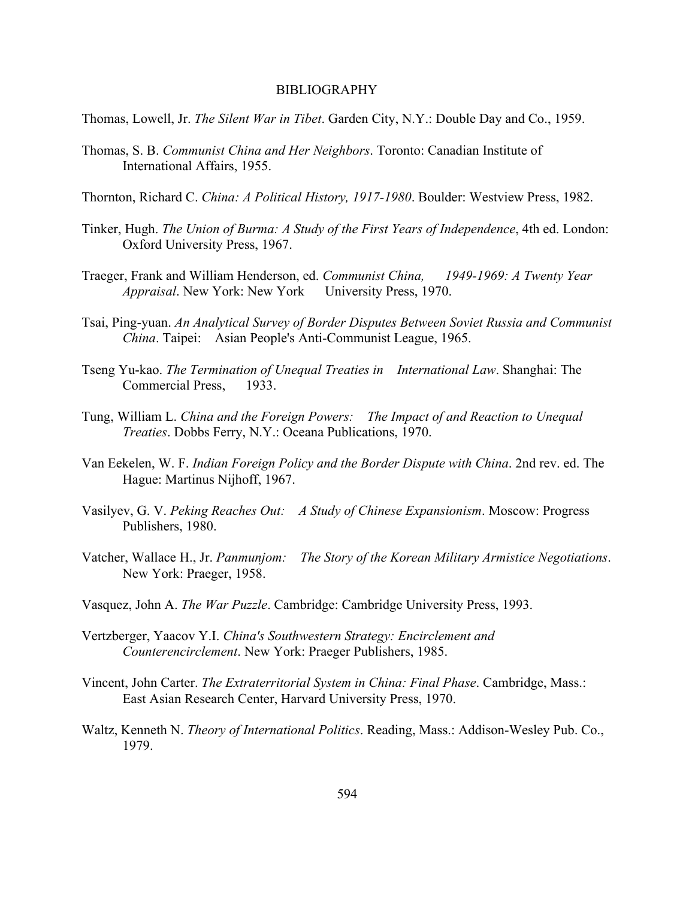BIBLIOGRAPHY

Thomas, Lowell, Jr. *The Silent War in Tibet*. Garden City, N.Y.: Double Day and Co., 1959.

Thomas, S. B. *Communist China and Her Neighbors*. Toronto: Canadian Institute of International Affairs, 1955.

Thornton, Richard C. *China: A Political History, 1917-1980*. Boulder: Westview Press, 1982.

Tinker, Hugh. *The Union of Burma: A Study of the First Years of Independence*, 4th ed. London: Oxford University Press, 1967.

Traeger, Frank and William Henderson, ed. *Communist China, 1949-1969: A Twenty Year Appraisal*. New York: New York University Press, 1970.

Tsai, Ping-yuan. *An Analytical Survey of Border Disputes Between Soviet Russia and Communist China*. Taipei: Asian People's Anti-Communist League, 1965.

Tseng Yu-kao. *The Termination of Unequal Treaties in International Law*. Shanghai: The Commercial Press, 1933.

Tung, William L. *China and the Foreign Powers: The Impact of and Reaction to Unequal Treaties*. Dobbs Ferry, N.Y.: Oceana Publications, 1970.

Van Eekelen, W. F. *Indian Foreign Policy and the Border Dispute with China*. 2nd rev. ed. The Hague: Martinus Nijhoff, 1967.

Vasilyev, G. V. *Peking Reaches Out: A Study of Chinese Expansionism*. Moscow: Progress Publishers, 1980.

Vatcher, Wallace H., Jr. *Panmunjom: The Story of the Korean Military Armistice Negotiations*. New York: Praeger, 1958.

Vasquez, John A. *The War Puzzle*. Cambridge: Cambridge University Press, 1993.

Vertzberger, Yaacov Y.I. *China's Southwestern Strategy: Encirclement and Counterencirclement*. New York: Praeger Publishers, 1985.

Vincent, John Carter. *The Extraterritorial System in China: Final Phase*. Cambridge, Mass.: East Asian Research Center, Harvard University Press, 1970.

Waltz, Kenneth N. *Theory of International Politics*. Reading, Mass.: Addison-Wesley Pub. Co., 1979.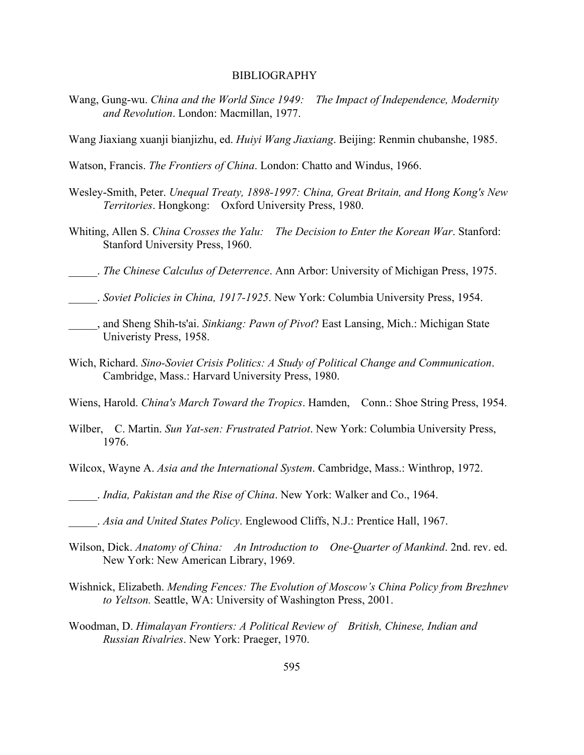# BIBLIOGRAPHY

Wang, Gung-wu. *China and the World Since 1949: The Impact of Independence, Modernity and Revolution*. London: Macmillan, 1977.

Wang Jiaxiang xuanji bianjizhu, ed. *Huiyi Wang Jiaxiang*. Beijing: Renmin chubanshe, 1985.

Watson, Francis. *The Frontiers of China*. London: Chatto and Windus, 1966.

Wesley-Smith, Peter. *Unequal Treaty, 1898-1997: China, Great Britain, and Hong Kong's New Territories*. Hongkong: Oxford University Press, 1980.

Whiting, Allen S. *China Crosses the Yalu: The Decision to Enter the Korean War*. Stanford: Stanford University Press, 1960.

_____. *The Chinese Calculus of Deterrence*. Ann Arbor: University of Michigan Press, 1975.

_____. *Soviet Policies in China, 1917-1925*. New York: Columbia University Press, 1954.

_____, and Sheng Shih-ts'ai. *Sinkiang: Pawn of Pivot*? East Lansing, Mich.: Michigan State Univeristy Press, 1958.

Wich, Richard. *Sino-Soviet Crisis Politics: A Study of Political Change and Communication*. Cambridge, Mass.: Harvard University Press, 1980.

Wiens, Harold. *China's March Toward the Tropics*. Hamden, Conn.: Shoe String Press, 1954.

Wilber, C. Martin. *Sun Yat-sen: Frustrated Patriot*. New York: Columbia University Press, 1976.

Wilcox, Wayne A. *Asia and the International System*. Cambridge, Mass.: Winthrop, 1972.

_____. *India, Pakistan and the Rise of China*. New York: Walker and Co., 1964.

_____. *Asia and United States Policy*. Englewood Cliffs, N.J.: Prentice Hall, 1967.

Wilson, Dick. *Anatomy of China: An Introduction to One-Quarter of Mankind*. 2nd. rev. ed. New York: New American Library, 1969.

Wishnick, Elizabeth. *Mending Fences: The Evolution of Moscow's China Policy from Brezhnev to Yeltson.* Seattle, WA: University of Washington Press, 2001.

Woodman, D. *Himalayan Frontiers: A Political Review of British, Chinese, Indian and Russian Rivalries*. New York: Praeger, 1970.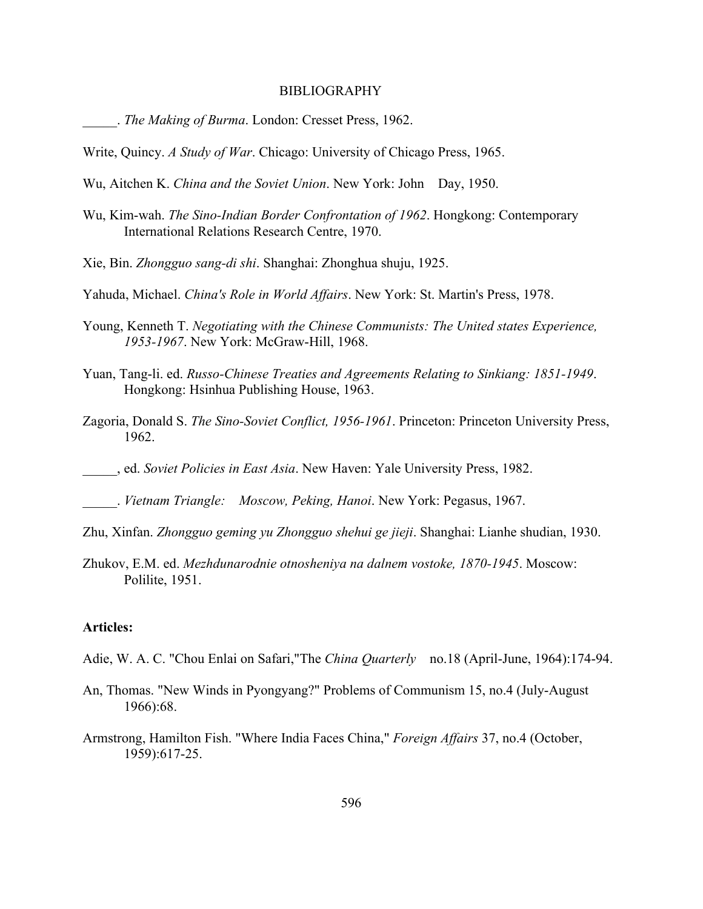BIBLIOGRAPHY

_____. *The Making of Burma*. London: Cresset Press, 1962.

Write, Quincy. *A Study of War*. Chicago: University of Chicago Press, 1965.

Wu, Aitchen K. *China and the Soviet Union*. New York: John Day, 1950.

Wu, Kim-wah. *The Sino-Indian Border Confrontation of 1962*. Hongkong: Contemporary International Relations Research Centre, 1970.

Xie, Bin. *Zhongguo sang-di shi*. Shanghai: Zhonghua shuju, 1925.

Yahuda, Michael. *China's Role in World Affairs*. New York: St. Martin's Press, 1978.

Young, Kenneth T. *Negotiating with the Chinese Communists: The United states Experience, 1953-1967*. New York: McGraw-Hill, 1968.

Yuan, Tang-li. ed. *Russo-Chinese Treaties and Agreements Relating to Sinkiang: 1851-1949*. Hongkong: Hsinhua Publishing House, 1963.

Zagoria, Donald S. *The Sino-Soviet Conflict, 1956-1961*. Princeton: Princeton University Press, 1962.

_____, ed. *Soviet Policies in East Asia*. New Haven: Yale University Press, 1982.

_____. *Vietnam Triangle: Moscow, Peking, Hanoi*. New York: Pegasus, 1967.

Zhu, Xinfan. *Zhongguo geming yu Zhongguo shehui ge jieji*. Shanghai: Lianhe shudian, 1930.

Zhukov, E.M. ed. *Mezhdunarodnie otnosheniya na dalnem vostoke, 1870-1945*. Moscow: Polilite, 1951.

**Articles:**

Adie, W. A. C. "Chou Enlai on Safari,"The *China Quarterly* no.18 (April-June, 1964):174-94.

An, Thomas. "New Winds in Pyongyang?" Problems of Communism 15, no.4 (July-August 1966):68.

Armstrong, Hamilton Fish. "Where India Faces China," *Foreign Affairs* 37, no.4 (October, 1959):617-25.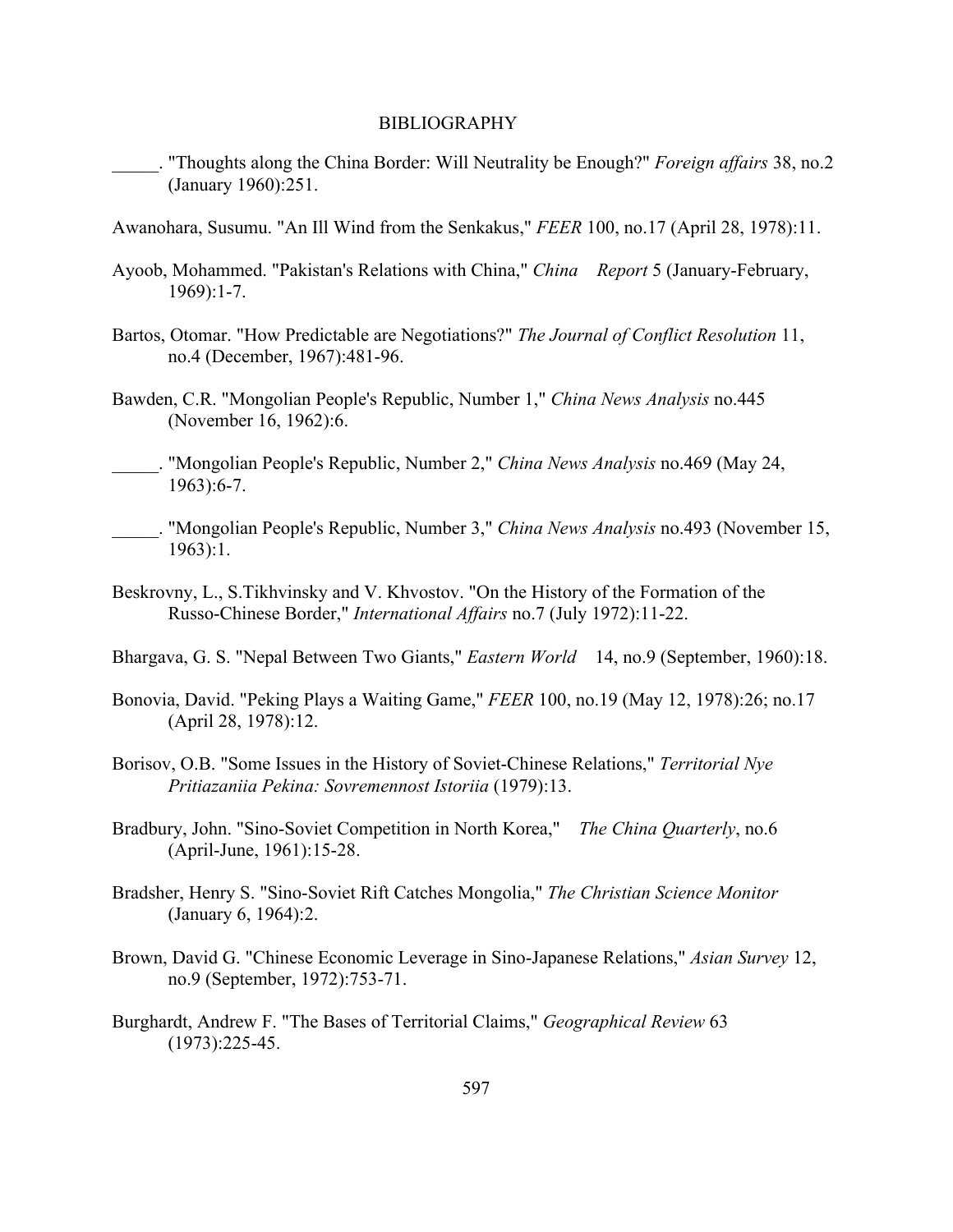BIBLIOGRAPHY

_____. "Thoughts along the China Border: Will Neutrality be Enough?" *Foreign affairs* 38, no.2 (January 1960):251.

Awanohara, Susumu. "An Ill Wind from the Senkakus," *FEER* 100, no.17 (April 28, 1978):11.

Ayoob, Mohammed. "Pakistan's Relations with China," *China Report* 5 (January-February, 1969):1-7.

Bartos, Otomar. "How Predictable are Negotiations?" *The Journal of Conflict Resolution* 11, no.4 (December, 1967):481-96.

Bawden, C.R. "Mongolian People's Republic, Number 1," *China News Analysis* no.445 (November 16, 1962):6.

_____. "Mongolian People's Republic, Number 2," *China News Analysis* no.469 (May 24, 1963):6-7.

_____. "Mongolian People's Republic, Number 3," *China News Analysis* no.493 (November 15, 1963):1.

Beskrovny, L., S.Tikhvinsky and V. Khvostov. "On the History of the Formation of the Russo-Chinese Border," *International Affairs* no.7 (July 1972):11-22.

Bhargava, G. S. "Nepal Between Two Giants," *Eastern World* 14, no.9 (September, 1960):18.

Bonovia, David. "Peking Plays a Waiting Game," *FEER* 100, no.19 (May 12, 1978):26; no.17 (April 28, 1978):12.

Borisov, O.B. "Some Issues in the History of Soviet-Chinese Relations," *Territorial Nye Pritiazaniia Pekina: Sovremennost Istoriia* (1979):13.

Bradbury, John. "Sino-Soviet Competition in North Korea," *The China Quarterly*, no.6 (April-June, 1961):15-28.

Bradsher, Henry S. "Sino-Soviet Rift Catches Mongolia," *The Christian Science Monitor* (January 6, 1964):2.

Brown, David G. "Chinese Economic Leverage in Sino-Japanese Relations," *Asian Survey* 12, no.9 (September, 1972):753-71.

Burghardt, Andrew F. "The Bases of Territorial Claims," *Geographical Review* 63 (1973):225-45.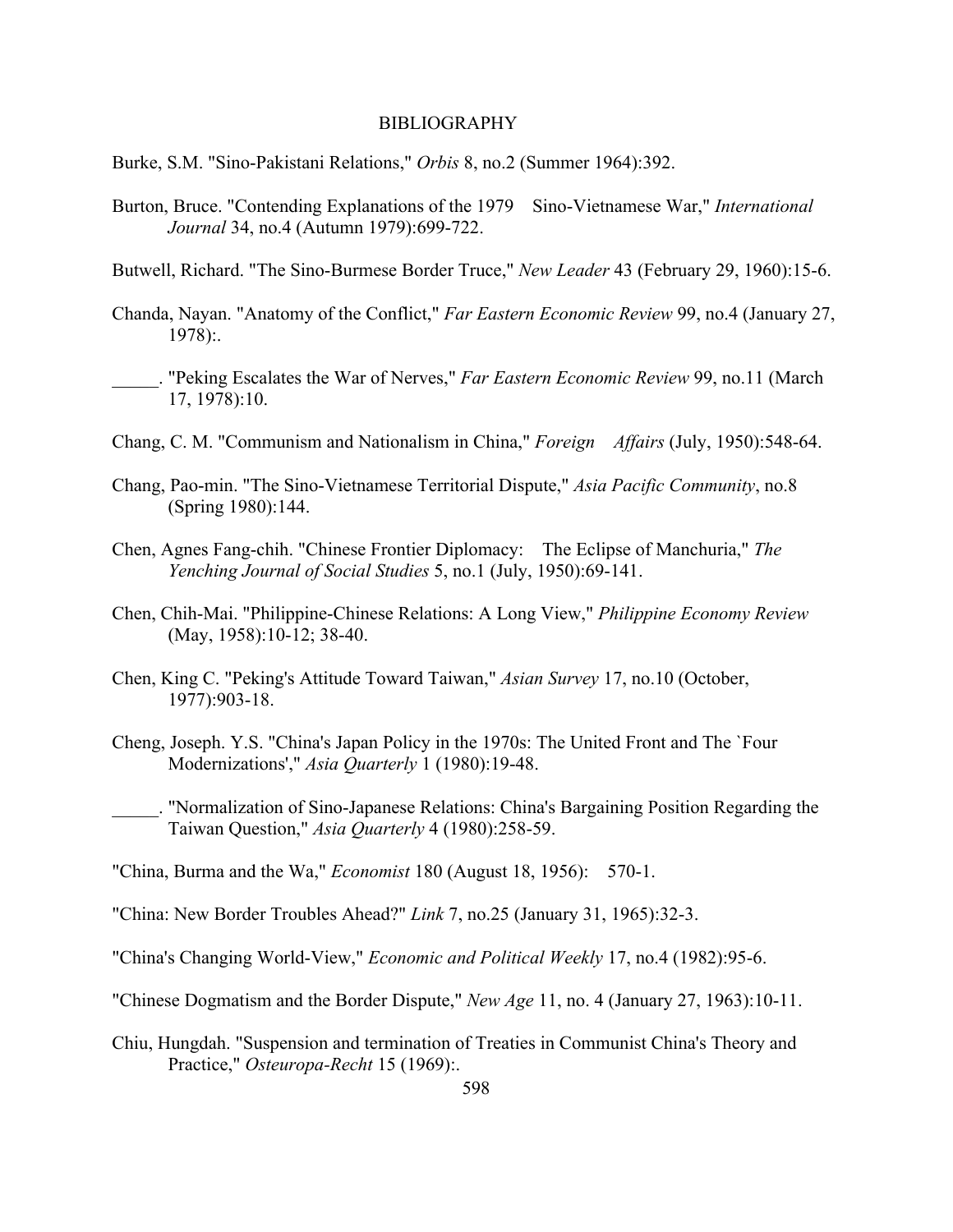# BIBLIOGRAPHY

Burke, S.M. "Sino-Pakistani Relations," *Orbis* 8, no.2 (Summer 1964):392.

Burton, Bruce. "Contending Explanations of the 1979 Sino-Vietnamese War," *International Journal* 34, no.4 (Autumn 1979):699-722.

Butwell, Richard. "The Sino-Burmese Border Truce," *New Leader* 43 (February 29, 1960):15-6.

Chanda, Nayan. "Anatomy of the Conflict," *Far Eastern Economic Review* 99, no.4 (January 27, 1978):.

_____. "Peking Escalates the War of Nerves," *Far Eastern Economic Review* 99, no.11 (March 17, 1978):10.

Chang, C. M. "Communism and Nationalism in China," *Foreign Affairs* (July, 1950):548-64.

Chang, Pao-min. "The Sino-Vietnamese Territorial Dispute," *Asia Pacific Community*, no.8 (Spring 1980):144.

Chen, Agnes Fang-chih. "Chinese Frontier Diplomacy: The Eclipse of Manchuria," *The Yenching Journal of Social Studies* 5, no.1 (July, 1950):69-141.

Chen, Chih-Mai. "Philippine-Chinese Relations: A Long View," *Philippine Economy Review* (May, 1958):10-12; 38-40.

Chen, King C. "Peking's Attitude Toward Taiwan," *Asian Survey* 17, no.10 (October, 1977):903-18.

Cheng, Joseph. Y.S. "China's Japan Policy in the 1970s: The United Front and The `Four Modernizations'," *Asia Quarterly* 1 (1980):19-48.

_____. "Normalization of Sino-Japanese Relations: China's Bargaining Position Regarding the Taiwan Question," *Asia Quarterly* 4 (1980):258-59.

"China, Burma and the Wa," *Economist* 180 (August 18, 1956): 570-1.

"China: New Border Troubles Ahead?" *Link* 7, no.25 (January 31, 1965):32-3.

"China's Changing World-View," *Economic and Political Weekly* 17, no.4 (1982):95-6.

"Chinese Dogmatism and the Border Dispute," *New Age* 11, no. 4 (January 27, 1963):10-11.

Chiu, Hungdah. "Suspension and termination of Treaties in Communist China's Theory and Practice," *Osteuropa-Recht* 15 (1969):.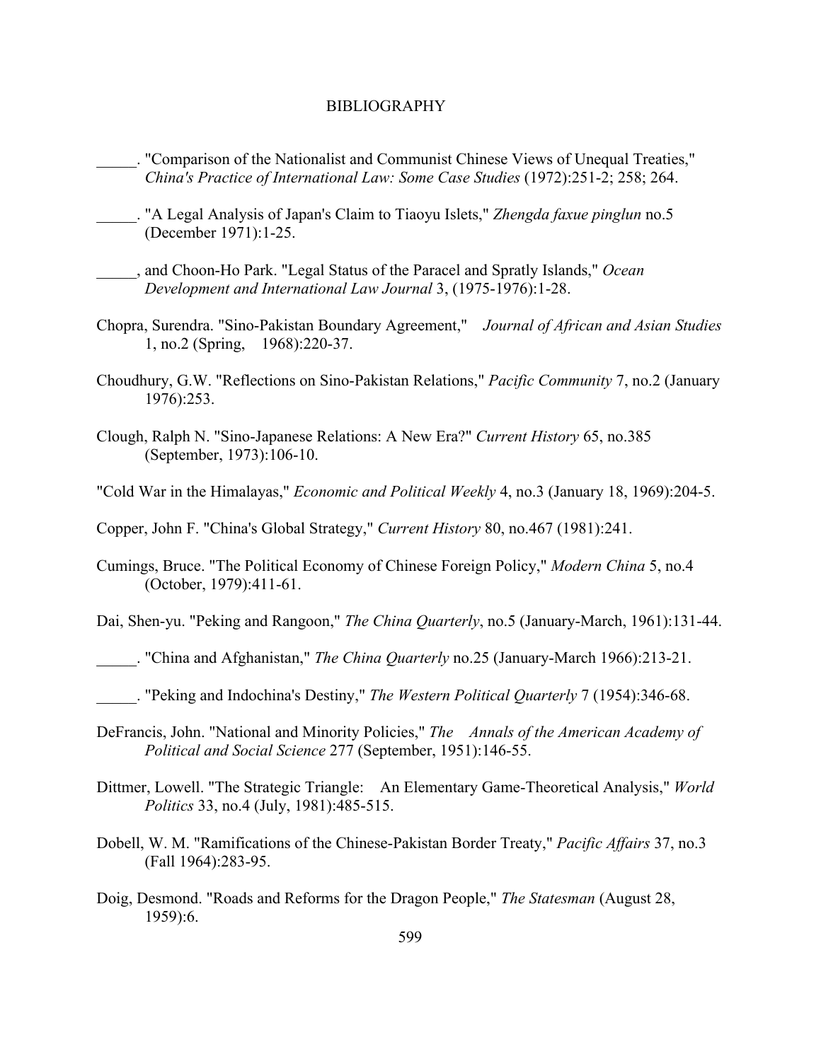BIBLIOGRAPHY

_____. "Comparison of the Nationalist and Communist Chinese Views of Unequal Treaties," *China's Practice of International Law: Some Case Studies* (1972):251-2; 258; 264.

_____. "A Legal Analysis of Japan's Claim to Tiaoyu Islets," *Zhengda faxue pinglun* no.5 (December 1971):1-25.

_____, and Choon-Ho Park. "Legal Status of the Paracel and Spratly Islands," *Ocean Development and International Law Journal* 3, (1975-1976):1-28.

Chopra, Surendra. "Sino-Pakistan Boundary Agreement," *Journal of African and Asian Studies* 1, no.2 (Spring, 1968):220-37.

Choudhury, G.W. "Reflections on Sino-Pakistan Relations," *Pacific Community* 7, no.2 (January 1976):253.

Clough, Ralph N. "Sino-Japanese Relations: A New Era?" *Current History* 65, no.385 (September, 1973):106-10.

"Cold War in the Himalayas," *Economic and Political Weekly* 4, no.3 (January 18, 1969):204-5.

Copper, John F. "China's Global Strategy," *Current History* 80, no.467 (1981):241.

Cumings, Bruce. "The Political Economy of Chinese Foreign Policy," *Modern China* 5, no.4 (October, 1979):411-61.

Dai, Shen-yu. "Peking and Rangoon," *The China Quarterly*, no.5 (January-March, 1961):131-44.

_____. "China and Afghanistan," *The China Quarterly* no.25 (January-March 1966):213-21.

_____. "Peking and Indochina's Destiny," *The Western Political Quarterly* 7 (1954):346-68.

DeFrancis, John. "National and Minority Policies," *The Annals of the American Academy of Political and Social Science* 277 (September, 1951):146-55.

Dittmer, Lowell. "The Strategic Triangle: An Elementary Game-Theoretical Analysis," *World Politics* 33, no.4 (July, 1981):485-515.

Dobell, W. M. "Ramifications of the Chinese-Pakistan Border Treaty," *Pacific Affairs* 37, no.3 (Fall 1964):283-95.

Doig, Desmond. "Roads and Reforms for the Dragon People," *The Statesman* (August 28, 1959):6.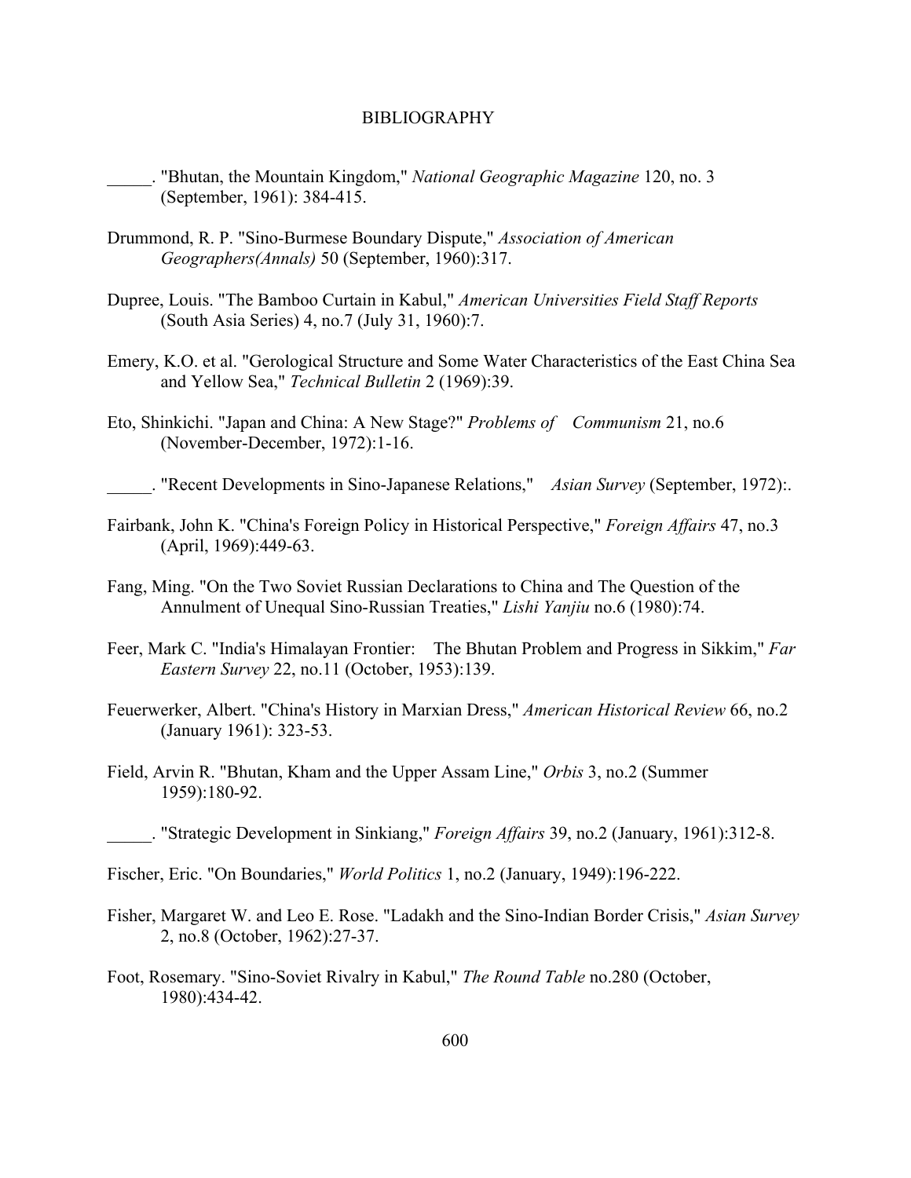# BIBLIOGRAPHY

_____. "Bhutan, the Mountain Kingdom," *National Geographic Magazine* 120, no. 3 (September, 1961): 384-415.

Drummond, R. P. "Sino-Burmese Boundary Dispute," *Association of American Geographers(Annals)* 50 (September, 1960):317.

Dupree, Louis. "The Bamboo Curtain in Kabul," *American Universities Field Staff Reports* (South Asia Series) 4, no.7 (July 31, 1960):7.

Emery, K.O. et al. "Gerological Structure and Some Water Characteristics of the East China Sea and Yellow Sea," *Technical Bulletin* 2 (1969):39.

Eto, Shinkichi. "Japan and China: A New Stage?" *Problems of Communism* 21, no.6 (November-December, 1972):1-16.

_____. "Recent Developments in Sino-Japanese Relations," *Asian Survey* (September, 1972):.

Fairbank, John K. "China's Foreign Policy in Historical Perspective," *Foreign Affairs* 47, no.3 (April, 1969):449-63.

Fang, Ming. "On the Two Soviet Russian Declarations to China and The Question of the Annulment of Unequal Sino-Russian Treaties," *Lishi Yanjiu* no.6 (1980):74.

Feer, Mark C. "India's Himalayan Frontier: The Bhutan Problem and Progress in Sikkim," *Far Eastern Survey* 22, no.11 (October, 1953):139.

Feuerwerker, Albert. "China's History in Marxian Dress," *American Historical Review* 66, no.2 (January 1961): 323-53.

Field, Arvin R. "Bhutan, Kham and the Upper Assam Line," *Orbis* 3, no.2 (Summer 1959):180-92.

_____. "Strategic Development in Sinkiang," *Foreign Affairs* 39, no.2 (January, 1961):312-8.

Fischer, Eric. "On Boundaries," *World Politics* 1, no.2 (January, 1949):196-222.

Fisher, Margaret W. and Leo E. Rose. "Ladakh and the Sino-Indian Border Crisis," *Asian Survey* 2, no.8 (October, 1962):27-37.

Foot, Rosemary. "Sino-Soviet Rivalry in Kabul," *The Round Table* no.280 (October, 1980):434-42.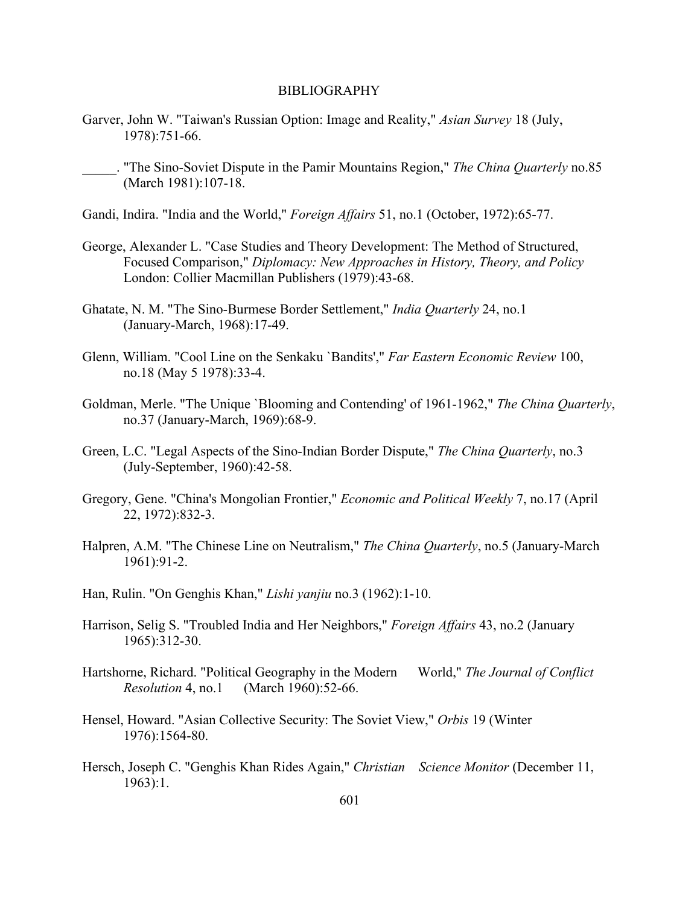BIBLIOGRAPHY

Garver, John W. "Taiwan's Russian Option: Image and Reality," *Asian Survey* 18 (July, 1978):751-66.

_____. "The Sino-Soviet Dispute in the Pamir Mountains Region," *The China Quarterly* no.85 (March 1981):107-18.

Gandi, Indira. "India and the World," *Foreign Affairs* 51, no.1 (October, 1972):65-77.

George, Alexander L. "Case Studies and Theory Development: The Method of Structured, Focused Comparison," *Diplomacy: New Approaches in History, Theory, and Policy* London: Collier Macmillan Publishers (1979):43-68.

Ghatate, N. M. "The Sino-Burmese Border Settlement," *India Quarterly* 24, no.1 (January-March, 1968):17-49.

Glenn, William. "Cool Line on the Senkaku `Bandits'," *Far Eastern Economic Review* 100, no.18 (May 5 1978):33-4.

Goldman, Merle. "The Unique `Blooming and Contending' of 1961-1962," *The China Quarterly*, no.37 (January-March, 1969):68-9.

Green, L.C. "Legal Aspects of the Sino-Indian Border Dispute," *The China Quarterly*, no.3 (July-September, 1960):42-58.

Gregory, Gene. "China's Mongolian Frontier," *Economic and Political Weekly* 7, no.17 (April 22, 1972):832-3.

Halpren, A.M. "The Chinese Line on Neutralism," *The China Quarterly*, no.5 (January-March 1961):91-2.

Han, Rulin. "On Genghis Khan," *Lishi yanjiu* no.3 (1962):1-10.

Harrison, Selig S. "Troubled India and Her Neighbors," *Foreign Affairs* 43, no.2 (January 1965):312-30.

Hartshorne, Richard. "Political Geography in the Modern World," *The Journal of Conflict Resolution* 4, no.1 (March 1960):52-66.

Hensel, Howard. "Asian Collective Security: The Soviet View," *Orbis* 19 (Winter 1976):1564-80.

Hersch, Joseph C. "Genghis Khan Rides Again," *Christian Science Monitor* (December 11, 1963):1.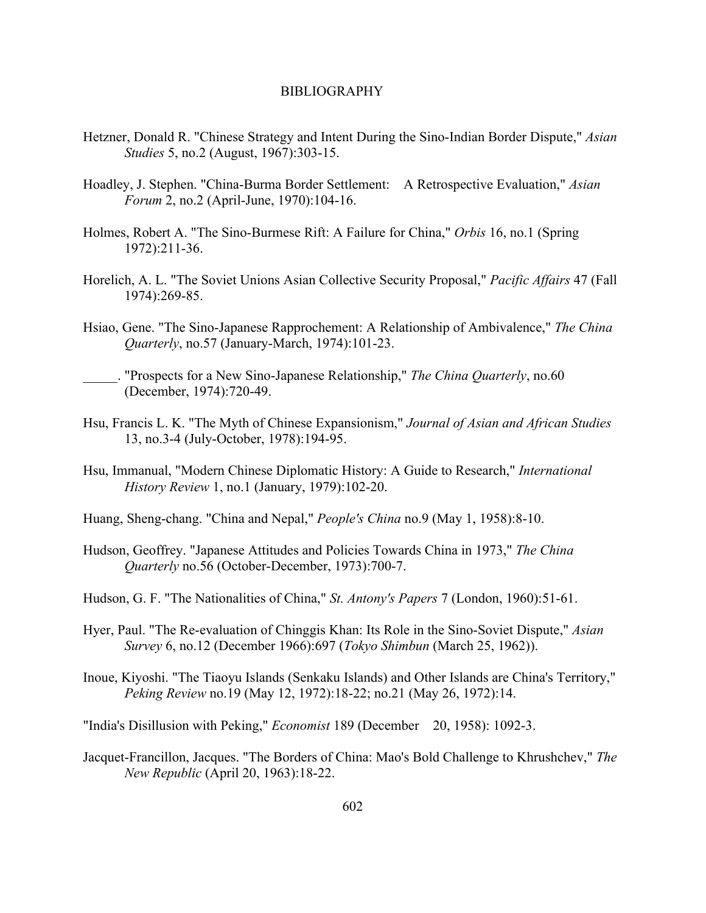# BIBLIOGRAPHY

Hetzner, Donald R. "Chinese Strategy and Intent During the Sino-Indian Border Dispute," *Asian Studies* 5, no.2 (August, 1967):303-15.

Hoadley, J. Stephen. "China-Burma Border Settlement: A Retrospective Evaluation," *Asian Forum* 2, no.2 (April-June, 1970):104-16.

Holmes, Robert A. "The Sino-Burmese Rift: A Failure for China," *Orbis* 16, no.1 (Spring 1972):211-36.

Horelich, A. L. "The Soviet Unions Asian Collective Security Proposal," *Pacific Affairs* 47 (Fall 1974):269-85.

Hsiao, Gene. "The Sino-Japanese Rapprochement: A Relationship of Ambivalence," *The China Quarterly*, no.57 (January-March, 1974):101-23.

_____. "Prospects for a New Sino-Japanese Relationship," *The China Quarterly*, no.60 (December, 1974):720-49.

Hsu, Francis L. K. "The Myth of Chinese Expansionism," *Journal of Asian and African Studies* 13, no.3-4 (July-October, 1978):194-95.

Hsu, Immanual, "Modern Chinese Diplomatic History: A Guide to Research," *International History Review* 1, no.1 (January, 1979):102-20.

Huang, Sheng-chang. "China and Nepal," *People's China* no.9 (May 1, 1958):8-10.

Hudson, Geoffrey. "Japanese Attitudes and Policies Towards China in 1973," *The China Quarterly* no.56 (October-December, 1973):700-7.

Hudson, G. F. "The Nationalities of China," *St. Antony's Papers* 7 (London, 1960):51-61.

Hyer, Paul. "The Re-evaluation of Chinggis Khan: Its Role in the Sino-Soviet Dispute," *Asian Survey* 6, no.12 (December 1966):697 (*Tokyo Shimbun* (March 25, 1962)).

Inoue, Kiyoshi. "The Tiaoyu Islands (Senkaku Islands) and Other Islands are China's Territory," *Peking Review* no.19 (May 12, 1972):18-22; no.21 (May 26, 1972):14.

"India's Disillusion with Peking," *Economist* 189 (December 20, 1958): 1092-3.

Jacquet-Francillon, Jacques. "The Borders of China: Mao's Bold Challenge to Khrushchev," *The New Republic* (April 20, 1963):18-22.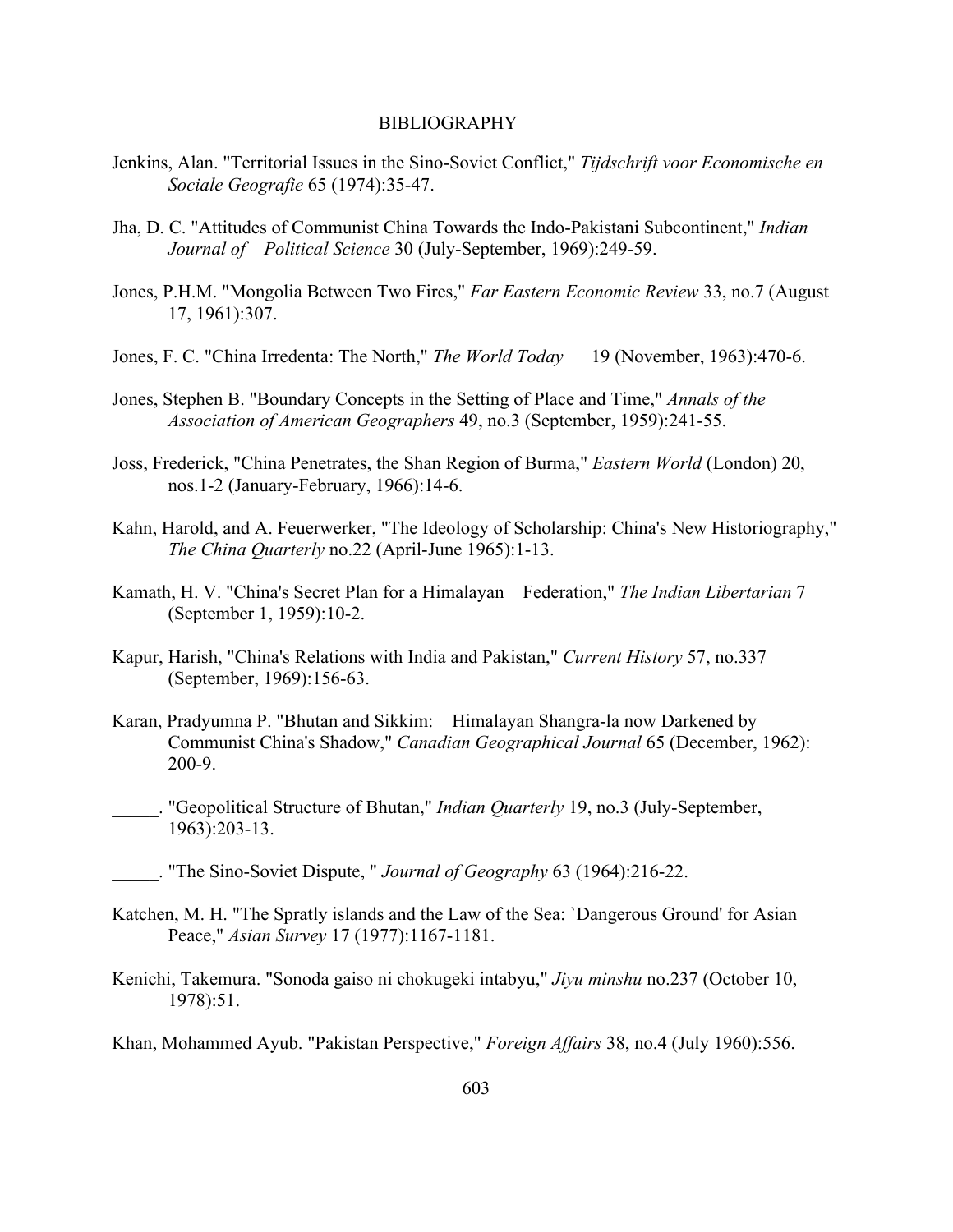BIBLIOGRAPHY

Jenkins, Alan. "Territorial Issues in the Sino-Soviet Conflict," *Tijdschrift voor Economische en Sociale Geografie* 65 (1974):35-47.

Jha, D. C. "Attitudes of Communist China Towards the Indo-Pakistani Subcontinent," *Indian Journal of Political Science* 30 (July-September, 1969):249-59.

Jones, P.H.M. "Mongolia Between Two Fires," *Far Eastern Economic Review* 33, no.7 (August 17, 1961):307.

Jones, F. C. "China Irredenta: The North," *The World Today* 19 (November, 1963):470-6.

Jones, Stephen B. "Boundary Concepts in the Setting of Place and Time," *Annals of the Association of American Geographers* 49, no.3 (September, 1959):241-55.

Joss, Frederick, "China Penetrates, the Shan Region of Burma," *Eastern World* (London) 20, nos.1-2 (January-February, 1966):14-6.

Kahn, Harold, and A. Feuerwerker, "The Ideology of Scholarship: China's New Historiography," *The China Quarterly* no.22 (April-June 1965):1-13.

Kamath, H. V. "China's Secret Plan for a Himalayan Federation," *The Indian Libertarian* 7 (September 1, 1959):10-2.

Kapur, Harish, "China's Relations with India and Pakistan," *Current History* 57, no.337 (September, 1969):156-63.

Karan, Pradyumna P. "Bhutan and Sikkim: Himalayan Shangra-la now Darkened by Communist China's Shadow," *Canadian Geographical Journal* 65 (December, 1962): 200-9.

_____. "Geopolitical Structure of Bhutan," *Indian Quarterly* 19, no.3 (July-September, 1963):203-13.

_____. "The Sino-Soviet Dispute, " *Journal of Geography* 63 (1964):216-22.

Katchen, M. H. "The Spratly islands and the Law of the Sea: `Dangerous Ground' for Asian Peace," *Asian Survey* 17 (1977):1167-1181.

Kenichi, Takemura. "Sonoda gaiso ni chokugeki intabyu," *Jiyu minshu* no.237 (October 10, 1978):51.

Khan, Mohammed Ayub. "Pakistan Perspective," *Foreign Affairs* 38, no.4 (July 1960):556.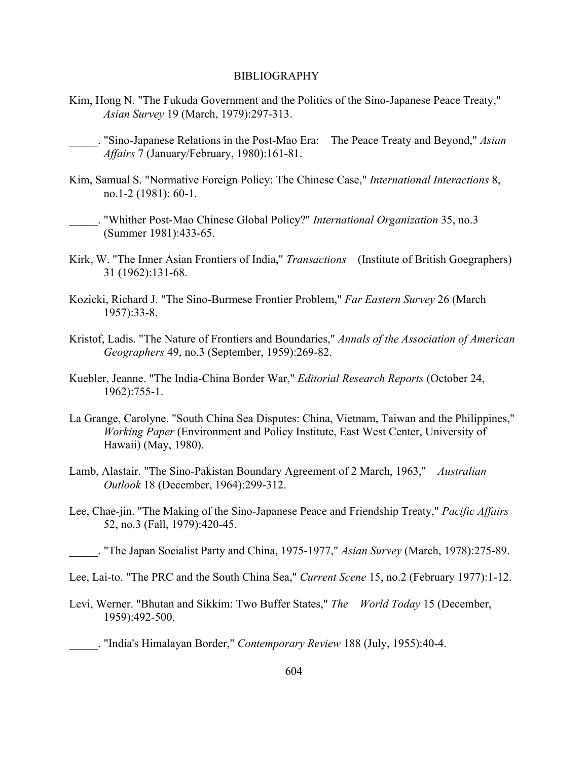# BIBLIOGRAPHY

Kim, Hong N. "The Fukuda Government and the Politics of the Sino-Japanese Peace Treaty," *Asian Survey* 19 (March, 1979):297-313.

_____. "Sino-Japanese Relations in the Post-Mao Era: The Peace Treaty and Beyond," *Asian Affairs* 7 (January/February, 1980):161-81.

Kim, Samual S. "Normative Foreign Policy: The Chinese Case," *International Interactions* 8, no.1-2 (1981): 60-1.

_____. "Whither Post-Mao Chinese Global Policy?" *International Organization* 35, no.3 (Summer 1981):433-65.

Kirk, W. "The Inner Asian Frontiers of India," *Transactions* (Institute of British Goegraphers) 31 (1962):131-68.

Kozicki, Richard J. "The Sino-Burmese Frontier Problem," *Far Eastern Survey* 26 (March 1957):33-8.

Kristof, Ladis. "The Nature of Frontiers and Boundaries," *Annals of the Association of American Geographers* 49, no.3 (September, 1959):269-82.

Kuebler, Jeanne. "The India-China Border War," *Editorial Research Reports* (October 24, 1962):755-1.

La Grange, Carolyne. "South China Sea Disputes: China, Vietnam, Taiwan and the Philippines," *Working Paper* (Environment and Policy Institute, East West Center, University of Hawaii) (May, 1980).

Lamb, Alastair. "The Sino-Pakistan Boundary Agreement of 2 March, 1963," *Australian Outlook* 18 (December, 1964):299-312.

Lee, Chae-jin. "The Making of the Sino-Japanese Peace and Friendship Treaty," *Pacific Affairs* 52, no.3 (Fall, 1979):420-45.

_____. "The Japan Socialist Party and China, 1975-1977," *Asian Survey* (March, 1978):275-89.

Lee, Lai-to. "The PRC and the South China Sea," *Current Scene* 15, no.2 (February 1977):1-12.

Levi, Werner. "Bhutan and Sikkim: Two Buffer States," *The World Today* 15 (December, 1959):492-500.

_____. "India's Himalayan Border," *Contemporary Review* 188 (July, 1955):40-4.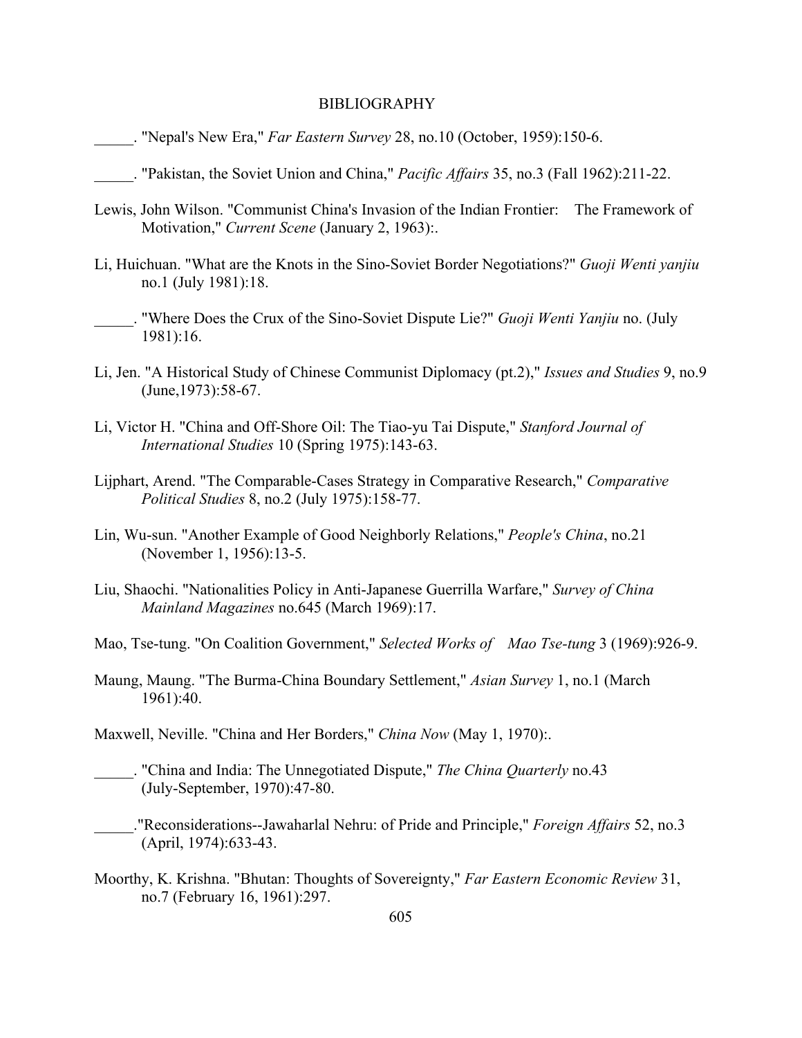BIBLIOGRAPHY

_____. "Nepal's New Era," *Far Eastern Survey* 28, no.10 (October, 1959):150-6.

_____. "Pakistan, the Soviet Union and China," *Pacific Affairs* 35, no.3 (Fall 1962):211-22.

Lewis, John Wilson. "Communist China's Invasion of the Indian Frontier: The Framework of Motivation," *Current Scene* (January 2, 1963):.

Li, Huichuan. "What are the Knots in the Sino-Soviet Border Negotiations?" *Guoji Wenti yanjiu* no.1 (July 1981):18.

_____. "Where Does the Crux of the Sino-Soviet Dispute Lie?" *Guoji Wenti Yanjiu* no. (July 1981):16.

Li, Jen. "A Historical Study of Chinese Communist Diplomacy (pt.2)," *Issues and Studies* 9, no.9 (June,1973):58-67.

Li, Victor H. "China and Off-Shore Oil: The Tiao-yu Tai Dispute," *Stanford Journal of International Studies* 10 (Spring 1975):143-63.

Lijphart, Arend. "The Comparable-Cases Strategy in Comparative Research," *Comparative Political Studies* 8, no.2 (July 1975):158-77.

Lin, Wu-sun. "Another Example of Good Neighborly Relations," *People's China*, no.21 (November 1, 1956):13-5.

Liu, Shaochi. "Nationalities Policy in Anti-Japanese Guerrilla Warfare," *Survey of China Mainland Magazines* no.645 (March 1969):17.

Mao, Tse-tung. "On Coalition Government," *Selected Works of Mao Tse-tung* 3 (1969):926-9.

Maung, Maung. "The Burma-China Boundary Settlement," *Asian Survey* 1, no.1 (March 1961):40.

Maxwell, Neville. "China and Her Borders," *China Now* (May 1, 1970):.

_____. "China and India: The Unnegotiated Dispute," *The China Quarterly* no.43 (July-September, 1970):47-80.

_____."Reconsiderations--Jawaharlal Nehru: of Pride and Principle," *Foreign Affairs* 52, no.3 (April, 1974):633-43.

Moorthy, K. Krishna. "Bhutan: Thoughts of Sovereignty," *Far Eastern Economic Review* 31, no.7 (February 16, 1961):297.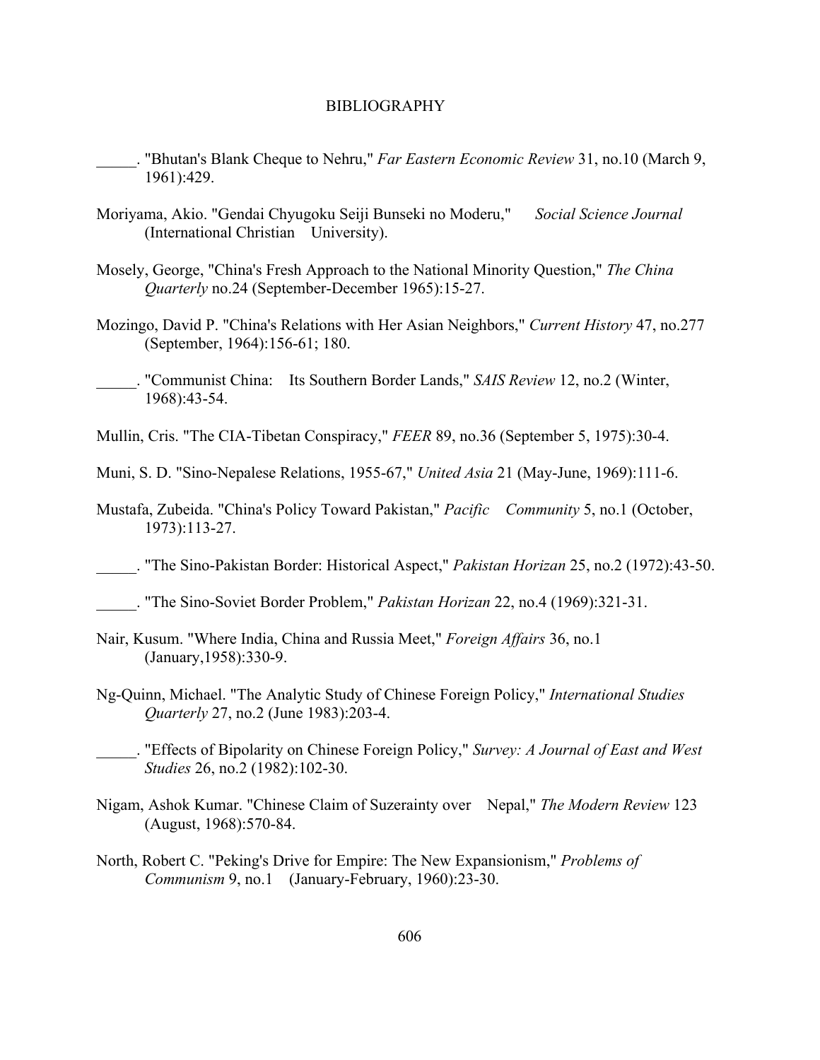BIBLIOGRAPHY

_____. "Bhutan's Blank Cheque to Nehru," *Far Eastern Economic Review* 31, no.10 (March 9, 1961):429.

Moriyama, Akio. "Gendai Chyugoku Seiji Bunseki no Moderu," *Social Science Journal* (International Christian University).

Mosely, George, "China's Fresh Approach to the National Minority Question," *The China Quarterly* no.24 (September-December 1965):15-27.

Mozingo, David P. "China's Relations with Her Asian Neighbors," *Current History* 47, no.277 (September, 1964):156-61; 180.

_____. "Communist China: Its Southern Border Lands," *SAIS Review* 12, no.2 (Winter, 1968):43-54.

Mullin, Cris. "The CIA-Tibetan Conspiracy," *FEER* 89, no.36 (September 5, 1975):30-4.

Muni, S. D. "Sino-Nepalese Relations, 1955-67," *United Asia* 21 (May-June, 1969):111-6.

Mustafa, Zubeida. "China's Policy Toward Pakistan," *Pacific Community* 5, no.1 (October, 1973):113-27.

_____. "The Sino-Pakistan Border: Historical Aspect," *Pakistan Horizan* 25, no.2 (1972):43-50.

_____. "The Sino-Soviet Border Problem," *Pakistan Horizan* 22, no.4 (1969):321-31.

Nair, Kusum. "Where India, China and Russia Meet," *Foreign Affairs* 36, no.1 (January,1958):330-9.

Ng-Quinn, Michael. "The Analytic Study of Chinese Foreign Policy," *International Studies Quarterly* 27, no.2 (June 1983):203-4.

_____. "Effects of Bipolarity on Chinese Foreign Policy," *Survey: A Journal of East and West Studies* 26, no.2 (1982):102-30.

Nigam, Ashok Kumar. "Chinese Claim of Suzerainty over Nepal," *The Modern Review* 123 (August, 1968):570-84.

North, Robert C. "Peking's Drive for Empire: The New Expansionism," *Problems of Communism* 9, no.1 (January-February, 1960):23-30.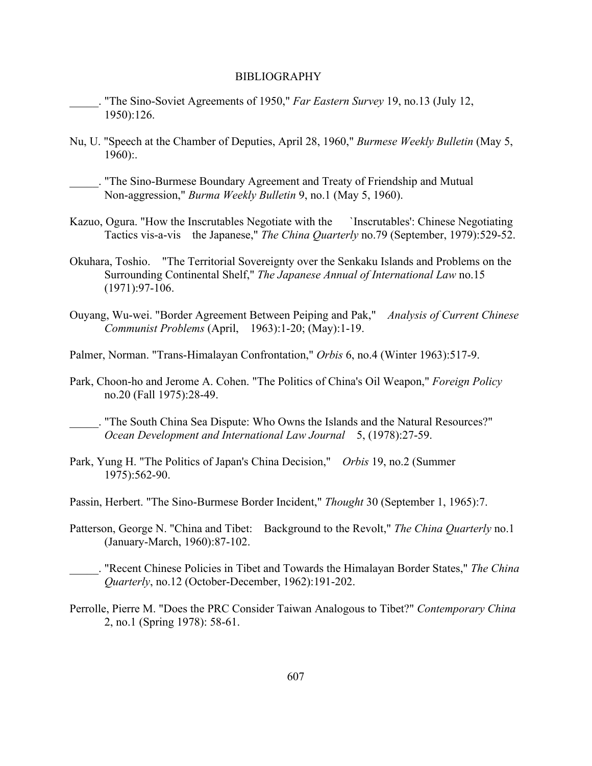BIBLIOGRAPHY

_____. "The Sino-Soviet Agreements of 1950," *Far Eastern Survey* 19, no.13 (July 12, 1950):126.

Nu, U. "Speech at the Chamber of Deputies, April 28, 1960," *Burmese Weekly Bulletin* (May 5, 1960):.

_____. "The Sino-Burmese Boundary Agreement and Treaty of Friendship and Mutual Non-aggression," *Burma Weekly Bulletin* 9, no.1 (May 5, 1960).

Kazuo, Ogura. "How the Inscrutables Negotiate with the `Inscrutables': Chinese Negotiating Tactics vis-a-vis the Japanese," *The China Quarterly* no.79 (September, 1979):529-52.

Okuhara, Toshio. "The Territorial Sovereignty over the Senkaku Islands and Problems on the Surrounding Continental Shelf," *The Japanese Annual of International Law* no.15 (1971):97-106.

Ouyang, Wu-wei. "Border Agreement Between Peiping and Pak," *Analysis of Current Chinese Communist Problems* (April, 1963):1-20; (May):1-19.

Palmer, Norman. "Trans-Himalayan Confrontation," *Orbis* 6, no.4 (Winter 1963):517-9.

Park, Choon-ho and Jerome A. Cohen. "The Politics of China's Oil Weapon," *Foreign Policy* no.20 (Fall 1975):28-49.

_____. "The South China Sea Dispute: Who Owns the Islands and the Natural Resources?" *Ocean Development and International Law Journal* 5, (1978):27-59.

Park, Yung H. "The Politics of Japan's China Decision," *Orbis* 19, no.2 (Summer 1975):562-90.

Passin, Herbert. "The Sino-Burmese Border Incident," *Thought* 30 (September 1, 1965):7.

Patterson, George N. "China and Tibet: Background to the Revolt," *The China Quarterly* no.1 (January-March, 1960):87-102.

_____. "Recent Chinese Policies in Tibet and Towards the Himalayan Border States," *The China Quarterly*, no.12 (October-December, 1962):191-202.

Perrolle, Pierre M. "Does the PRC Consider Taiwan Analogous to Tibet?" *Contemporary China* 2, no.1 (Spring 1978): 58-61.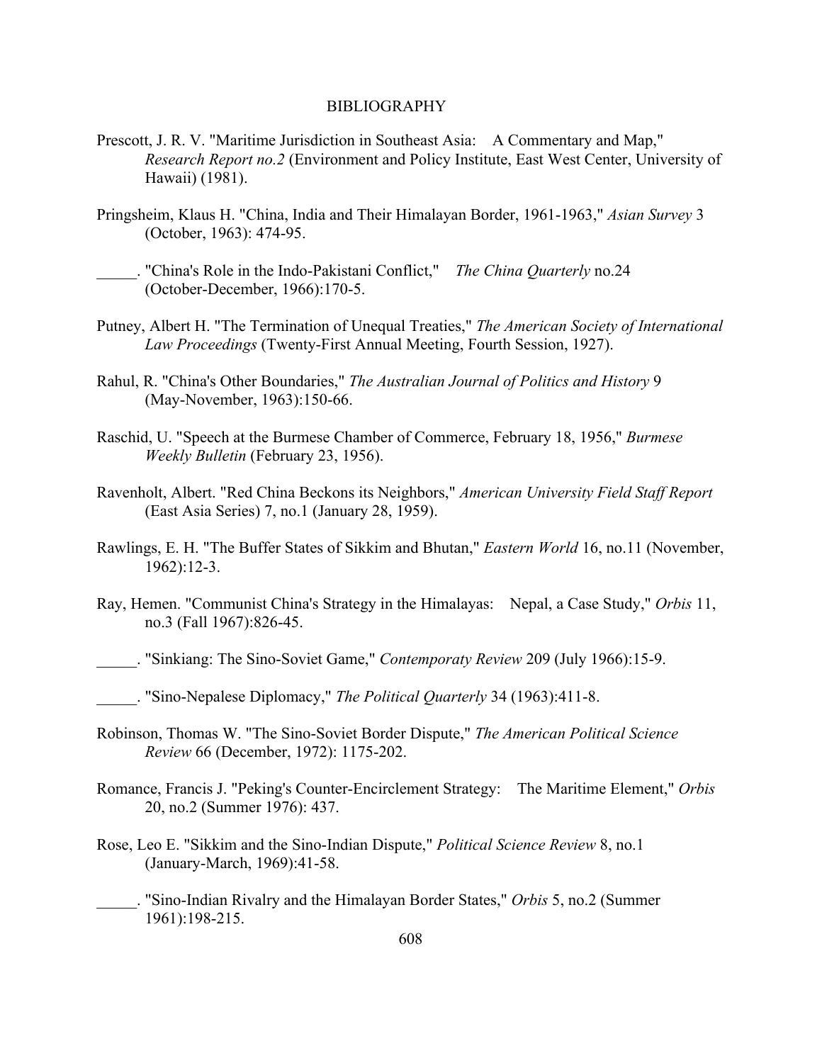# BIBLIOGRAPHY

Prescott, J. R. V. "Maritime Jurisdiction in Southeast Asia: A Commentary and Map," *Research Report no.2* (Environment and Policy Institute, East West Center, University of Hawaii) (1981).

Pringsheim, Klaus H. "China, India and Their Himalayan Border, 1961-1963," *Asian Survey* 3 (October, 1963): 474-95.

_____. "China's Role in the Indo-Pakistani Conflict," *The China Quarterly* no.24 (October-December, 1966):170-5.

Putney, Albert H. "The Termination of Unequal Treaties," *The American Society of International Law Proceedings* (Twenty-First Annual Meeting, Fourth Session, 1927).

Rahul, R. "China's Other Boundaries," *The Australian Journal of Politics and History* 9 (May-November, 1963):150-66.

Raschid, U. "Speech at the Burmese Chamber of Commerce, February 18, 1956," *Burmese Weekly Bulletin* (February 23, 1956).

Ravenholt, Albert. "Red China Beckons its Neighbors," *American University Field Staff Report* (East Asia Series) 7, no.1 (January 28, 1959).

Rawlings, E. H. "The Buffer States of Sikkim and Bhutan," *Eastern World* 16, no.11 (November, 1962):12-3.

Ray, Hemen. "Communist China's Strategy in the Himalayas: Nepal, a Case Study," *Orbis* 11, no.3 (Fall 1967):826-45.

_____. "Sinkiang: The Sino-Soviet Game," *Contemporaty Review* 209 (July 1966):15-9.

_____. "Sino-Nepalese Diplomacy," *The Political Quarterly* 34 (1963):411-8.

Robinson, Thomas W. "The Sino-Soviet Border Dispute," *The American Political Science Review* 66 (December, 1972): 1175-202.

Romance, Francis J. "Peking's Counter-Encirclement Strategy: The Maritime Element," *Orbis* 20, no.2 (Summer 1976): 437.

Rose, Leo E. "Sikkim and the Sino-Indian Dispute," *Political Science Review* 8, no.1 (January-March, 1969):41-58.

_____. "Sino-Indian Rivalry and the Himalayan Border States," *Orbis* 5, no.2 (Summer 1961):198-215.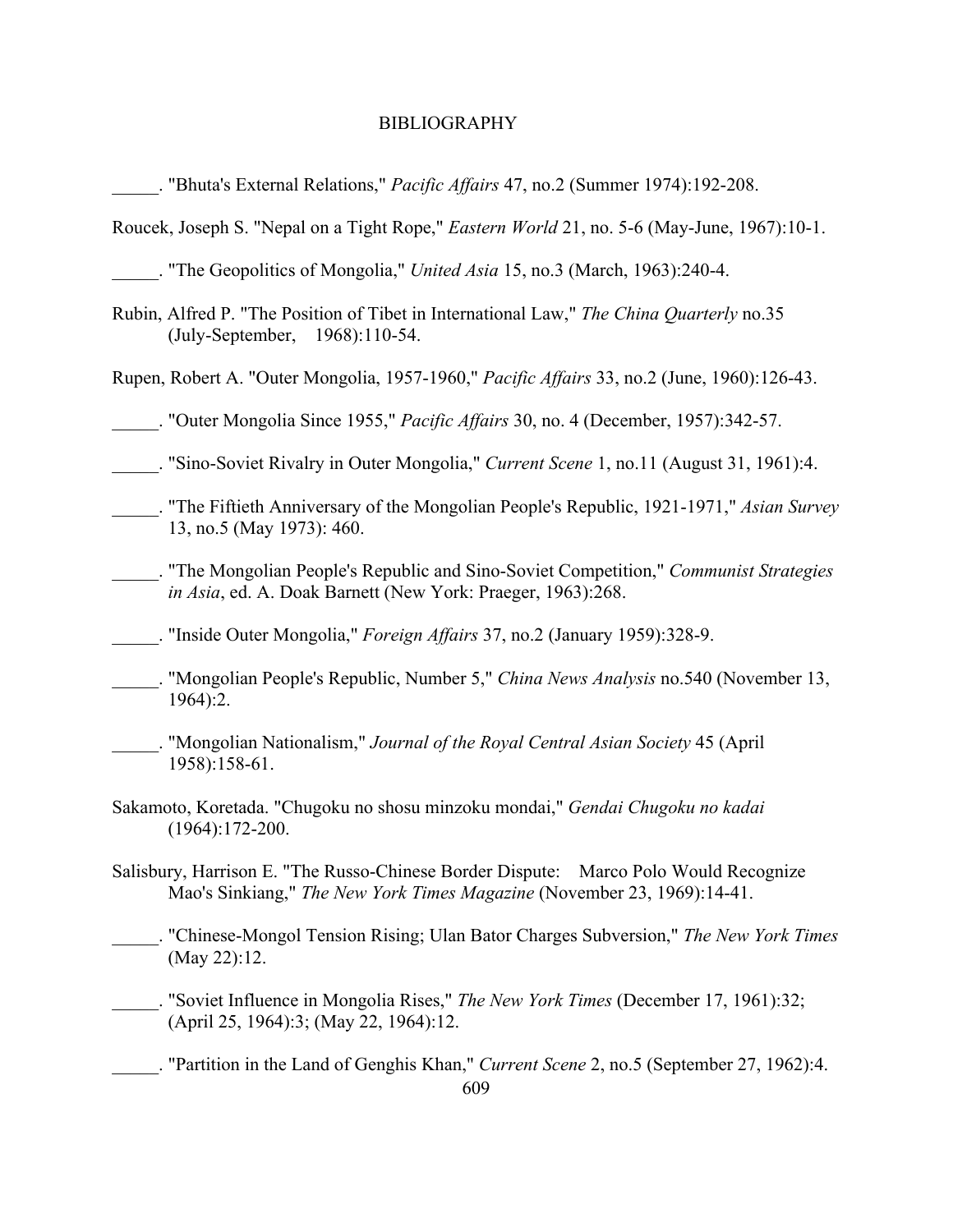# BIBLIOGRAPHY

_____. "Bhuta's External Relations," *Pacific Affairs* 47, no.2 (Summer 1974):192-208.

Roucek, Joseph S. "Nepal on a Tight Rope," *Eastern World* 21, no. 5-6 (May-June, 1967):10-1.

_____. "The Geopolitics of Mongolia," *United Asia* 15, no.3 (March, 1963):240-4.

Rubin, Alfred P. "The Position of Tibet in International Law," *The China Quarterly* no.35 (July-September, 1968):110-54.

Rupen, Robert A. "Outer Mongolia, 1957-1960," *Pacific Affairs* 33, no.2 (June, 1960):126-43.

_____. "Outer Mongolia Since 1955," *Pacific Affairs* 30, no. 4 (December, 1957):342-57.

_____. "Sino-Soviet Rivalry in Outer Mongolia," *Current Scene* 1, no.11 (August 31, 1961):4.

_____. "The Fiftieth Anniversary of the Mongolian People's Republic, 1921-1971," *Asian Survey* 13, no.5 (May 1973): 460.

_____. "The Mongolian People's Republic and Sino-Soviet Competition," *Communist Strategies in Asia*, ed. A. Doak Barnett (New York: Praeger, 1963):268.

_____. "Inside Outer Mongolia," *Foreign Affairs* 37, no.2 (January 1959):328-9.

_____. "Mongolian People's Republic, Number 5," *China News Analysis* no.540 (November 13, 1964):2.

_____. "Mongolian Nationalism," *Journal of the Royal Central Asian Society* 45 (April 1958):158-61.

Sakamoto, Koretada. "Chugoku no shosu minzoku mondai," *Gendai Chugoku no kadai* (1964):172-200.

Salisbury, Harrison E. "The Russo-Chinese Border Dispute: Marco Polo Would Recognize Mao's Sinkiang," *The New York Times Magazine* (November 23, 1969):14-41.

_____. "Chinese-Mongol Tension Rising; Ulan Bator Charges Subversion," *The New York Times* (May 22):12.

_____. "Soviet Influence in Mongolia Rises," *The New York Times* (December 17, 1961):32; (April 25, 1964):3; (May 22, 1964):12.

_____. "Partition in the Land of Genghis Khan," *Current Scene* 2, no.5 (September 27, 1962):4.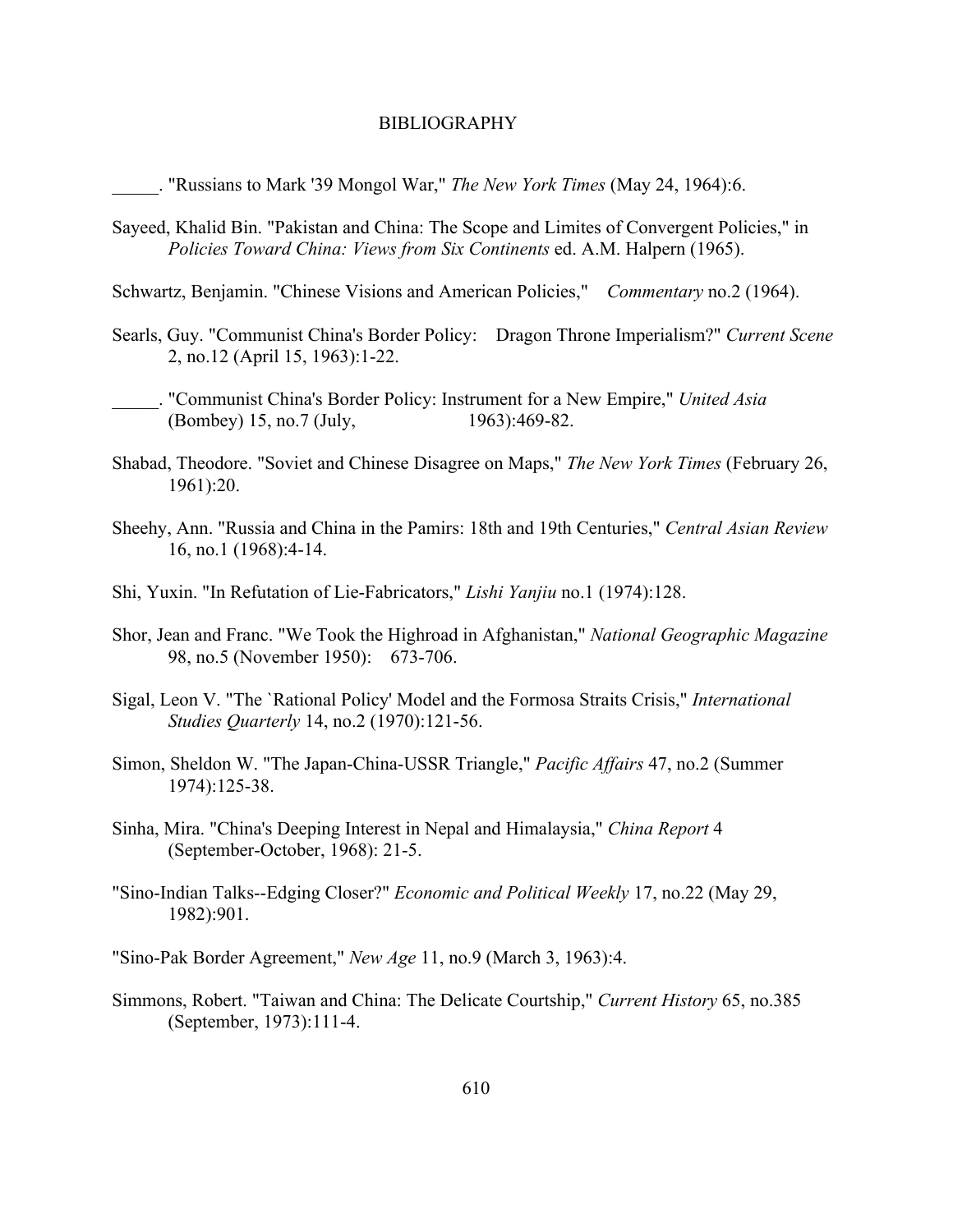BIBLIOGRAPHY

_____. "Russians to Mark '39 Mongol War," *The New York Times* (May 24, 1964):6.

Sayeed, Khalid Bin. "Pakistan and China: The Scope and Limites of Convergent Policies," in *Policies Toward China: Views from Six Continents* ed. A.M. Halpern (1965).

Schwartz, Benjamin. "Chinese Visions and American Policies," *Commentary* no.2 (1964).

Searls, Guy. "Communist China's Border Policy: Dragon Throne Imperialism?" *Current Scene* 2, no.12 (April 15, 1963):1-22.

_____. "Communist China's Border Policy: Instrument for a New Empire," *United Asia* (Bombey) 15, no.7 (July, 1963):469-82.

Shabad, Theodore. "Soviet and Chinese Disagree on Maps," *The New York Times* (February 26, 1961):20.

Sheehy, Ann. "Russia and China in the Pamirs: 18th and 19th Centuries," *Central Asian Review* 16, no.1 (1968):4-14.

Shi, Yuxin. "In Refutation of Lie-Fabricators," *Lishi Yanjiu* no.1 (1974):128.

Shor, Jean and Franc. "We Took the Highroad in Afghanistan," *National Geographic Magazine* 98, no.5 (November 1950): 673-706.

Sigal, Leon V. "The `Rational Policy' Model and the Formosa Straits Crisis," *International Studies Quarterly* 14, no.2 (1970):121-56.

Simon, Sheldon W. "The Japan-China-USSR Triangle," *Pacific Affairs* 47, no.2 (Summer 1974):125-38.

Sinha, Mira. "China's Deeping Interest in Nepal and Himalaysia," *China Report* 4 (September-October, 1968): 21-5.

"Sino-Indian Talks--Edging Closer?" *Economic and Political Weekly* 17, no.22 (May 29, 1982):901.

"Sino-Pak Border Agreement," *New Age* 11, no.9 (March 3, 1963):4.

Simmons, Robert. "Taiwan and China: The Delicate Courtship," *Current History* 65, no.385 (September, 1973):111-4.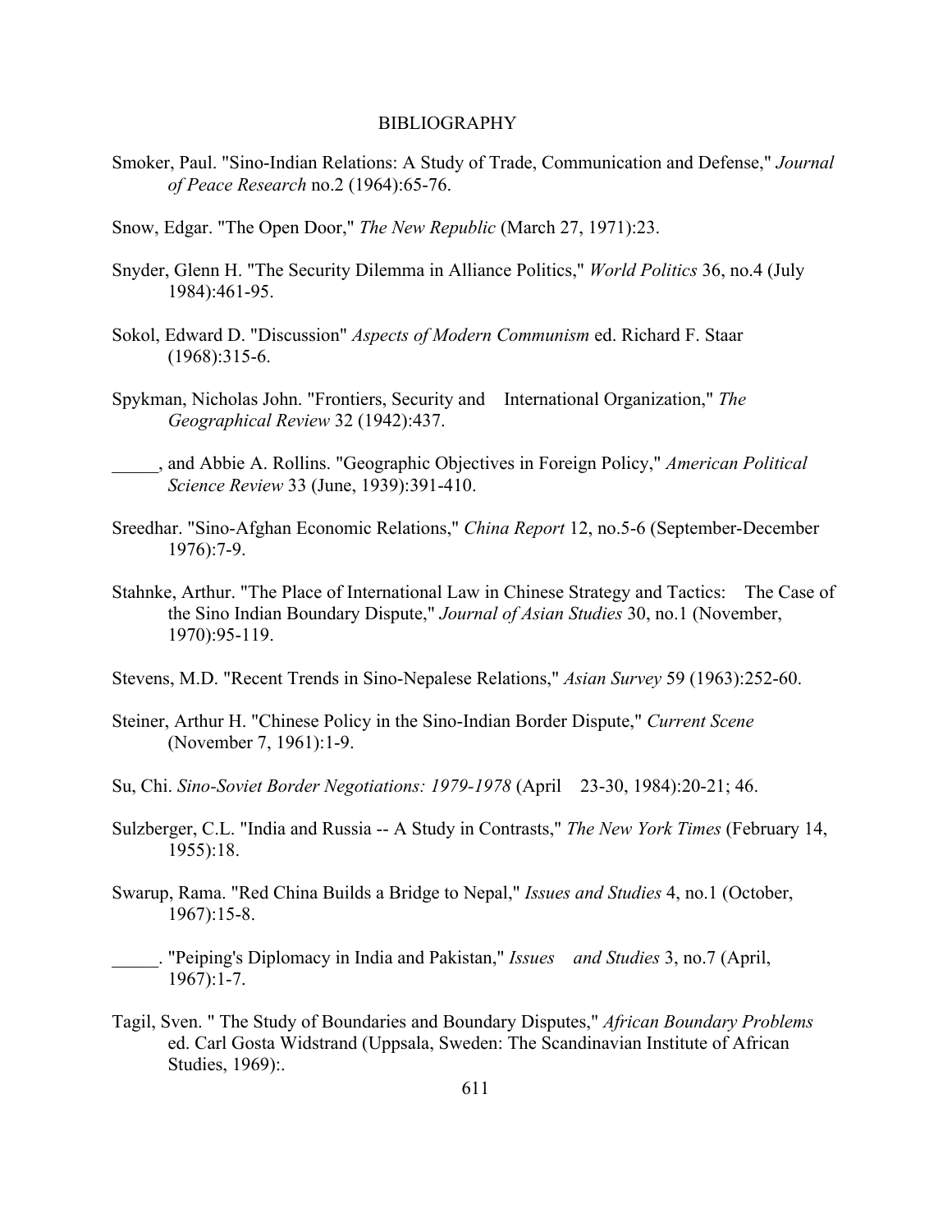BIBLIOGRAPHY

Smoker, Paul. "Sino-Indian Relations: A Study of Trade, Communication and Defense," *Journal of Peace Research* no.2 (1964):65-76.

Snow, Edgar. "The Open Door," *The New Republic* (March 27, 1971):23.

Snyder, Glenn H. "The Security Dilemma in Alliance Politics," *World Politics* 36, no.4 (July 1984):461-95.

Sokol, Edward D. "Discussion" *Aspects of Modern Communism* ed. Richard F. Staar (1968):315-6.

Spykman, Nicholas John. "Frontiers, Security and International Organization," *The Geographical Review* 32 (1942):437.

_____, and Abbie A. Rollins. "Geographic Objectives in Foreign Policy," *American Political Science Review* 33 (June, 1939):391-410.

Sreedhar. "Sino-Afghan Economic Relations," *China Report* 12, no.5-6 (September-December 1976):7-9.

Stahnke, Arthur. "The Place of International Law in Chinese Strategy and Tactics: The Case of the Sino Indian Boundary Dispute," *Journal of Asian Studies* 30, no.1 (November, 1970):95-119.

Stevens, M.D. "Recent Trends in Sino-Nepalese Relations," *Asian Survey* 59 (1963):252-60.

Steiner, Arthur H. "Chinese Policy in the Sino-Indian Border Dispute," *Current Scene* (November 7, 1961):1-9.

Su, Chi. *Sino-Soviet Border Negotiations: 1979-1978* (April 23-30, 1984):20-21; 46.

Sulzberger, C.L. "India and Russia -- A Study in Contrasts," *The New York Times* (February 14, 1955):18.

Swarup, Rama. "Red China Builds a Bridge to Nepal," *Issues and Studies* 4, no.1 (October, 1967):15-8.

_____. "Peiping's Diplomacy in India and Pakistan," *Issues and Studies* 3, no.7 (April, 1967):1-7.

Tagil, Sven. " The Study of Boundaries and Boundary Disputes," *African Boundary Problems* ed. Carl Gosta Widstrand (Uppsala, Sweden: The Scandinavian Institute of African Studies, 1969):.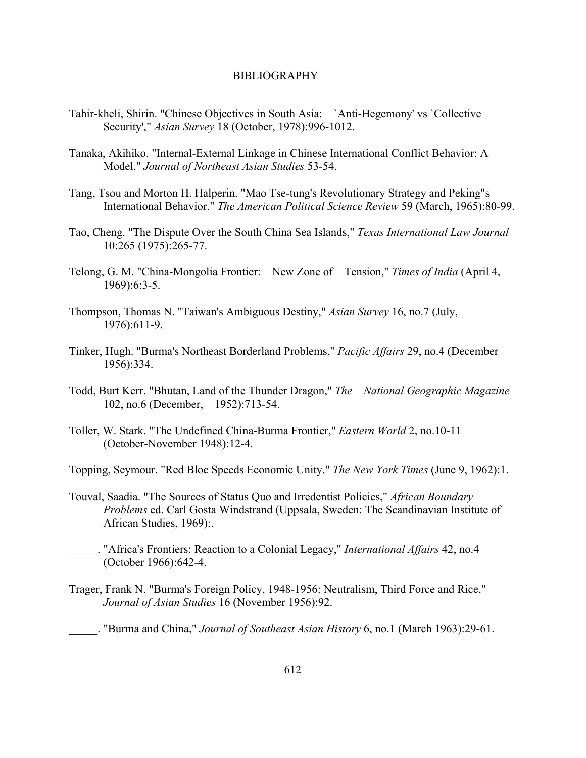# BIBLIOGRAPHY

Tahir-kheli, Shirin. "Chinese Objectives in South Asia: `Anti-Hegemony' vs `Collective Security'," *Asian Survey* 18 (October, 1978):996-1012.

Tanaka, Akihiko. "Internal-External Linkage in Chinese International Conflict Behavior: A Model," *Journal of Northeast Asian Studies* 53-54.

Tang, Tsou and Morton H. Halperin. "Mao Tse-tung's Revolutionary Strategy and Peking"s International Behavior." *The American Political Science Review* 59 (March, 1965):80-99.

Tao, Cheng. "The Dispute Over the South China Sea Islands," *Texas International Law Journal* 10:265 (1975):265-77.

Telong, G. M. "China-Mongolia Frontier: New Zone of Tension," *Times of India* (April 4, 1969):6:3-5.

Thompson, Thomas N. "Taiwan's Ambiguous Destiny," *Asian Survey* 16, no.7 (July, 1976):611-9.

Tinker, Hugh. "Burma's Northeast Borderland Problems," *Pacific Affairs* 29, no.4 (December 1956):334.

Todd, Burt Kerr. "Bhutan, Land of the Thunder Dragon," *The National Geographic Magazine* 102, no.6 (December, 1952):713-54.

Toller, W. Stark. "The Undefined China-Burma Frontier," *Eastern World* 2, no.10-11 (October-November 1948):12-4.

Topping, Seymour. "Red Bloc Speeds Economic Unity," *The New York Times* (June 9, 1962):1.

Touval, Saadia. "The Sources of Status Quo and Irredentist Policies," *African Boundary Problems* ed. Carl Gosta Windstrand (Uppsala, Sweden: The Scandinavian Institute of African Studies, 1969):.

_____. "Africa's Frontiers: Reaction to a Colonial Legacy," *International Affairs* 42, no.4 (October 1966):642-4.

Trager, Frank N. "Burma's Foreign Policy, 1948-1956: Neutralism, Third Force and Rice," *Journal of Asian Studies* 16 (November 1956):92.

_____. "Burma and China," *Journal of Southeast Asian History* 6, no.1 (March 1963):29-61.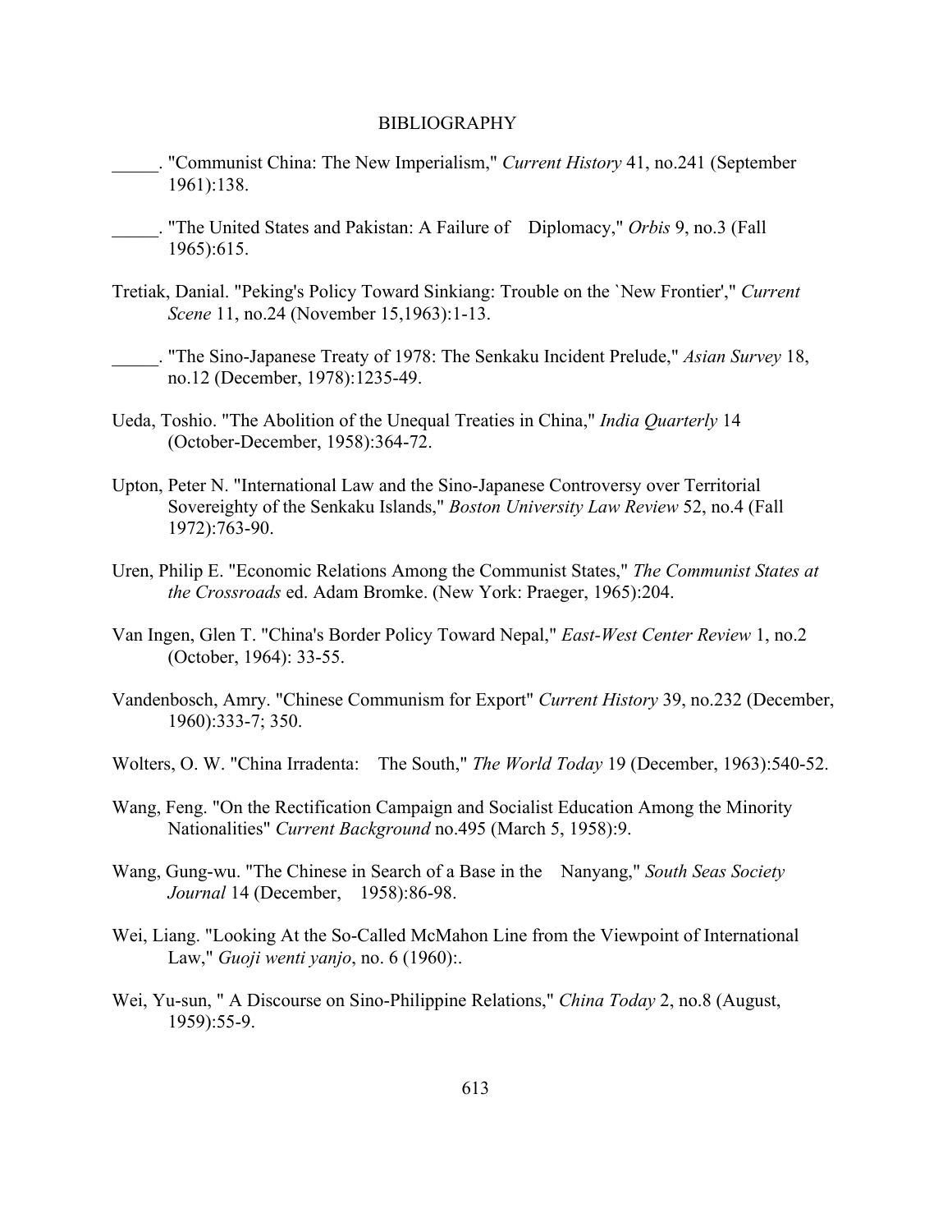BIBLIOGRAPHY

_____. "Communist China: The New Imperialism," *Current History* 41, no.241 (September 1961):138.

_____. "The United States and Pakistan: A Failure of Diplomacy," *Orbis* 9, no.3 (Fall 1965):615.

Tretiak, Danial. "Peking's Policy Toward Sinkiang: Trouble on the `New Frontier'," *Current Scene* 11, no.24 (November 15,1963):1-13.

_____. "The Sino-Japanese Treaty of 1978: The Senkaku Incident Prelude," *Asian Survey* 18, no.12 (December, 1978):1235-49.

Ueda, Toshio. "The Abolition of the Unequal Treaties in China," *India Quarterly* 14 (October-December, 1958):364-72.

Upton, Peter N. "International Law and the Sino-Japanese Controversy over Territorial Sovereighty of the Senkaku Islands," *Boston University Law Review* 52, no.4 (Fall 1972):763-90.

Uren, Philip E. "Economic Relations Among the Communist States," *The Communist States at the Crossroads* ed. Adam Bromke. (New York: Praeger, 1965):204.

Van Ingen, Glen T. "China's Border Policy Toward Nepal," *East-West Center Review* 1, no.2 (October, 1964): 33-55.

Vandenbosch, Amry. "Chinese Communism for Export" *Current History* 39, no.232 (December, 1960):333-7; 350.

Wolters, O. W. "China Irradenta: The South," *The World Today* 19 (December, 1963):540-52.

Wang, Feng. "On the Rectification Campaign and Socialist Education Among the Minority Nationalities" *Current Background* no.495 (March 5, 1958):9.

Wang, Gung-wu. "The Chinese in Search of a Base in the Nanyang," *South Seas Society Journal* 14 (December, 1958):86-98.

Wei, Liang. "Looking At the So-Called McMahon Line from the Viewpoint of International Law," *Guoji wenti yanjo*, no. 6 (1960):.

Wei, Yu-sun, " A Discourse on Sino-Philippine Relations," *China Today* 2, no.8 (August, 1959):55-9.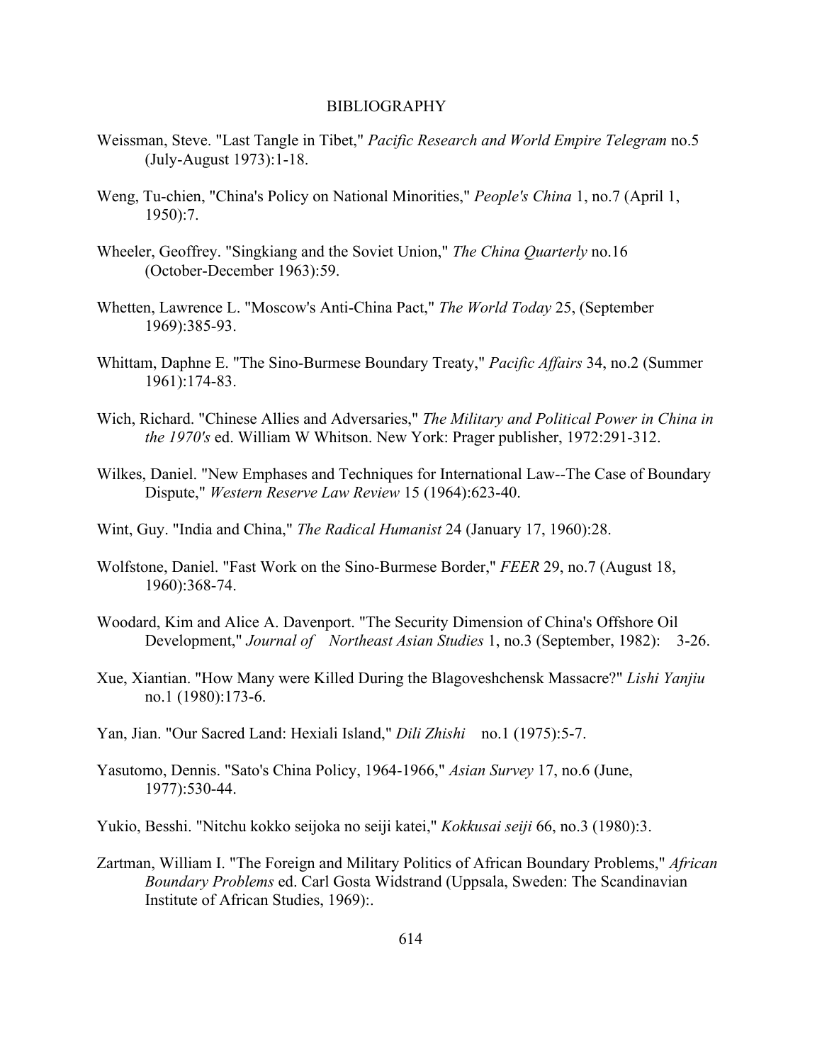BIBLIOGRAPHY

Weissman, Steve. "Last Tangle in Tibet," *Pacific Research and World Empire Telegram* no.5 (July-August 1973):1-18.

Weng, Tu-chien, "China's Policy on National Minorities," *People's China* 1, no.7 (April 1, 1950):7.

Wheeler, Geoffrey. "Singkiang and the Soviet Union," *The China Quarterly* no.16 (October-December 1963):59.

Whetten, Lawrence L. "Moscow's Anti-China Pact," *The World Today* 25, (September 1969):385-93.

Whittam, Daphne E. "The Sino-Burmese Boundary Treaty," *Pacific Affairs* 34, no.2 (Summer 1961):174-83.

Wich, Richard. "Chinese Allies and Adversaries," *The Military and Political Power in China in the 1970's* ed. William W Whitson. New York: Prager publisher, 1972:291-312.

Wilkes, Daniel. "New Emphases and Techniques for International Law--The Case of Boundary Dispute," *Western Reserve Law Review* 15 (1964):623-40.

Wint, Guy. "India and China," *The Radical Humanist* 24 (January 17, 1960):28.

Wolfstone, Daniel. "Fast Work on the Sino-Burmese Border," *FEER* 29, no.7 (August 18, 1960):368-74.

Woodard, Kim and Alice A. Davenport. "The Security Dimension of China's Offshore Oil Development," *Journal of Northeast Asian Studies* 1, no.3 (September, 1982): 3-26.

Xue, Xiantian. "How Many were Killed During the Blagoveshchensk Massacre?" *Lishi Yanjiu* no.1 (1980):173-6.

Yan, Jian. "Our Sacred Land: Hexiali Island," *Dili Zhishi* no.1 (1975):5-7.

Yasutomo, Dennis. "Sato's China Policy, 1964-1966," *Asian Survey* 17, no.6 (June, 1977):530-44.

Yukio, Besshi. "Nitchu kokko seijoka no seiji katei," *Kokkusai seiji* 66, no.3 (1980):3.

Zartman, William I. "The Foreign and Military Politics of African Boundary Problems," *African Boundary Problems* ed. Carl Gosta Widstrand (Uppsala, Sweden: The Scandinavian Institute of African Studies, 1969):.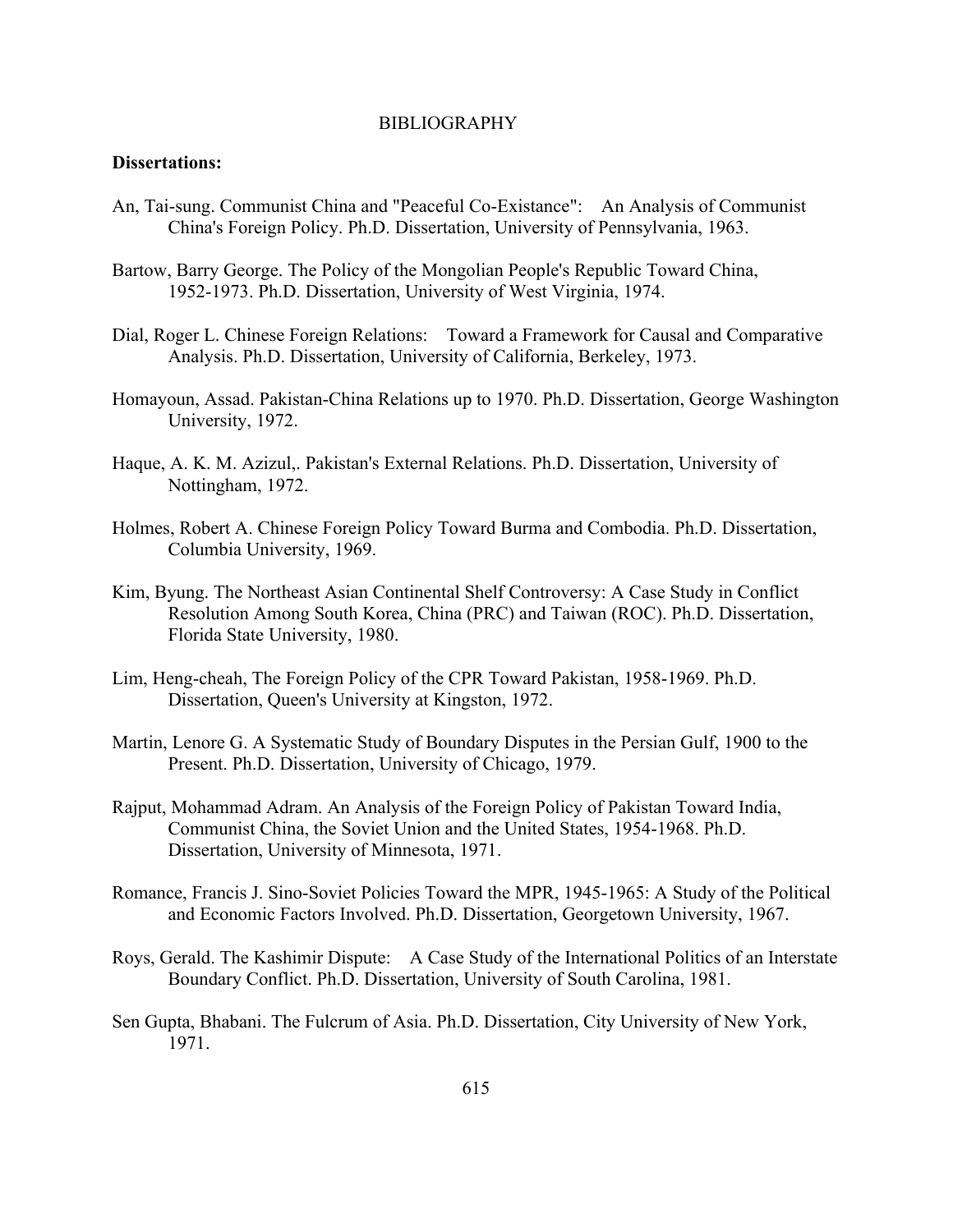# BIBLIOGRAPHY

**Dissertations:**

An, Tai-sung. Communist China and "Peaceful Co-Existance": An Analysis of Communist China's Foreign Policy. Ph.D. Dissertation, University of Pennsylvania, 1963.

Bartow, Barry George. The Policy of the Mongolian People's Republic Toward China, 1952-1973. Ph.D. Dissertation, University of West Virginia, 1974.

Dial, Roger L. Chinese Foreign Relations: Toward a Framework for Causal and Comparative Analysis. Ph.D. Dissertation, University of California, Berkeley, 1973.

Homayoun, Assad. Pakistan-China Relations up to 1970. Ph.D. Dissertation, George Washington University, 1972.

Haque, A. K. M. Azizul,. Pakistan's External Relations. Ph.D. Dissertation, University of Nottingham, 1972.

Holmes, Robert A. Chinese Foreign Policy Toward Burma and Combodia. Ph.D. Dissertation, Columbia University, 1969.

Kim, Byung. The Northeast Asian Continental Shelf Controversy: A Case Study in Conflict Resolution Among South Korea, China (PRC) and Taiwan (ROC). Ph.D. Dissertation, Florida State University, 1980.

Lim, Heng-cheah, The Foreign Policy of the CPR Toward Pakistan, 1958-1969. Ph.D. Dissertation, Queen's University at Kingston, 1972.

Martin, Lenore G. A Systematic Study of Boundary Disputes in the Persian Gulf, 1900 to the Present. Ph.D. Dissertation, University of Chicago, 1979.

Rajput, Mohammad Adram. An Analysis of the Foreign Policy of Pakistan Toward India, Communist China, the Soviet Union and the United States, 1954-1968. Ph.D. Dissertation, University of Minnesota, 1971.

Romance, Francis J. Sino-Soviet Policies Toward the MPR, 1945-1965: A Study of the Political and Economic Factors Involved. Ph.D. Dissertation, Georgetown University, 1967.

Roys, Gerald. The Kashimir Dispute: A Case Study of the International Politics of an Interstate Boundary Conflict. Ph.D. Dissertation, University of South Carolina, 1981.

Sen Gupta, Bhabani. The Fulcrum of Asia. Ph.D. Dissertation, City University of New York, 1971.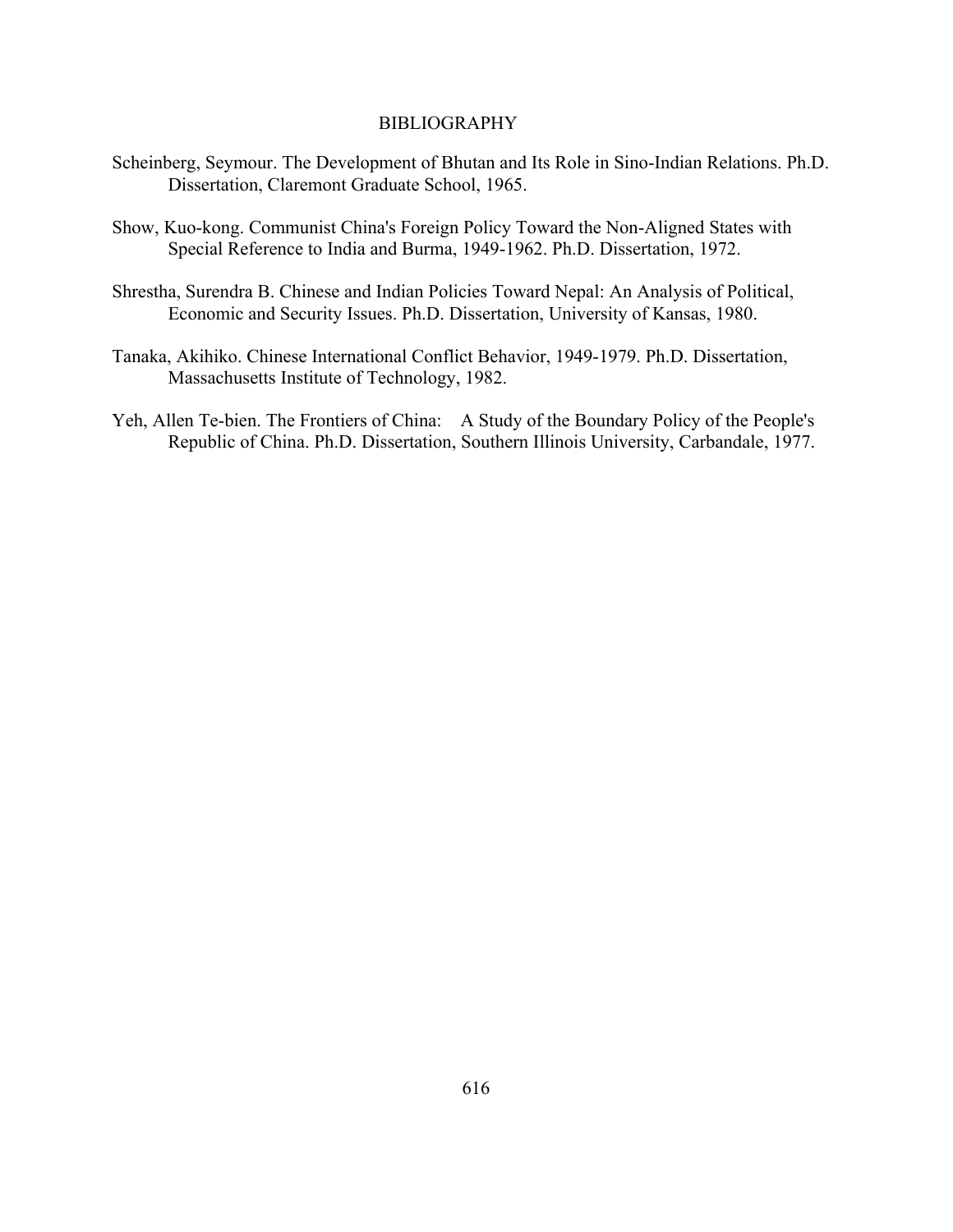# BIBLIOGRAPHY

Scheinberg, Seymour. The Development of Bhutan and Its Role in Sino-Indian Relations. Ph.D. Dissertation, Claremont Graduate School, 1965.

Show, Kuo-kong. Communist China's Foreign Policy Toward the Non-Aligned States with Special Reference to India and Burma, 1949-1962. Ph.D. Dissertation, 1972.

Shrestha, Surendra B. Chinese and Indian Policies Toward Nepal: An Analysis of Political, Economic and Security Issues. Ph.D. Dissertation, University of Kansas, 1980.

Tanaka, Akihiko. Chinese International Conflict Behavior, 1949-1979. Ph.D. Dissertation, Massachusetts Institute of Technology, 1982.

Yeh, Allen Te-bien. The Frontiers of China: A Study of the Boundary Policy of the People's Republic of China. Ph.D. Dissertation, Southern Illinois University, Carbandale, 1977.